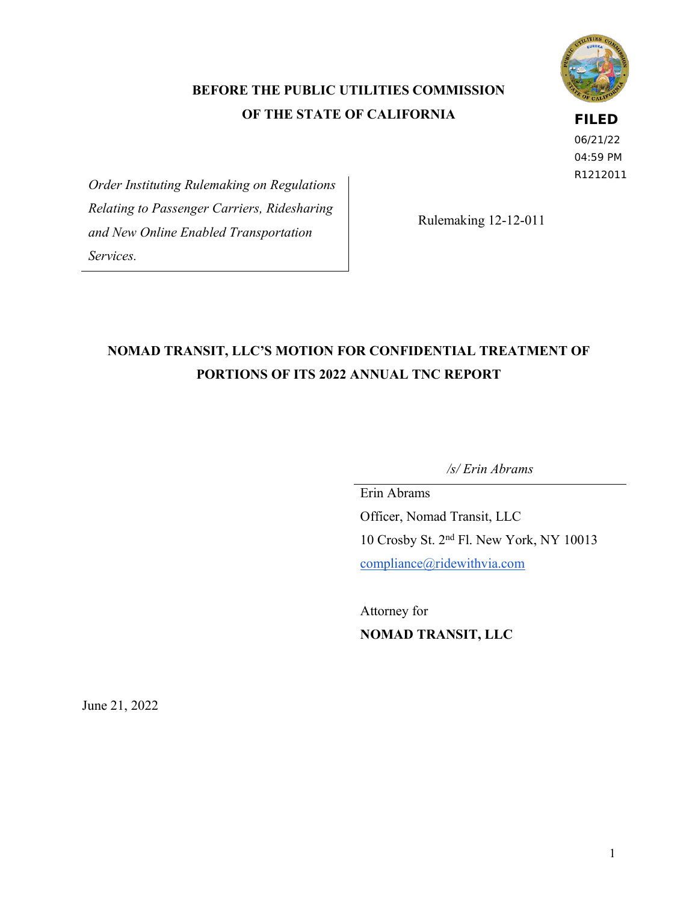**BEFORE THE PUBLIC UTILITIES COMMISSION OF THE STATE OF CALIFORNIA**

**FILED**
06/21/22
04:59 PM
R1212011

| | |
|---|---|
| *Order Instituting Rulemaking on Regulations Relating to Passenger Carriers, Ridesharing and New Online Enabled Transportation Services.* | Rulemaking 12-12-011 |

**NOMAD TRANSIT, LLC'S MOTION FOR CONFIDENTIAL TREATMENT OF PORTIONS OF ITS 2022 ANNUAL TNC REPORT**

*/s/ Erin Abrams*

Erin Abrams
Officer, Nomad Transit, LLC
10 Crosby St. 2nd Fl. New York, NY 10013
compliance@ridewithvia.com

Attorney for
**NOMAD TRANSIT, LLC**

June 21, 2022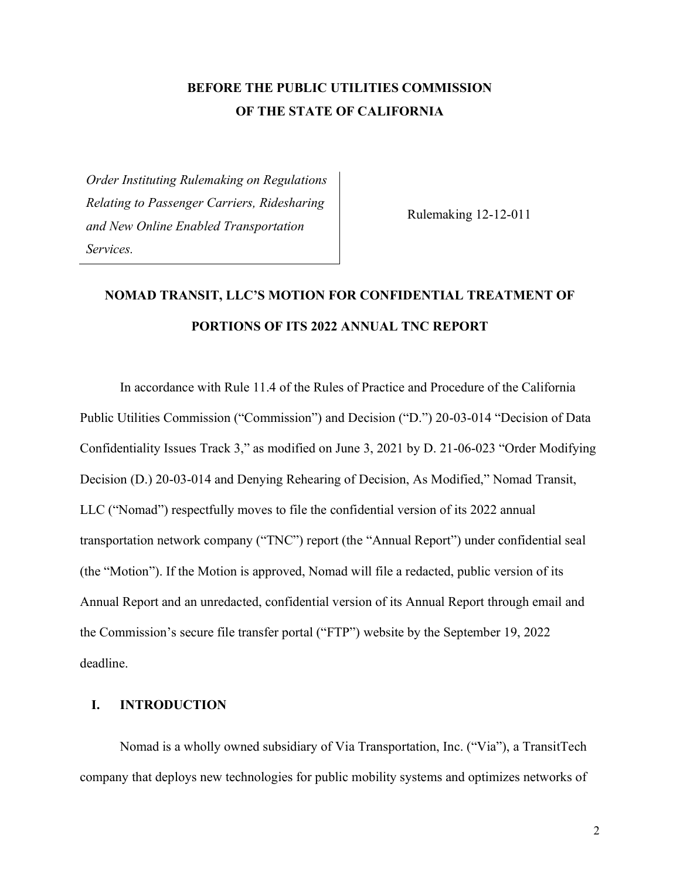**BEFORE THE PUBLIC UTILITIES COMMISSION**
**OF THE STATE OF CALIFORNIA**

| *Order Instituting Rulemaking on Regulations Relating to Passenger Carriers, Ridesharing and New Online Enabled Transportation Services.* | Rulemaking 12-12-011 |
| --- | --- |

# NOMAD TRANSIT, LLC'S MOTION FOR CONFIDENTIAL TREATMENT OF PORTIONS OF ITS 2022 ANNUAL TNC REPORT

In accordance with Rule 11.4 of the Rules of Practice and Procedure of the California Public Utilities Commission ("Commission") and Decision ("D.") 20-03-014 "Decision of Data Confidentiality Issues Track 3," as modified on June 3, 2021 by D. 21-06-023 "Order Modifying Decision (D.) 20-03-014 and Denying Rehearing of Decision, As Modified," Nomad Transit, LLC ("Nomad") respectfully moves to file the confidential version of its 2022 annual transportation network company ("TNC") report (the "Annual Report") under confidential seal (the "Motion"). If the Motion is approved, Nomad will file a redacted, public version of its Annual Report and an unredacted, confidential version of its Annual Report through email and the Commission's secure file transfer portal ("FTP") website by the September 19, 2022 deadline.

## I. INTRODUCTION

Nomad is a wholly owned subsidiary of Via Transportation, Inc. ("Via"), a TransitTech company that deploys new technologies for public mobility systems and optimizes networks of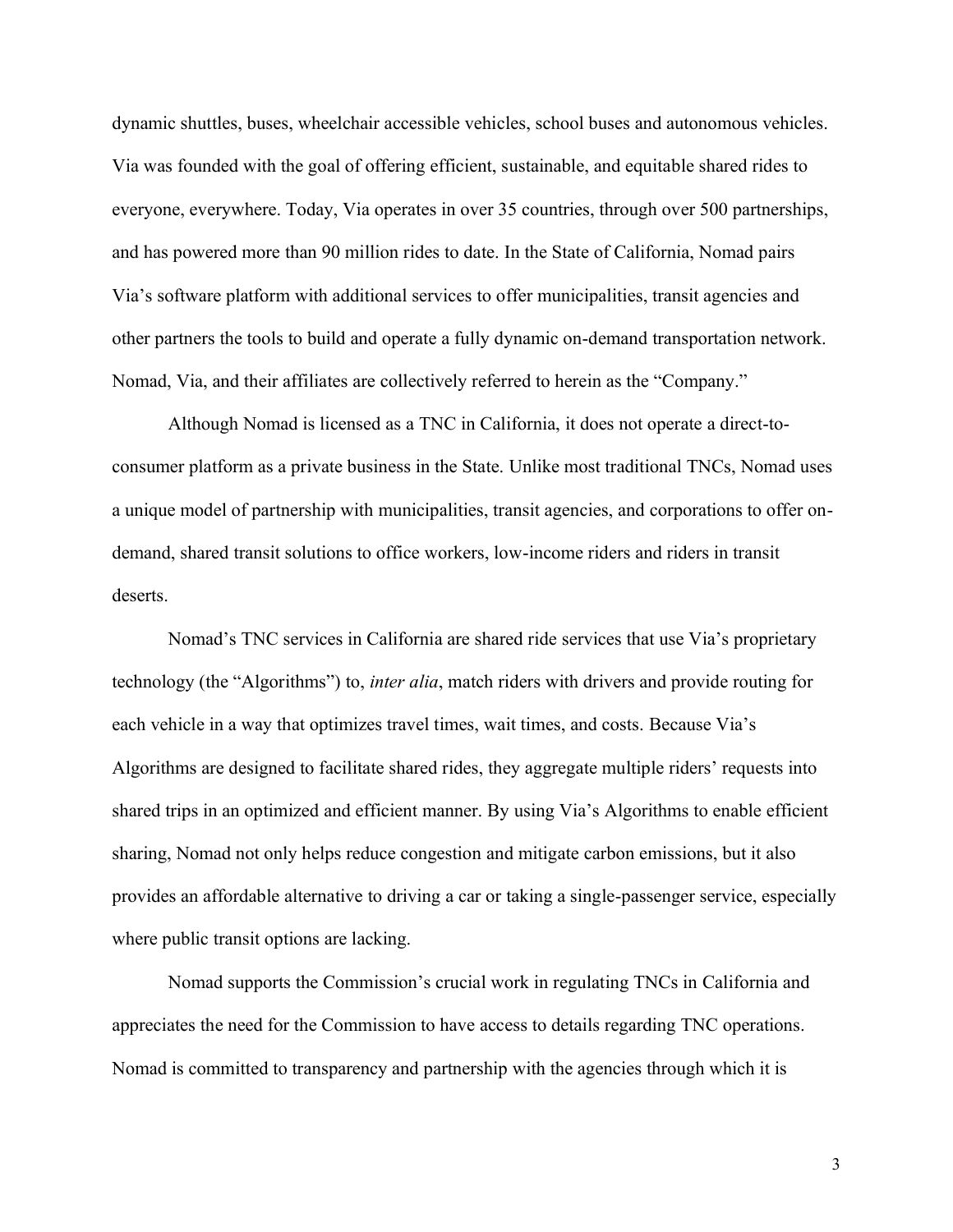dynamic shuttles, buses, wheelchair accessible vehicles, school buses and autonomous vehicles. Via was founded with the goal of offering efficient, sustainable, and equitable shared rides to everyone, everywhere. Today, Via operates in over 35 countries, through over 500 partnerships, and has powered more than 90 million rides to date. In the State of California, Nomad pairs Via's software platform with additional services to offer municipalities, transit agencies and other partners the tools to build and operate a fully dynamic on-demand transportation network. Nomad, Via, and their affiliates are collectively referred to herein as the "Company."

Although Nomad is licensed as a TNC in California, it does not operate a direct-to-consumer platform as a private business in the State. Unlike most traditional TNCs, Nomad uses a unique model of partnership with municipalities, transit agencies, and corporations to offer on-demand, shared transit solutions to office workers, low-income riders and riders in transit deserts.

Nomad's TNC services in California are shared ride services that use Via's proprietary technology (the "Algorithms") to, *inter alia*, match riders with drivers and provide routing for each vehicle in a way that optimizes travel times, wait times, and costs. Because Via's Algorithms are designed to facilitate shared rides, they aggregate multiple riders' requests into shared trips in an optimized and efficient manner. By using Via's Algorithms to enable efficient sharing, Nomad not only helps reduce congestion and mitigate carbon emissions, but it also provides an affordable alternative to driving a car or taking a single-passenger service, especially where public transit options are lacking.

Nomad supports the Commission's crucial work in regulating TNCs in California and appreciates the need for the Commission to have access to details regarding TNC operations. Nomad is committed to transparency and partnership with the agencies through which it is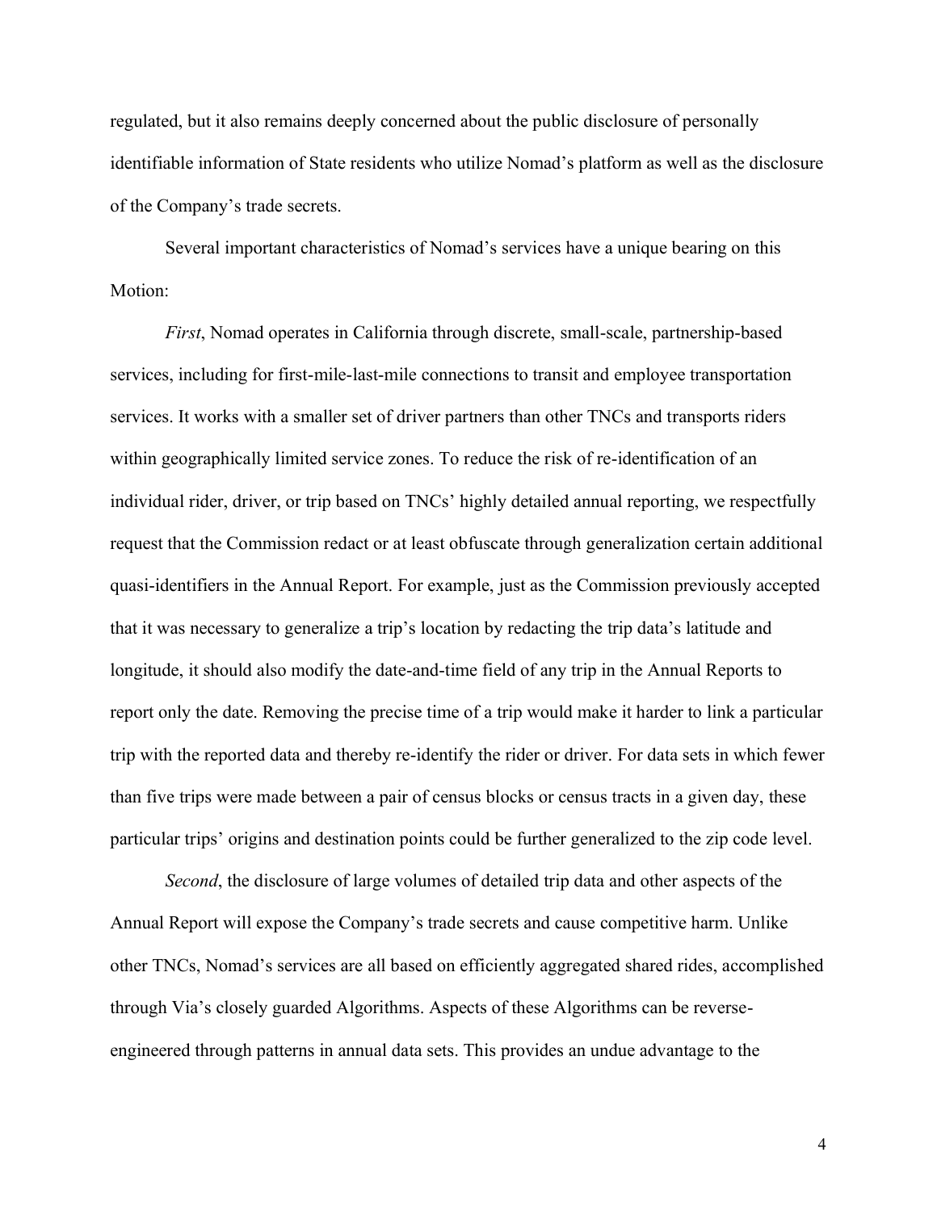regulated, but it also remains deeply concerned about the public disclosure of personally identifiable information of State residents who utilize Nomad's platform as well as the disclosure of the Company's trade secrets.

Several important characteristics of Nomad's services have a unique bearing on this Motion:

*First*, Nomad operates in California through discrete, small-scale, partnership-based services, including for first-mile-last-mile connections to transit and employee transportation services. It works with a smaller set of driver partners than other TNCs and transports riders within geographically limited service zones. To reduce the risk of re-identification of an individual rider, driver, or trip based on TNCs' highly detailed annual reporting, we respectfully request that the Commission redact or at least obfuscate through generalization certain additional quasi-identifiers in the Annual Report. For example, just as the Commission previously accepted that it was necessary to generalize a trip's location by redacting the trip data's latitude and longitude, it should also modify the date-and-time field of any trip in the Annual Reports to report only the date. Removing the precise time of a trip would make it harder to link a particular trip with the reported data and thereby re-identify the rider or driver. For data sets in which fewer than five trips were made between a pair of census blocks or census tracts in a given day, these particular trips' origins and destination points could be further generalized to the zip code level.

*Second*, the disclosure of large volumes of detailed trip data and other aspects of the Annual Report will expose the Company's trade secrets and cause competitive harm. Unlike other TNCs, Nomad's services are all based on efficiently aggregated shared rides, accomplished through Via's closely guarded Algorithms. Aspects of these Algorithms can be reverse-engineered through patterns in annual data sets. This provides an undue advantage to the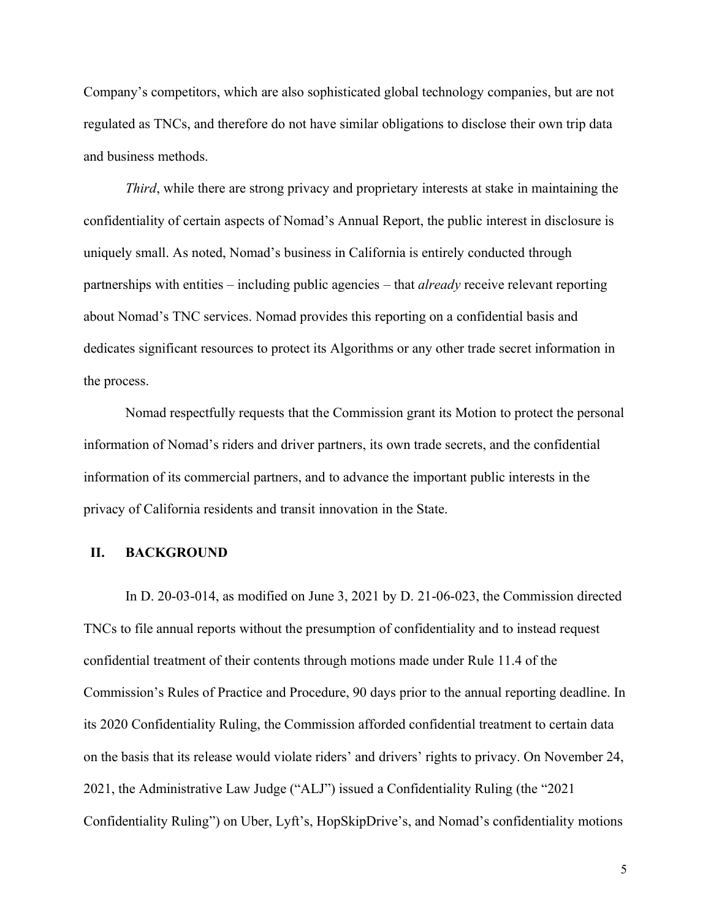Company's competitors, which are also sophisticated global technology companies, but are not regulated as TNCs, and therefore do not have similar obligations to disclose their own trip data and business methods.

*Third*, while there are strong privacy and proprietary interests at stake in maintaining the confidentiality of certain aspects of Nomad's Annual Report, the public interest in disclosure is uniquely small. As noted, Nomad's business in California is entirely conducted through partnerships with entities – including public agencies – that *already* receive relevant reporting about Nomad's TNC services. Nomad provides this reporting on a confidential basis and dedicates significant resources to protect its Algorithms or any other trade secret information in the process.

Nomad respectfully requests that the Commission grant its Motion to protect the personal information of Nomad's riders and driver partners, its own trade secrets, and the confidential information of its commercial partners, and to advance the important public interests in the privacy of California residents and transit innovation in the State.

## II. BACKGROUND

In D. 20-03-014, as modified on June 3, 2021 by D. 21-06-023, the Commission directed TNCs to file annual reports without the presumption of confidentiality and to instead request confidential treatment of their contents through motions made under Rule 11.4 of the Commission's Rules of Practice and Procedure, 90 days prior to the annual reporting deadline. In its 2020 Confidentiality Ruling, the Commission afforded confidential treatment to certain data on the basis that its release would violate riders' and drivers' rights to privacy. On November 24, 2021, the Administrative Law Judge ("ALJ") issued a Confidentiality Ruling (the "2021 Confidentiality Ruling") on Uber, Lyft's, HopSkipDrive's, and Nomad's confidentiality motions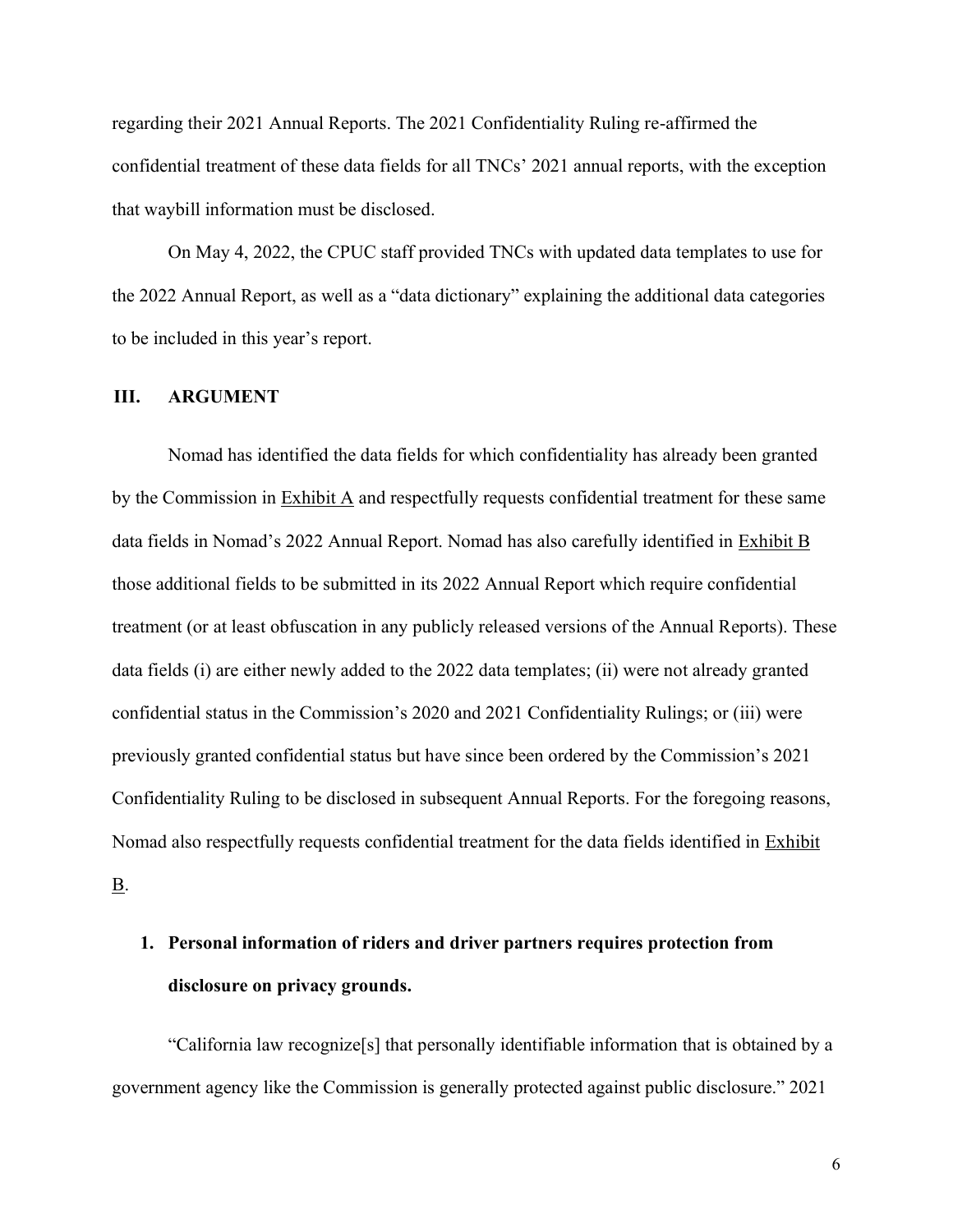regarding their 2021 Annual Reports. The 2021 Confidentiality Ruling re-affirmed the confidential treatment of these data fields for all TNCs' 2021 annual reports, with the exception that waybill information must be disclosed.

On May 4, 2022, the CPUC staff provided TNCs with updated data templates to use for the 2022 Annual Report, as well as a "data dictionary" explaining the additional data categories to be included in this year's report.

## III. ARGUMENT

Nomad has identified the data fields for which confidentiality has already been granted by the Commission in Exhibit A and respectfully requests confidential treatment for these same data fields in Nomad's 2022 Annual Report. Nomad has also carefully identified in Exhibit B those additional fields to be submitted in its 2022 Annual Report which require confidential treatment (or at least obfuscation in any publicly released versions of the Annual Reports). These data fields (i) are either newly added to the 2022 data templates; (ii) were not already granted confidential status in the Commission's 2020 and 2021 Confidentiality Rulings; or (iii) were previously granted confidential status but have since been ordered by the Commission's 2021 Confidentiality Ruling to be disclosed in subsequent Annual Reports. For the foregoing reasons, Nomad also respectfully requests confidential treatment for the data fields identified in Exhibit B.

### 1. Personal information of riders and driver partners requires protection from disclosure on privacy grounds.

"California law recognize[s] that personally identifiable information that is obtained by a government agency like the Commission is generally protected against public disclosure." 2021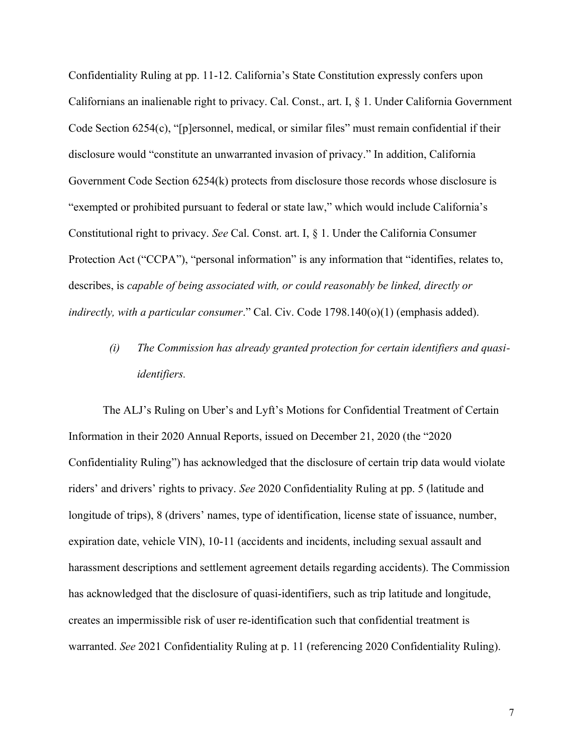Confidentiality Ruling at pp. 11-12. California's State Constitution expressly confers upon Californians an inalienable right to privacy. Cal. Const., art. I, § 1. Under California Government Code Section 6254(c), "[p]ersonnel, medical, or similar files" must remain confidential if their disclosure would "constitute an unwarranted invasion of privacy." In addition, California Government Code Section 6254(k) protects from disclosure those records whose disclosure is "exempted or prohibited pursuant to federal or state law," which would include California's Constitutional right to privacy. *See* Cal. Const. art. I, § 1. Under the California Consumer Protection Act ("CCPA"), "personal information" is any information that "identifies, relates to, describes, is *capable of being associated with, or could reasonably be linked, directly or indirectly, with a particular consumer*." Cal. Civ. Code 1798.140(o)(1) (emphasis added).

*(i) The Commission has already granted protection for certain identifiers and quasi-identifiers.*

The ALJ's Ruling on Uber's and Lyft's Motions for Confidential Treatment of Certain Information in their 2020 Annual Reports, issued on December 21, 2020 (the "2020 Confidentiality Ruling") has acknowledged that the disclosure of certain trip data would violate riders' and drivers' rights to privacy. *See* 2020 Confidentiality Ruling at pp. 5 (latitude and longitude of trips), 8 (drivers' names, type of identification, license state of issuance, number, expiration date, vehicle VIN), 10-11 (accidents and incidents, including sexual assault and harassment descriptions and settlement agreement details regarding accidents). The Commission has acknowledged that the disclosure of quasi-identifiers, such as trip latitude and longitude, creates an impermissible risk of user re-identification such that confidential treatment is warranted. *See* 2021 Confidentiality Ruling at p. 11 (referencing 2020 Confidentiality Ruling).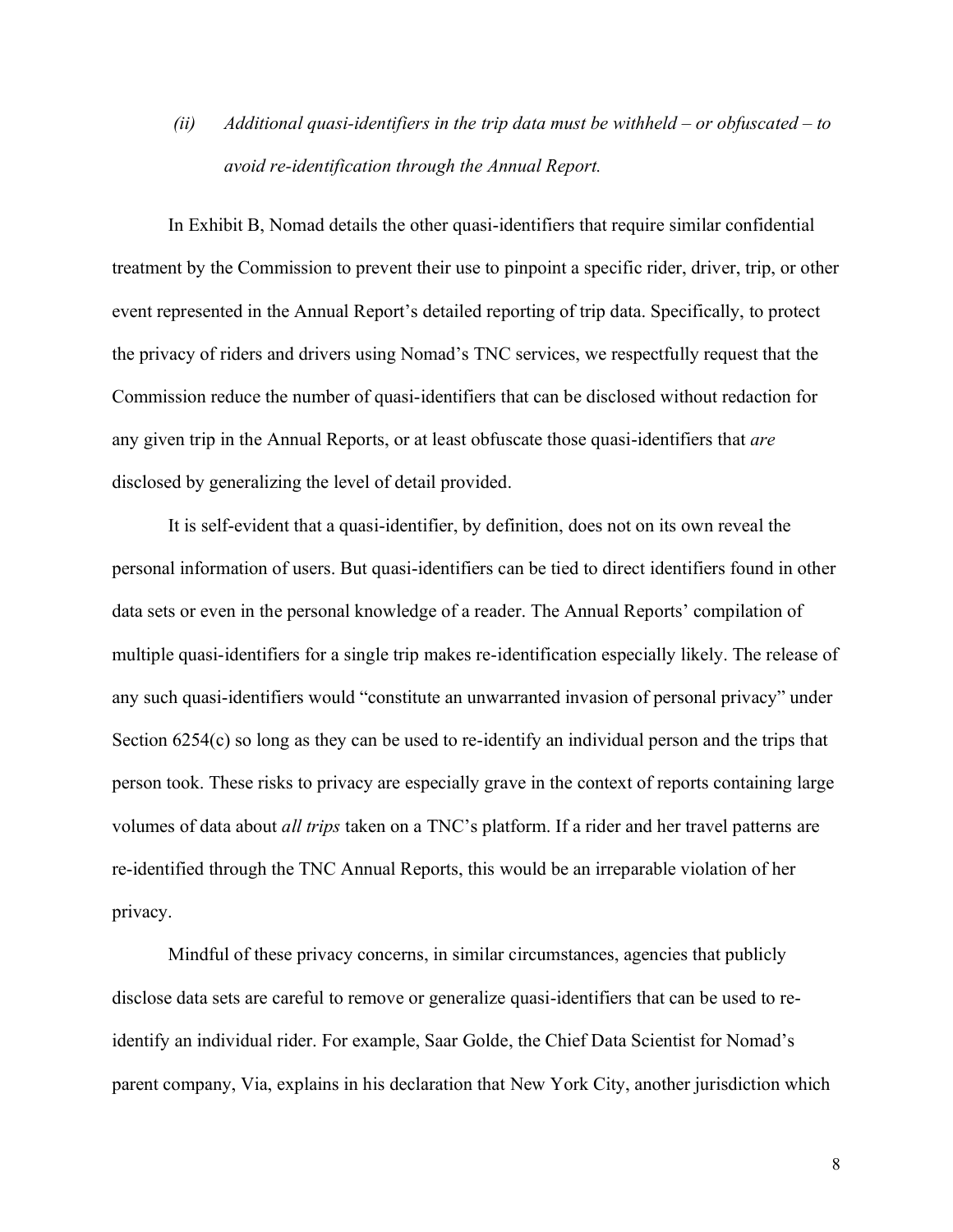*(ii) Additional quasi-identifiers in the trip data must be withheld – or obfuscated – to avoid re-identification through the Annual Report.*

In Exhibit B, Nomad details the other quasi-identifiers that require similar confidential treatment by the Commission to prevent their use to pinpoint a specific rider, driver, trip, or other event represented in the Annual Report's detailed reporting of trip data. Specifically, to protect the privacy of riders and drivers using Nomad's TNC services, we respectfully request that the Commission reduce the number of quasi-identifiers that can be disclosed without redaction for any given trip in the Annual Reports, or at least obfuscate those quasi-identifiers that *are* disclosed by generalizing the level of detail provided.

It is self-evident that a quasi-identifier, by definition, does not on its own reveal the personal information of users. But quasi-identifiers can be tied to direct identifiers found in other data sets or even in the personal knowledge of a reader. The Annual Reports' compilation of multiple quasi-identifiers for a single trip makes re-identification especially likely. The release of any such quasi-identifiers would "constitute an unwarranted invasion of personal privacy" under Section 6254(c) so long as they can be used to re-identify an individual person and the trips that person took. These risks to privacy are especially grave in the context of reports containing large volumes of data about *all trips* taken on a TNC's platform. If a rider and her travel patterns are re-identified through the TNC Annual Reports, this would be an irreparable violation of her privacy.

Mindful of these privacy concerns, in similar circumstances, agencies that publicly disclose data sets are careful to remove or generalize quasi-identifiers that can be used to re-identify an individual rider. For example, Saar Golde, the Chief Data Scientist for Nomad's parent company, Via, explains in his declaration that New York City, another jurisdiction which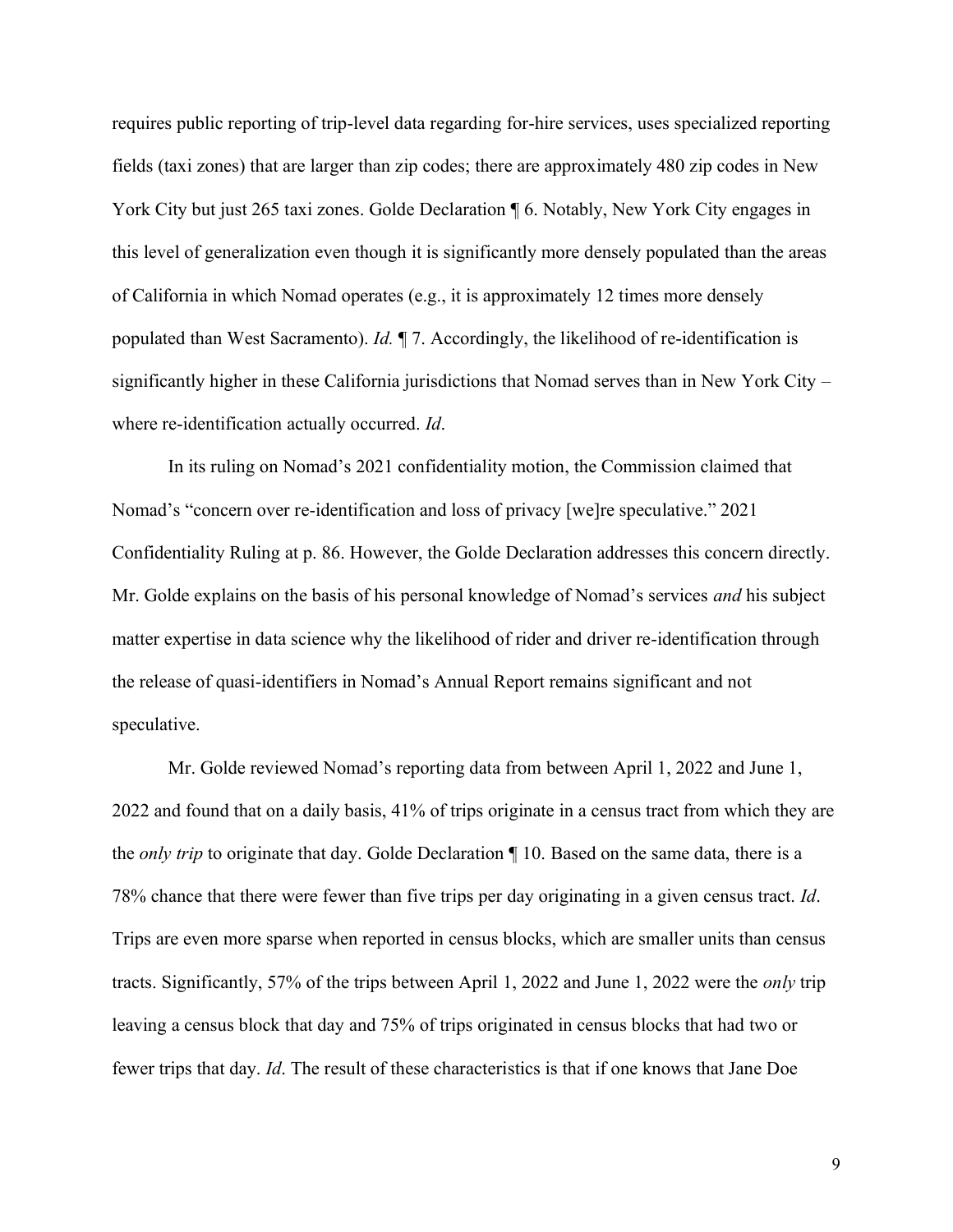requires public reporting of trip-level data regarding for-hire services, uses specialized reporting fields (taxi zones) that are larger than zip codes; there are approximately 480 zip codes in New York City but just 265 taxi zones. Golde Declaration ¶ 6. Notably, New York City engages in this level of generalization even though it is significantly more densely populated than the areas of California in which Nomad operates (e.g., it is approximately 12 times more densely populated than West Sacramento). *Id.* ¶ 7. Accordingly, the likelihood of re-identification is significantly higher in these California jurisdictions that Nomad serves than in New York City – where re-identification actually occurred. *Id*.

In its ruling on Nomad's 2021 confidentiality motion, the Commission claimed that Nomad's "concern over re-identification and loss of privacy [we]re speculative." 2021 Confidentiality Ruling at p. 86. However, the Golde Declaration addresses this concern directly. Mr. Golde explains on the basis of his personal knowledge of Nomad's services *and* his subject matter expertise in data science why the likelihood of rider and driver re-identification through the release of quasi-identifiers in Nomad's Annual Report remains significant and not speculative.

Mr. Golde reviewed Nomad's reporting data from between April 1, 2022 and June 1, 2022 and found that on a daily basis, 41% of trips originate in a census tract from which they are the *only trip* to originate that day. Golde Declaration ¶ 10. Based on the same data, there is a 78% chance that there were fewer than five trips per day originating in a given census tract. *Id*. Trips are even more sparse when reported in census blocks, which are smaller units than census tracts. Significantly, 57% of the trips between April 1, 2022 and June 1, 2022 were the *only* trip leaving a census block that day and 75% of trips originated in census blocks that had two or fewer trips that day. *Id*. The result of these characteristics is that if one knows that Jane Doe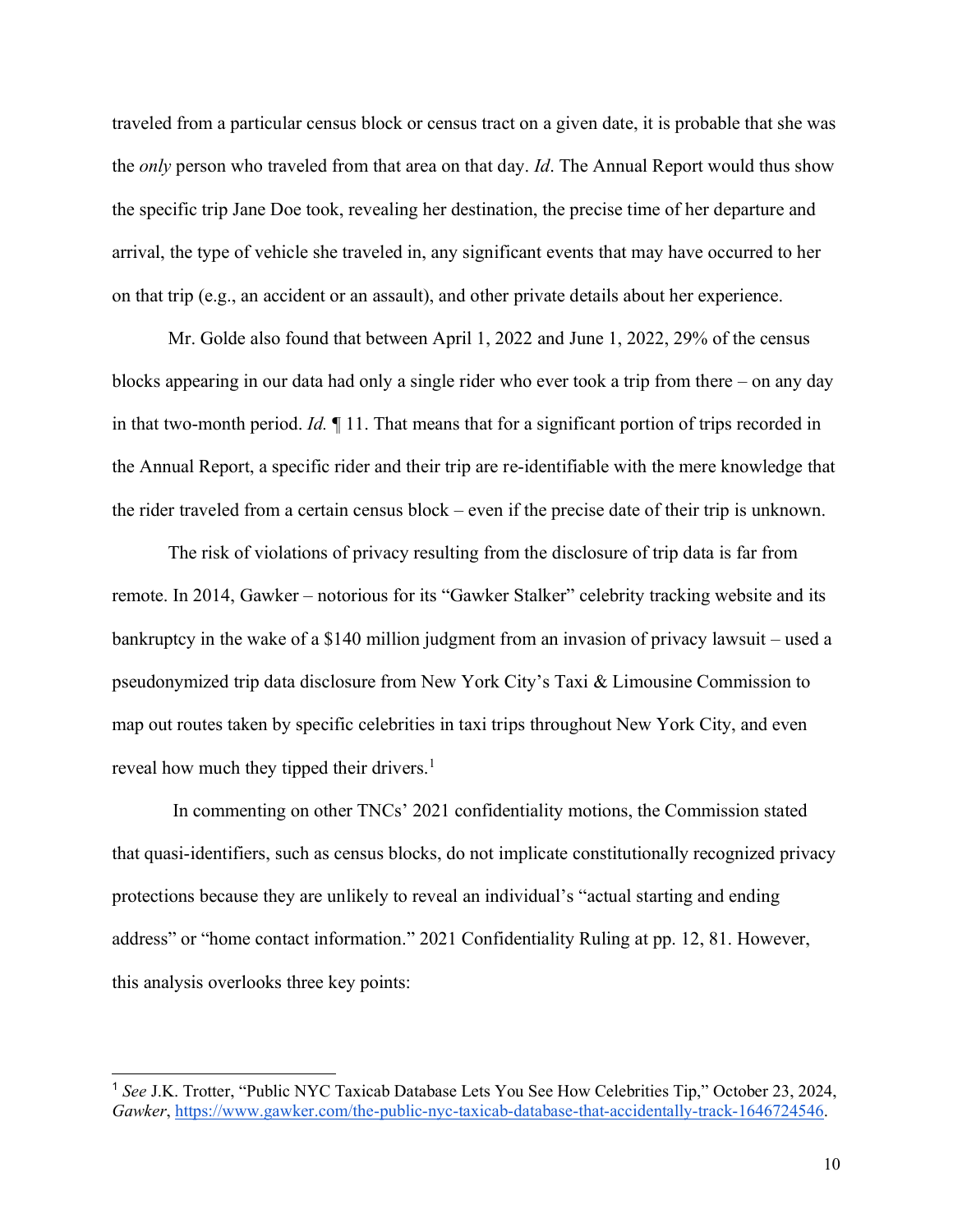traveled from a particular census block or census tract on a given date, it is probable that she was the *only* person who traveled from that area on that day. *Id*. The Annual Report would thus show the specific trip Jane Doe took, revealing her destination, the precise time of her departure and arrival, the type of vehicle she traveled in, any significant events that may have occurred to her on that trip (e.g., an accident or an assault), and other private details about her experience.

Mr. Golde also found that between April 1, 2022 and June 1, 2022, 29% of the census blocks appearing in our data had only a single rider who ever took a trip from there – on any day in that two-month period. *Id.* ¶ 11. That means that for a significant portion of trips recorded in the Annual Report, a specific rider and their trip are re-identifiable with the mere knowledge that the rider traveled from a certain census block – even if the precise date of their trip is unknown.

The risk of violations of privacy resulting from the disclosure of trip data is far from remote. In 2014, Gawker – notorious for its "Gawker Stalker" celebrity tracking website and its bankruptcy in the wake of a $140 million judgment from an invasion of privacy lawsuit – used a pseudonymized trip data disclosure from New York City's Taxi & Limousine Commission to map out routes taken by specific celebrities in taxi trips throughout New York City, and even reveal how much they tipped their drivers.[1]

In commenting on other TNCs' 2021 confidentiality motions, the Commission stated that quasi-identifiers, such as census blocks, do not implicate constitutionally recognized privacy protections because they are unlikely to reveal an individual's "actual starting and ending address" or "home contact information." 2021 Confidentiality Ruling at pp. 12, 81. However, this analysis overlooks three key points:

---

[1] *See* J.K. Trotter, "Public NYC Taxicab Database Lets You See How Celebrities Tip," October 23, 2024, *Gawker*, https://www.gawker.com/the-public-nyc-taxicab-database-that-accidentally-track-1646724546.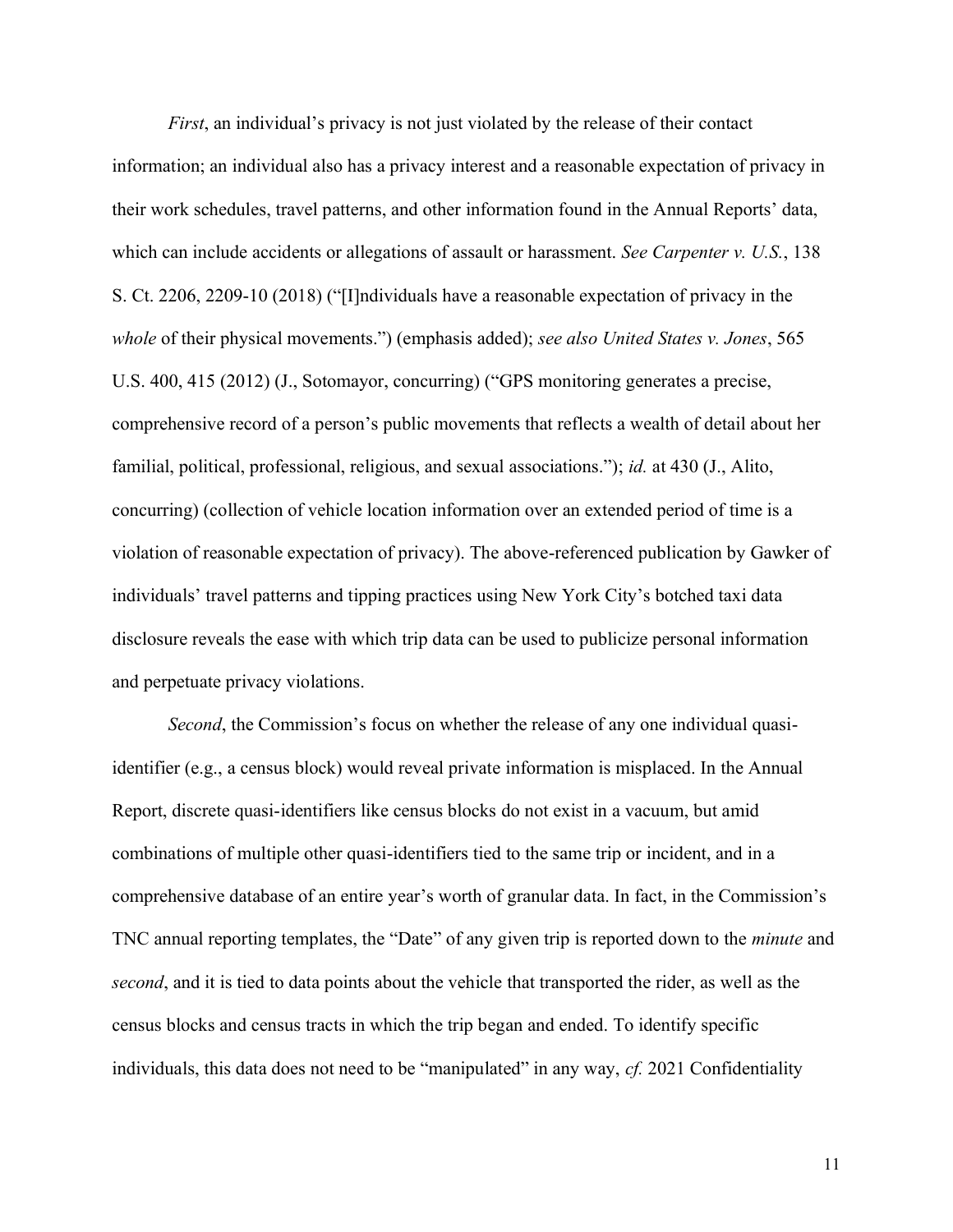*First*, an individual's privacy is not just violated by the release of their contact information; an individual also has a privacy interest and a reasonable expectation of privacy in their work schedules, travel patterns, and other information found in the Annual Reports' data, which can include accidents or allegations of assault or harassment. *See Carpenter v. U.S.*, 138 S. Ct. 2206, 2209-10 (2018) ("[I]ndividuals have a reasonable expectation of privacy in the *whole* of their physical movements.") (emphasis added); *see also United States v. Jones*, 565 U.S. 400, 415 (2012) (J., Sotomayor, concurring) ("GPS monitoring generates a precise, comprehensive record of a person's public movements that reflects a wealth of detail about her familial, political, professional, religious, and sexual associations."); *id.* at 430 (J., Alito, concurring) (collection of vehicle location information over an extended period of time is a violation of reasonable expectation of privacy). The above-referenced publication by Gawker of individuals' travel patterns and tipping practices using New York City's botched taxi data disclosure reveals the ease with which trip data can be used to publicize personal information and perpetuate privacy violations.

*Second*, the Commission's focus on whether the release of any one individual quasi-identifier (e.g., a census block) would reveal private information is misplaced. In the Annual Report, discrete quasi-identifiers like census blocks do not exist in a vacuum, but amid combinations of multiple other quasi-identifiers tied to the same trip or incident, and in a comprehensive database of an entire year's worth of granular data. In fact, in the Commission's TNC annual reporting templates, the "Date" of any given trip is reported down to the *minute* and *second*, and it is tied to data points about the vehicle that transported the rider, as well as the census blocks and census tracts in which the trip began and ended. To identify specific individuals, this data does not need to be "manipulated" in any way, *cf.* 2021 Confidentiality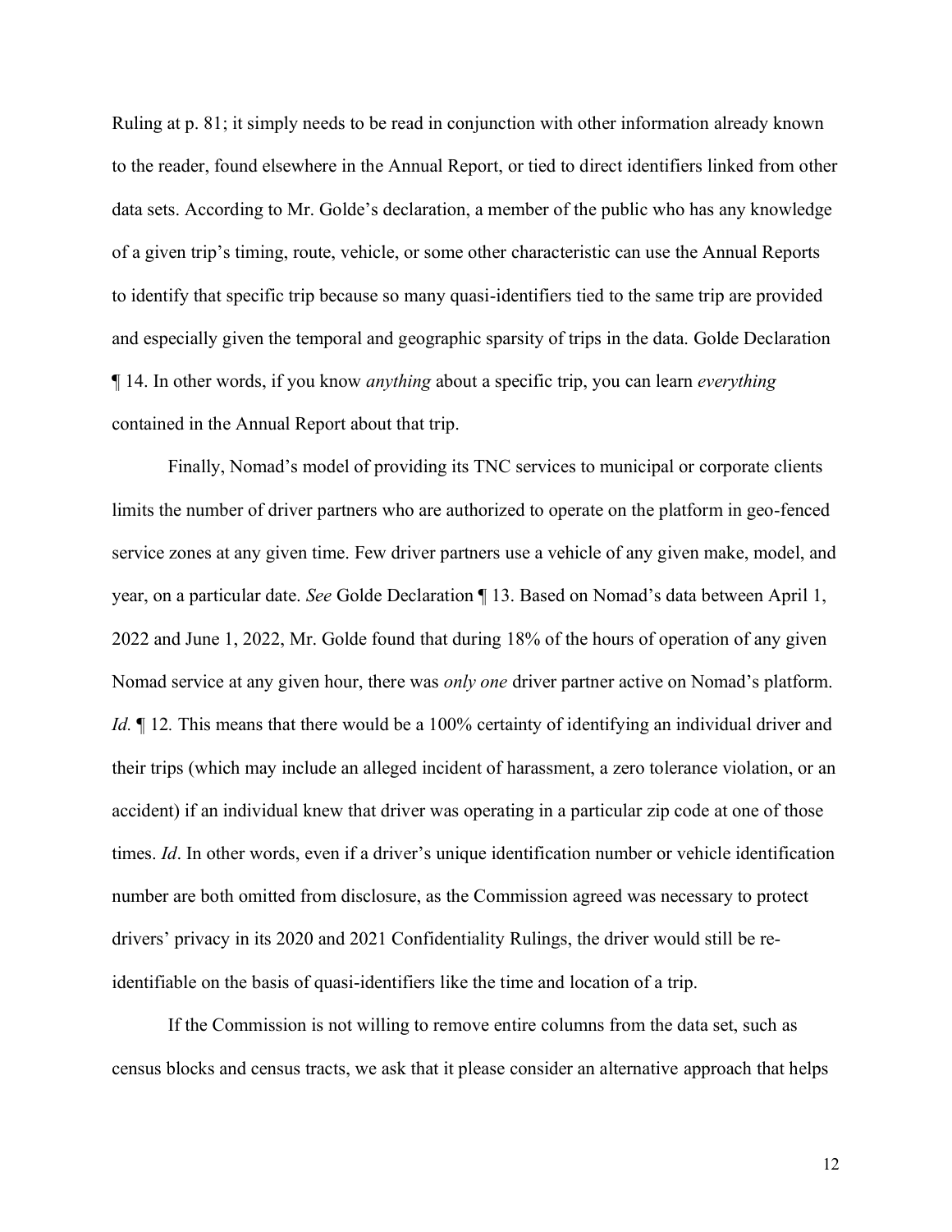Ruling at p. 81; it simply needs to be read in conjunction with other information already known to the reader, found elsewhere in the Annual Report, or tied to direct identifiers linked from other data sets. According to Mr. Golde's declaration, a member of the public who has any knowledge of a given trip's timing, route, vehicle, or some other characteristic can use the Annual Reports to identify that specific trip because so many quasi-identifiers tied to the same trip are provided and especially given the temporal and geographic sparsity of trips in the data. Golde Declaration ¶ 14. In other words, if you know *anything* about a specific trip, you can learn *everything* contained in the Annual Report about that trip.

Finally, Nomad's model of providing its TNC services to municipal or corporate clients limits the number of driver partners who are authorized to operate on the platform in geo-fenced service zones at any given time. Few driver partners use a vehicle of any given make, model, and year, on a particular date. *See* Golde Declaration ¶ 13. Based on Nomad's data between April 1, 2022 and June 1, 2022, Mr. Golde found that during 18% of the hours of operation of any given Nomad service at any given hour, there was *only one* driver partner active on Nomad's platform. *Id*. ¶ 12. This means that there would be a 100% certainty of identifying an individual driver and their trips (which may include an alleged incident of harassment, a zero tolerance violation, or an accident) if an individual knew that driver was operating in a particular zip code at one of those times. *Id*. In other words, even if a driver's unique identification number or vehicle identification number are both omitted from disclosure, as the Commission agreed was necessary to protect drivers' privacy in its 2020 and 2021 Confidentiality Rulings, the driver would still be re-identifiable on the basis of quasi-identifiers like the time and location of a trip.

If the Commission is not willing to remove entire columns from the data set, such as census blocks and census tracts, we ask that it please consider an alternative approach that helps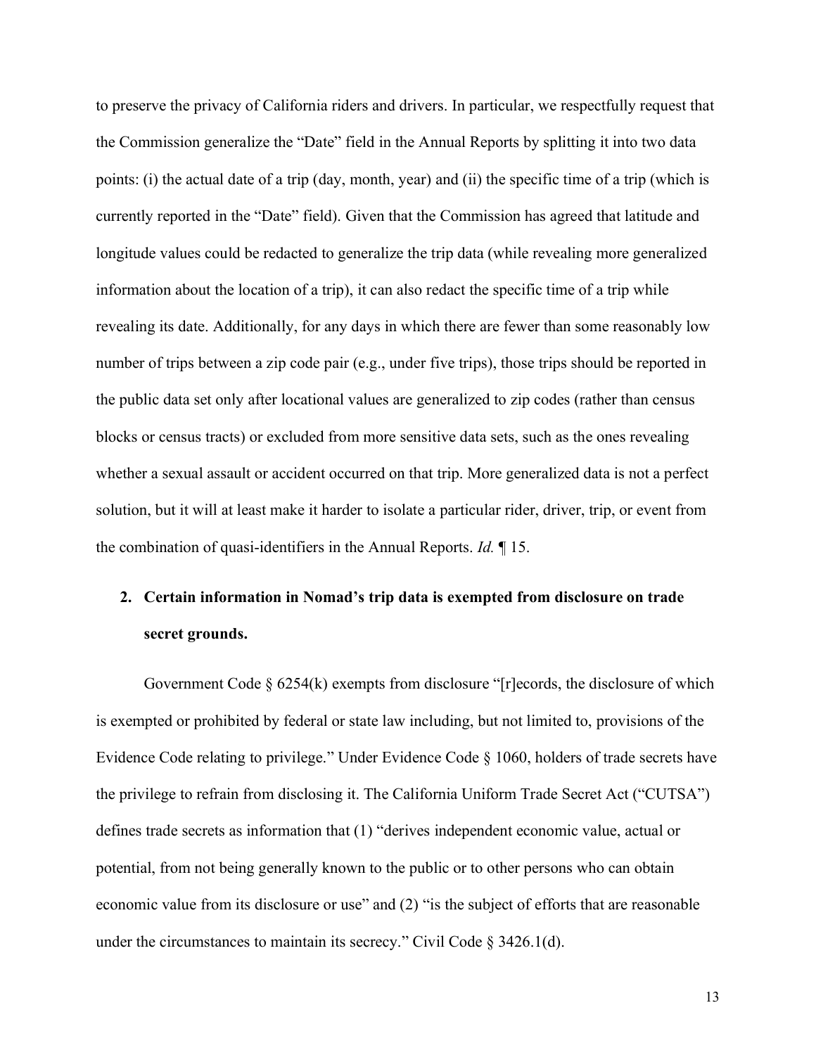to preserve the privacy of California riders and drivers. In particular, we respectfully request that the Commission generalize the "Date" field in the Annual Reports by splitting it into two data points: (i) the actual date of a trip (day, month, year) and (ii) the specific time of a trip (which is currently reported in the "Date" field). Given that the Commission has agreed that latitude and longitude values could be redacted to generalize the trip data (while revealing more generalized information about the location of a trip), it can also redact the specific time of a trip while revealing its date. Additionally, for any days in which there are fewer than some reasonably low number of trips between a zip code pair (e.g., under five trips), those trips should be reported in the public data set only after locational values are generalized to zip codes (rather than census blocks or census tracts) or excluded from more sensitive data sets, such as the ones revealing whether a sexual assault or accident occurred on that trip. More generalized data is not a perfect solution, but it will at least make it harder to isolate a particular rider, driver, trip, or event from the combination of quasi-identifiers in the Annual Reports. *Id.* ¶ 15.

**2. Certain information in Nomad's trip data is exempted from disclosure on trade secret grounds.**

Government Code § 6254(k) exempts from disclosure "[r]ecords, the disclosure of which is exempted or prohibited by federal or state law including, but not limited to, provisions of the Evidence Code relating to privilege." Under Evidence Code § 1060, holders of trade secrets have the privilege to refrain from disclosing it. The California Uniform Trade Secret Act ("CUTSA") defines trade secrets as information that (1) "derives independent economic value, actual or potential, from not being generally known to the public or to other persons who can obtain economic value from its disclosure or use" and (2) "is the subject of efforts that are reasonable under the circumstances to maintain its secrecy." Civil Code § 3426.1(d).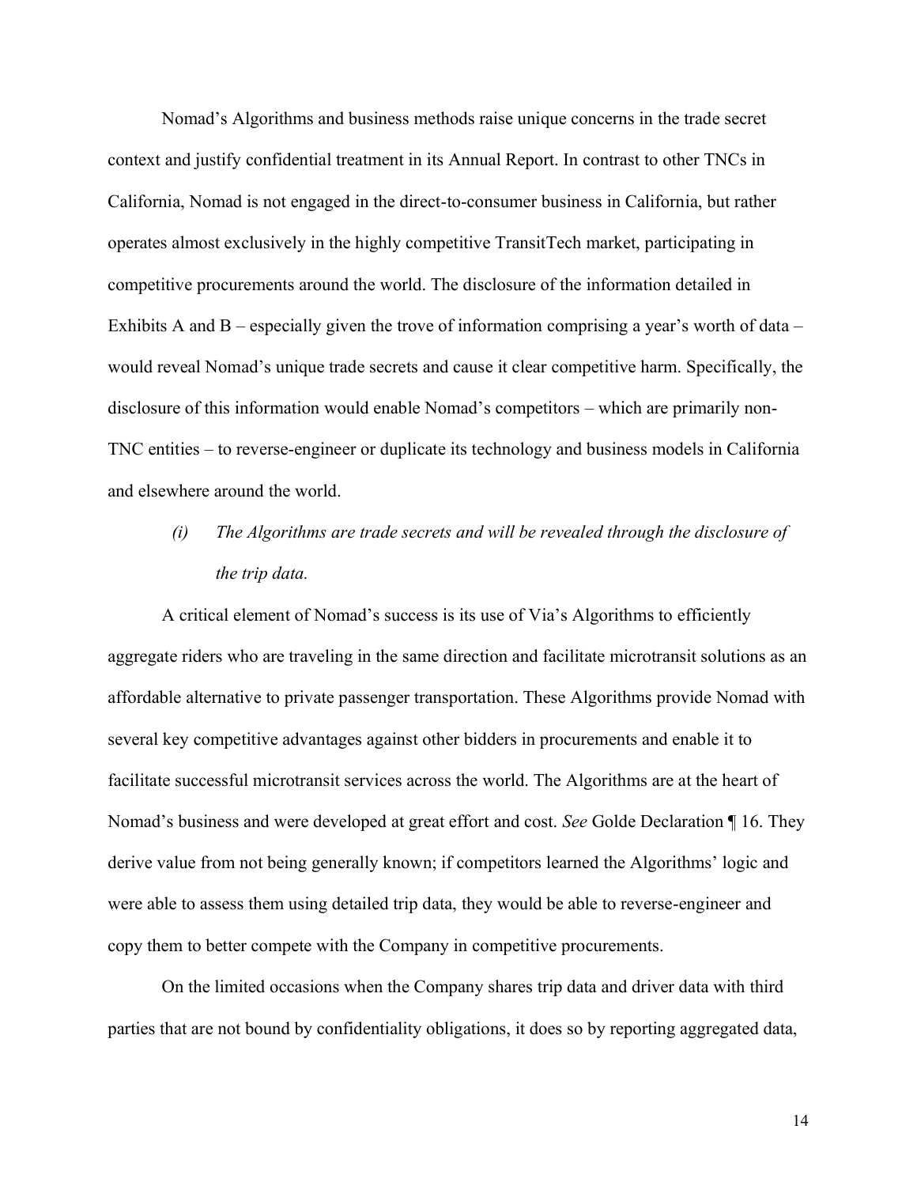Nomad's Algorithms and business methods raise unique concerns in the trade secret context and justify confidential treatment in its Annual Report. In contrast to other TNCs in California, Nomad is not engaged in the direct-to-consumer business in California, but rather operates almost exclusively in the highly competitive TransitTech market, participating in competitive procurements around the world. The disclosure of the information detailed in Exhibits A and B – especially given the trove of information comprising a year's worth of data – would reveal Nomad's unique trade secrets and cause it clear competitive harm. Specifically, the disclosure of this information would enable Nomad's competitors – which are primarily non-TNC entities – to reverse-engineer or duplicate its technology and business models in California and elsewhere around the world.

*(i) The Algorithms are trade secrets and will be revealed through the disclosure of the trip data.*

A critical element of Nomad's success is its use of Via's Algorithms to efficiently aggregate riders who are traveling in the same direction and facilitate microtransit solutions as an affordable alternative to private passenger transportation. These Algorithms provide Nomad with several key competitive advantages against other bidders in procurements and enable it to facilitate successful microtransit services across the world. The Algorithms are at the heart of Nomad's business and were developed at great effort and cost. *See* Golde Declaration ¶ 16. They derive value from not being generally known; if competitors learned the Algorithms' logic and were able to assess them using detailed trip data, they would be able to reverse-engineer and copy them to better compete with the Company in competitive procurements.

On the limited occasions when the Company shares trip data and driver data with third parties that are not bound by confidentiality obligations, it does so by reporting aggregated data,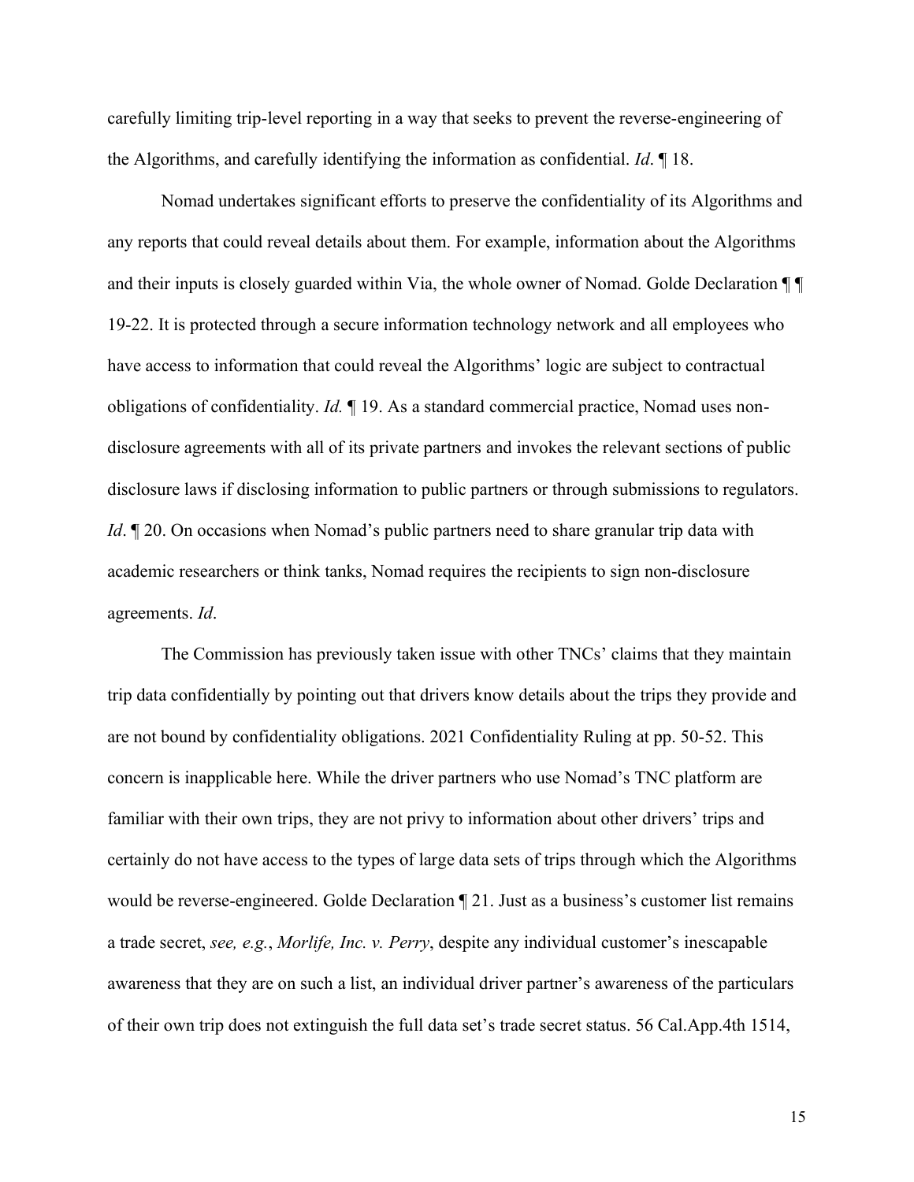carefully limiting trip-level reporting in a way that seeks to prevent the reverse-engineering of the Algorithms, and carefully identifying the information as confidential. *Id*. ¶ 18.

Nomad undertakes significant efforts to preserve the confidentiality of its Algorithms and any reports that could reveal details about them. For example, information about the Algorithms and their inputs is closely guarded within Via, the whole owner of Nomad. Golde Declaration ¶ ¶ 19-22. It is protected through a secure information technology network and all employees who have access to information that could reveal the Algorithms' logic are subject to contractual obligations of confidentiality. *Id.* ¶ 19. As a standard commercial practice, Nomad uses non-disclosure agreements with all of its private partners and invokes the relevant sections of public disclosure laws if disclosing information to public partners or through submissions to regulators. *Id*. ¶ 20. On occasions when Nomad's public partners need to share granular trip data with academic researchers or think tanks, Nomad requires the recipients to sign non-disclosure agreements. *Id*.

The Commission has previously taken issue with other TNCs' claims that they maintain trip data confidentially by pointing out that drivers know details about the trips they provide and are not bound by confidentiality obligations. 2021 Confidentiality Ruling at pp. 50-52. This concern is inapplicable here. While the driver partners who use Nomad's TNC platform are familiar with their own trips, they are not privy to information about other drivers' trips and certainly do not have access to the types of large data sets of trips through which the Algorithms would be reverse-engineered. Golde Declaration ¶ 21. Just as a business's customer list remains a trade secret, *see, e.g.*, *Morlife, Inc. v. Perry*, despite any individual customer's inescapable awareness that they are on such a list, an individual driver partner's awareness of the particulars of their own trip does not extinguish the full data set's trade secret status. 56 Cal.App.4th 1514,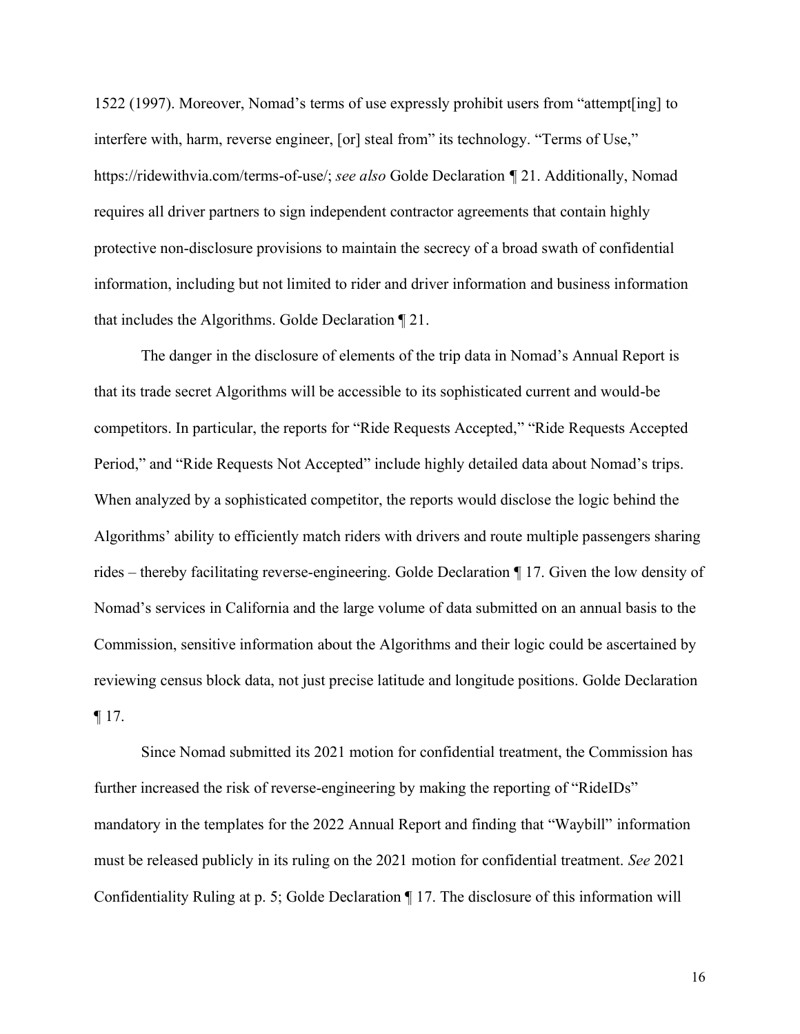1522 (1997). Moreover, Nomad's terms of use expressly prohibit users from "attempt[ing] to interfere with, harm, reverse engineer, [or] steal from" its technology. "Terms of Use," https://ridewithvia.com/terms-of-use/; *see also* Golde Declaration ¶ 21. Additionally, Nomad requires all driver partners to sign independent contractor agreements that contain highly protective non-disclosure provisions to maintain the secrecy of a broad swath of confidential information, including but not limited to rider and driver information and business information that includes the Algorithms. Golde Declaration ¶ 21.

The danger in the disclosure of elements of the trip data in Nomad's Annual Report is that its trade secret Algorithms will be accessible to its sophisticated current and would-be competitors. In particular, the reports for "Ride Requests Accepted," "Ride Requests Accepted Period," and "Ride Requests Not Accepted" include highly detailed data about Nomad's trips. When analyzed by a sophisticated competitor, the reports would disclose the logic behind the Algorithms' ability to efficiently match riders with drivers and route multiple passengers sharing rides – thereby facilitating reverse-engineering. Golde Declaration ¶ 17. Given the low density of Nomad's services in California and the large volume of data submitted on an annual basis to the Commission, sensitive information about the Algorithms and their logic could be ascertained by reviewing census block data, not just precise latitude and longitude positions. Golde Declaration ¶ 17.

Since Nomad submitted its 2021 motion for confidential treatment, the Commission has further increased the risk of reverse-engineering by making the reporting of "RideIDs" mandatory in the templates for the 2022 Annual Report and finding that "Waybill" information must be released publicly in its ruling on the 2021 motion for confidential treatment. *See* 2021 Confidentiality Ruling at p. 5; Golde Declaration ¶ 17. The disclosure of this information will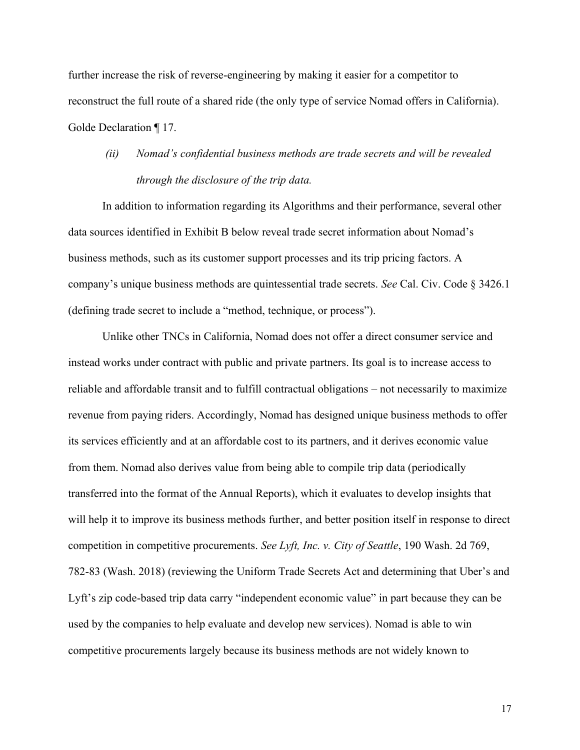further increase the risk of reverse-engineering by making it easier for a competitor to reconstruct the full route of a shared ride (the only type of service Nomad offers in California). Golde Declaration ¶ 17.

*(ii) Nomad's confidential business methods are trade secrets and will be revealed through the disclosure of the trip data.*

In addition to information regarding its Algorithms and their performance, several other data sources identified in Exhibit B below reveal trade secret information about Nomad's business methods, such as its customer support processes and its trip pricing factors. A company's unique business methods are quintessential trade secrets. *See* Cal. Civ. Code § 3426.1 (defining trade secret to include a "method, technique, or process").

Unlike other TNCs in California, Nomad does not offer a direct consumer service and instead works under contract with public and private partners. Its goal is to increase access to reliable and affordable transit and to fulfill contractual obligations – not necessarily to maximize revenue from paying riders. Accordingly, Nomad has designed unique business methods to offer its services efficiently and at an affordable cost to its partners, and it derives economic value from them. Nomad also derives value from being able to compile trip data (periodically transferred into the format of the Annual Reports), which it evaluates to develop insights that will help it to improve its business methods further, and better position itself in response to direct competition in competitive procurements. *See Lyft, Inc. v. City of Seattle*, 190 Wash. 2d 769, 782-83 (Wash. 2018) (reviewing the Uniform Trade Secrets Act and determining that Uber's and Lyft's zip code-based trip data carry "independent economic value" in part because they can be used by the companies to help evaluate and develop new services). Nomad is able to win competitive procurements largely because its business methods are not widely known to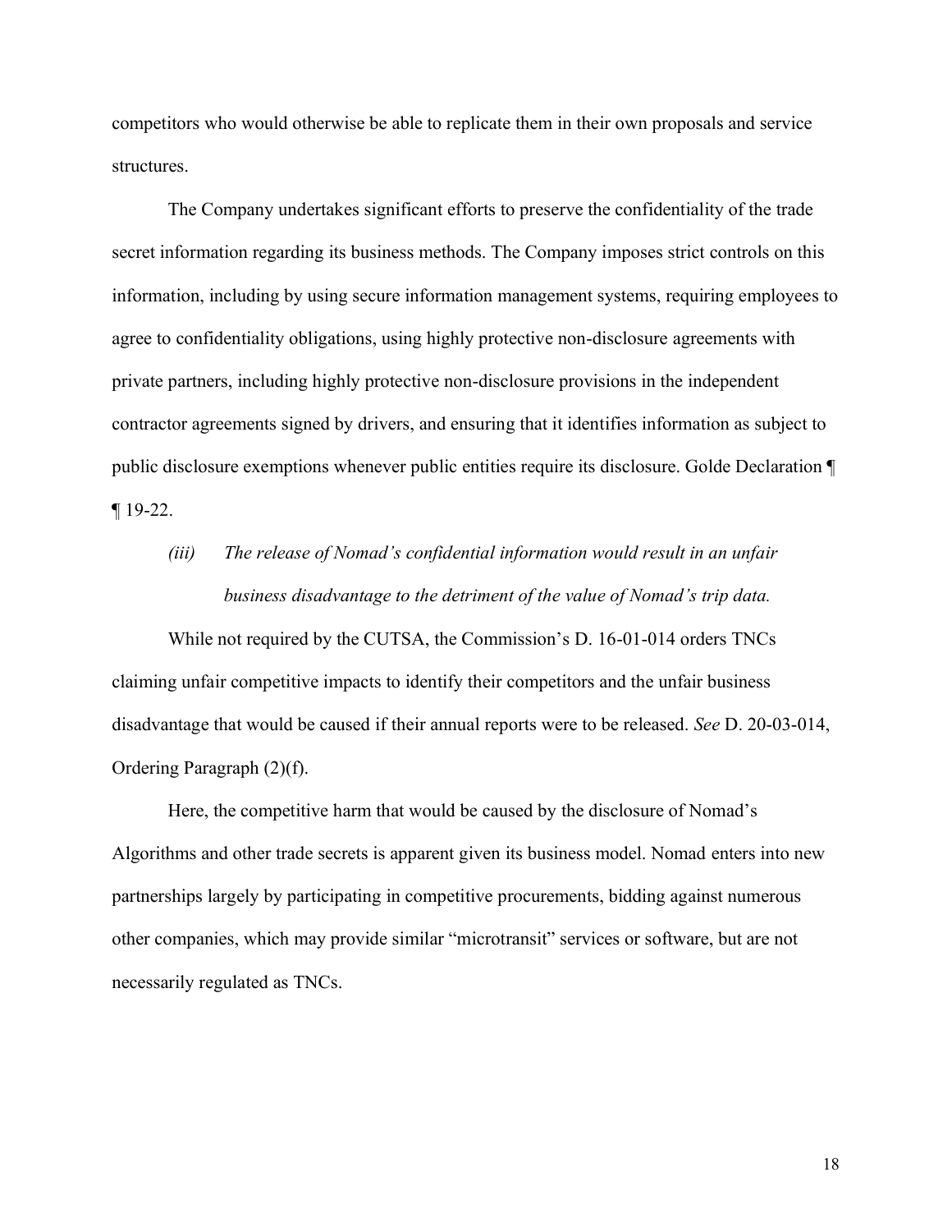competitors who would otherwise be able to replicate them in their own proposals and service structures.

The Company undertakes significant efforts to preserve the confidentiality of the trade secret information regarding its business methods. The Company imposes strict controls on this information, including by using secure information management systems, requiring employees to agree to confidentiality obligations, using highly protective non-disclosure agreements with private partners, including highly protective non-disclosure provisions in the independent contractor agreements signed by drivers, and ensuring that it identifies information as subject to public disclosure exemptions whenever public entities require its disclosure. Golde Declaration ¶ ¶ 19-22.

*(iii) The release of Nomad's confidential information would result in an unfair business disadvantage to the detriment of the value of Nomad's trip data.*

While not required by the CUTSA, the Commission's D. 16-01-014 orders TNCs claiming unfair competitive impacts to identify their competitors and the unfair business disadvantage that would be caused if their annual reports were to be released. *See* D. 20-03-014, Ordering Paragraph (2)(f).

Here, the competitive harm that would be caused by the disclosure of Nomad's Algorithms and other trade secrets is apparent given its business model. Nomad enters into new partnerships largely by participating in competitive procurements, bidding against numerous other companies, which may provide similar "microtransit" services or software, but are not necessarily regulated as TNCs.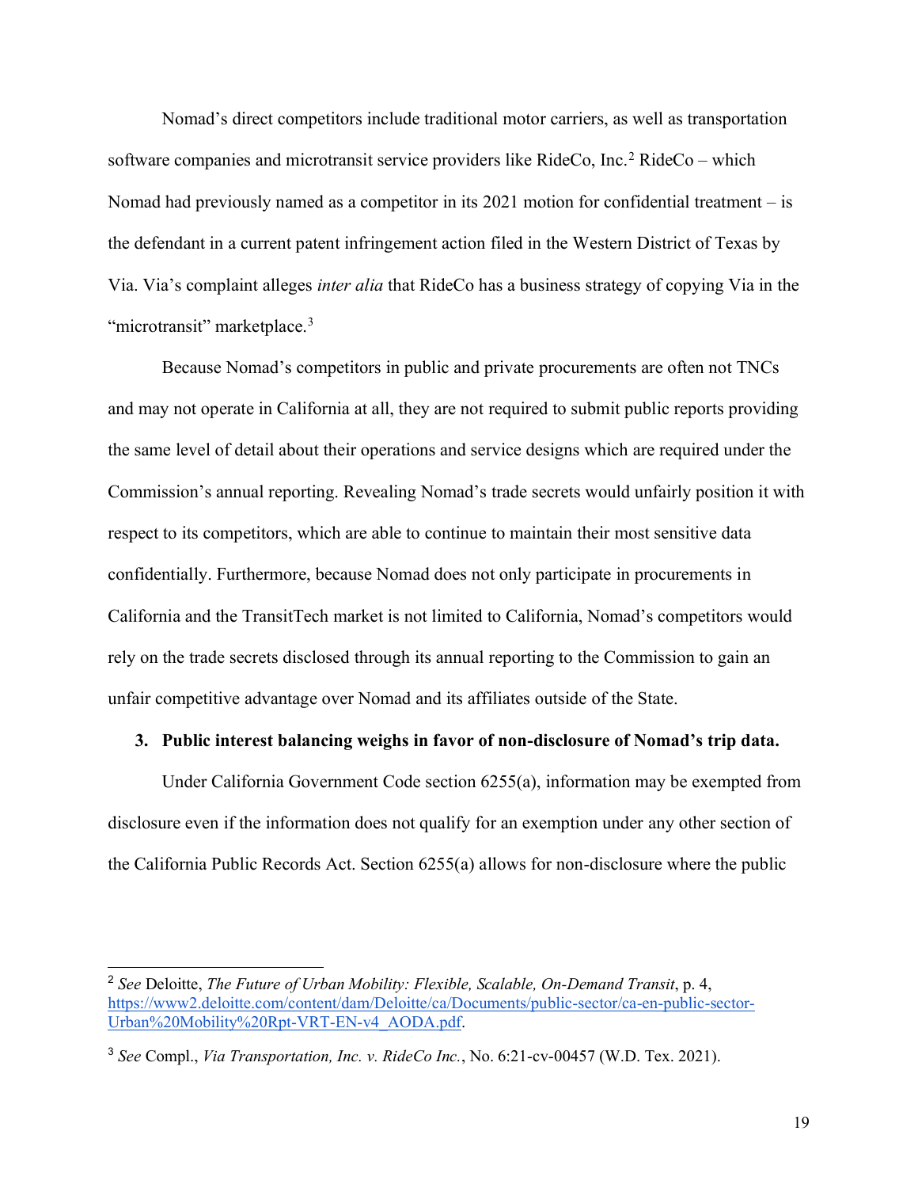Nomad's direct competitors include traditional motor carriers, as well as transportation software companies and microtransit service providers like RideCo, Inc.[2] RideCo – which Nomad had previously named as a competitor in its 2021 motion for confidential treatment – is the defendant in a current patent infringement action filed in the Western District of Texas by Via. Via's complaint alleges *inter alia* that RideCo has a business strategy of copying Via in the "microtransit" marketplace.[3]

Because Nomad's competitors in public and private procurements are often not TNCs and may not operate in California at all, they are not required to submit public reports providing the same level of detail about their operations and service designs which are required under the Commission's annual reporting. Revealing Nomad's trade secrets would unfairly position it with respect to its competitors, which are able to continue to maintain their most sensitive data confidentially. Furthermore, because Nomad does not only participate in procurements in California and the TransitTech market is not limited to California, Nomad's competitors would rely on the trade secrets disclosed through its annual reporting to the Commission to gain an unfair competitive advantage over Nomad and its affiliates outside of the State.

**3. Public interest balancing weighs in favor of non-disclosure of Nomad's trip data.**

Under California Government Code section 6255(a), information may be exempted from disclosure even if the information does not qualify for an exemption under any other section of the California Public Records Act. Section 6255(a) allows for non-disclosure where the public

---

[2] *See* Deloitte, *The Future of Urban Mobility: Flexible, Scalable, On-Demand Transit*, p. 4, https://www2.deloitte.com/content/dam/Deloitte/ca/Documents/public-sector/ca-en-public-sector-Urban%20Mobility%20Rpt-VRT-EN-v4_AODA.pdf.

[3] *See* Compl., *Via Transportation, Inc. v. RideCo Inc.*, No. 6:21-cv-00457 (W.D. Tex. 2021).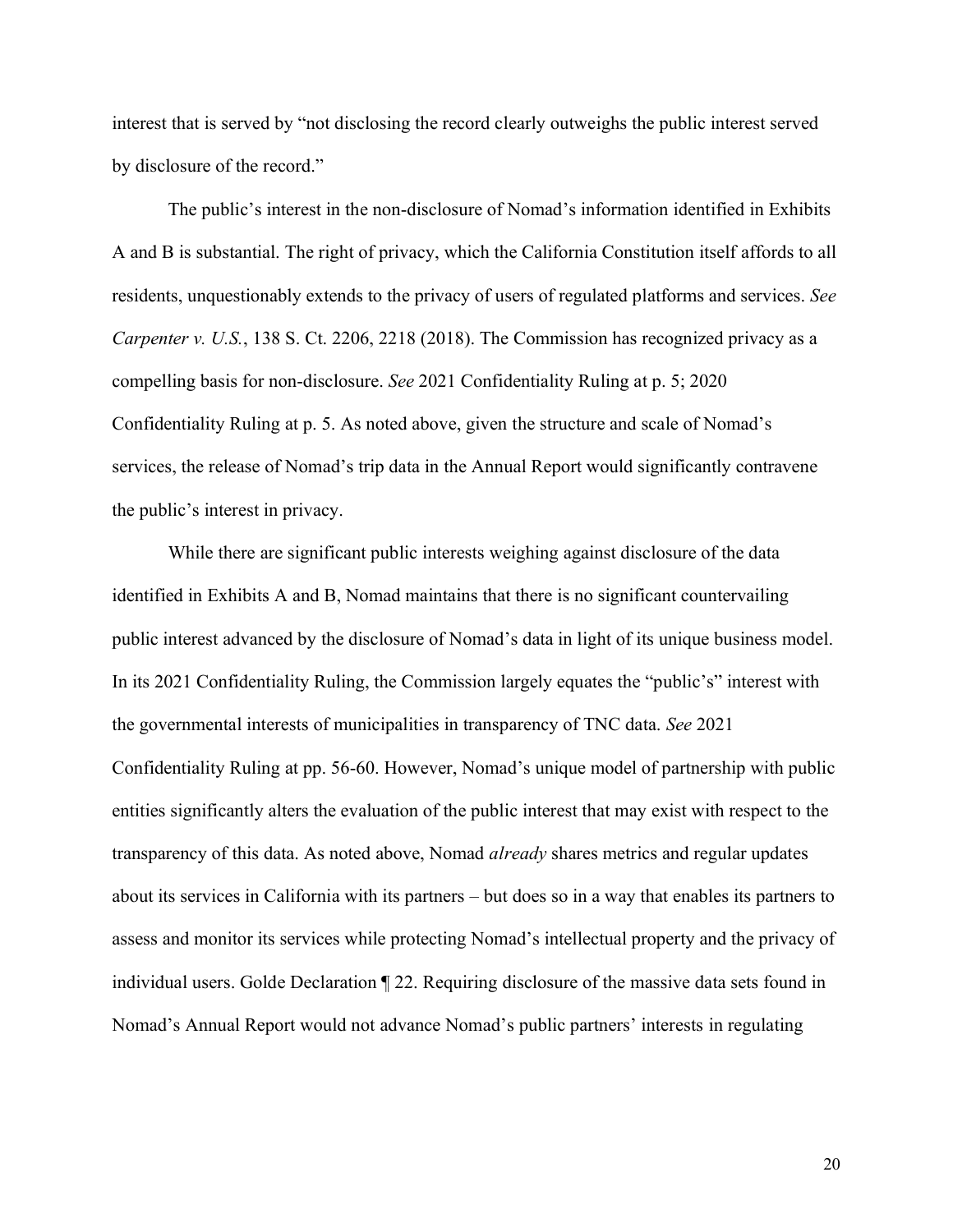interest that is served by "not disclosing the record clearly outweighs the public interest served by disclosure of the record."

The public's interest in the non-disclosure of Nomad's information identified in Exhibits A and B is substantial. The right of privacy, which the California Constitution itself affords to all residents, unquestionably extends to the privacy of users of regulated platforms and services. *See Carpenter v. U.S.*, 138 S. Ct. 2206, 2218 (2018). The Commission has recognized privacy as a compelling basis for non-disclosure. *See* 2021 Confidentiality Ruling at p. 5; 2020 Confidentiality Ruling at p. 5. As noted above, given the structure and scale of Nomad's services, the release of Nomad's trip data in the Annual Report would significantly contravene the public's interest in privacy.

While there are significant public interests weighing against disclosure of the data identified in Exhibits A and B, Nomad maintains that there is no significant countervailing public interest advanced by the disclosure of Nomad's data in light of its unique business model. In its 2021 Confidentiality Ruling, the Commission largely equates the "public's" interest with the governmental interests of municipalities in transparency of TNC data. *See* 2021 Confidentiality Ruling at pp. 56-60. However, Nomad's unique model of partnership with public entities significantly alters the evaluation of the public interest that may exist with respect to the transparency of this data. As noted above, Nomad *already* shares metrics and regular updates about its services in California with its partners – but does so in a way that enables its partners to assess and monitor its services while protecting Nomad's intellectual property and the privacy of individual users. Golde Declaration ¶ 22. Requiring disclosure of the massive data sets found in Nomad's Annual Report would not advance Nomad's public partners' interests in regulating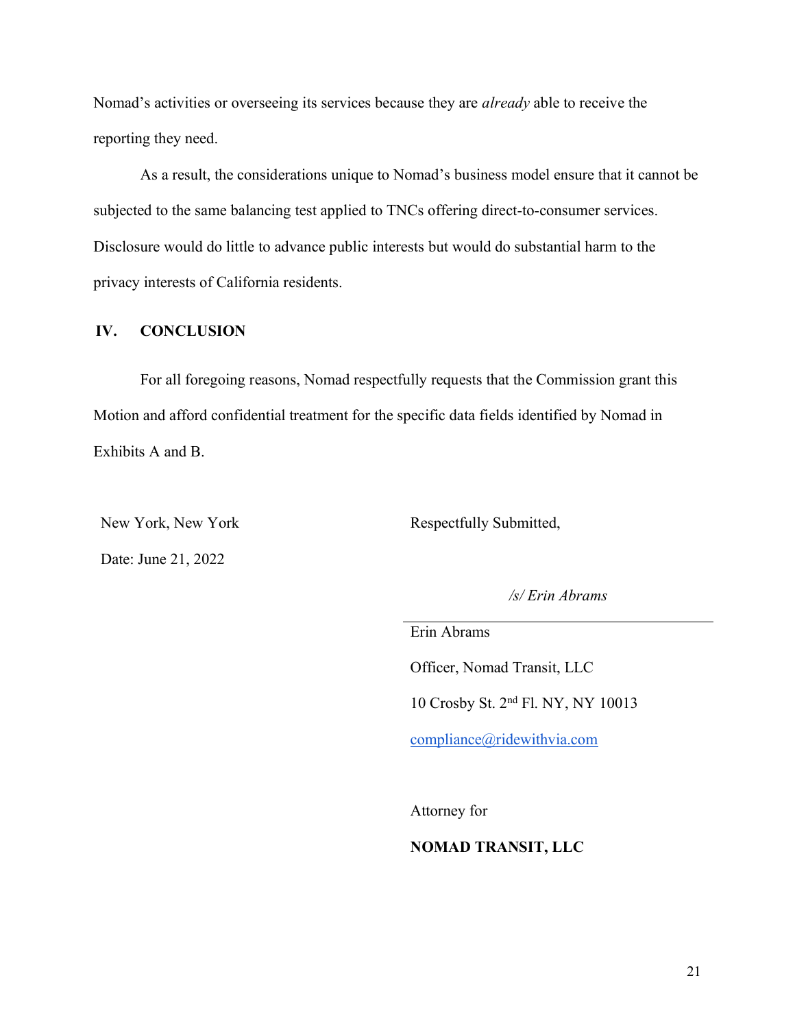Nomad's activities or overseeing its services because they are *already* able to receive the reporting they need.

As a result, the considerations unique to Nomad's business model ensure that it cannot be subjected to the same balancing test applied to TNCs offering direct-to-consumer services. Disclosure would do little to advance public interests but would do substantial harm to the privacy interests of California residents.

## IV. CONCLUSION

For all foregoing reasons, Nomad respectfully requests that the Commission grant this Motion and afford confidential treatment for the specific data fields identified by Nomad in Exhibits A and B.

New York, New York

Date: June 21, 2022

Respectfully Submitted,

*/s/ Erin Abrams*

Erin Abrams

Officer, Nomad Transit, LLC

10 Crosby St. 2nd Fl. NY, NY 10013

compliance@ridewithvia.com

Attorney for

**NOMAD TRANSIT, LLC**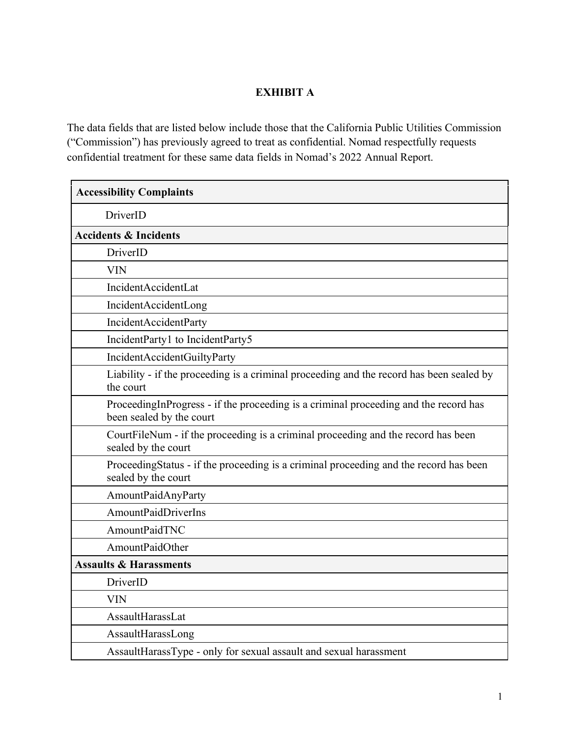**EXHIBIT A**

The data fields that are listed below include those that the California Public Utilities Commission ("Commission") has previously agreed to treat as confidential. Nomad respectfully requests confidential treatment for these same data fields in Nomad's 2022 Annual Report.

| **Accessibility Complaints** |
|---|
| DriverID |
| **Accidents & Incidents** |
| DriverID |
| VIN |
| IncidentAccidentLat |
| IncidentAccidentLong |
| IncidentAccidentParty |
| IncidentParty1 to IncidentParty5 |
| IncidentAccidentGuiltyParty |
| Liability - if the proceeding is a criminal proceeding and the record has been sealed by the court |
| ProceedingInProgress - if the proceeding is a criminal proceeding and the record has been sealed by the court |
| CourtFileNum - if the proceeding is a criminal proceeding and the record has been sealed by the court |
| ProceedingStatus - if the proceeding is a criminal proceeding and the record has been sealed by the court |
| AmountPaidAnyParty |
| AmountPaidDriverIns |
| AmountPaidTNC |
| AmountPaidOther |
| **Assaults & Harassments** |
| DriverID |
| VIN |
| AssaultHarassLat |
| AssaultHarassLong |
| AssaultHarassType - only for sexual assault and sexual harassment |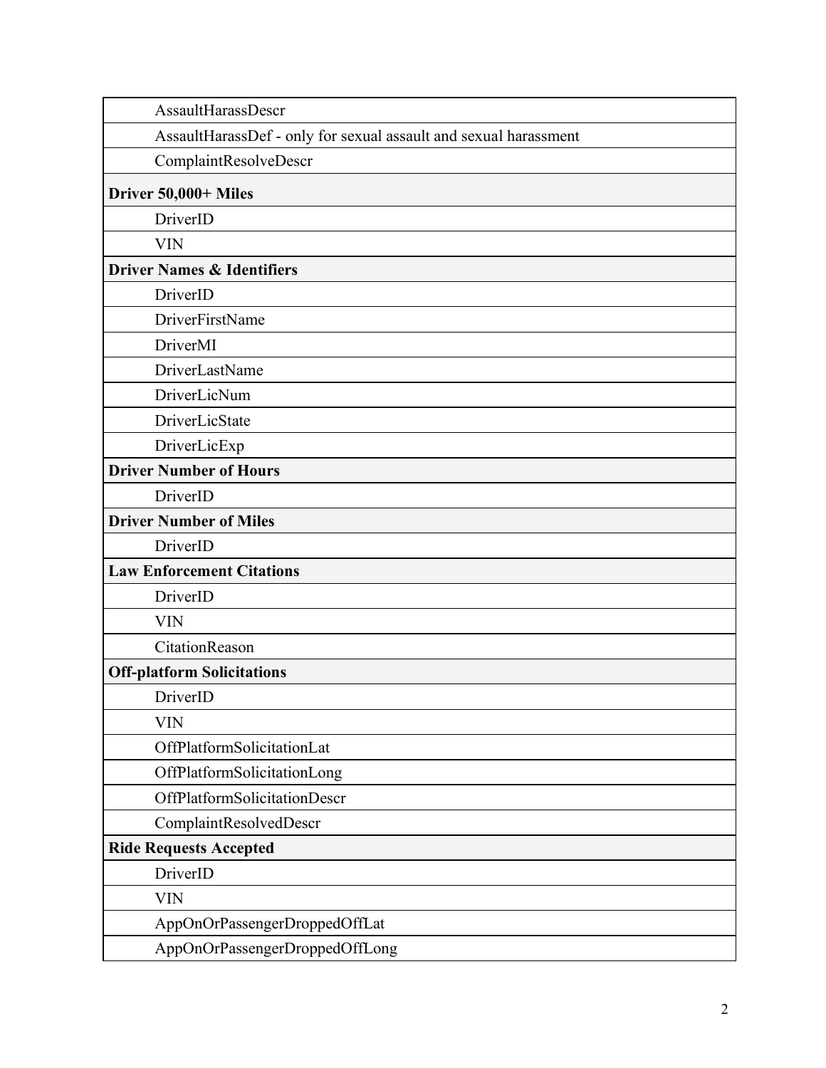| |
|---|
| AssaultHarassDescr |
| AssaultHarassDef - only for sexual assault and sexual harassment |
| ComplaintResolveDescr |
| **Driver 50,000+ Miles** |
| DriverID |
| VIN |
| **Driver Names & Identifiers** |
| DriverID |
| DriverFirstName |
| DriverMI |
| DriverLastName |
| DriverLicNum |
| DriverLicState |
| DriverLicExp |
| **Driver Number of Hours** |
| DriverID |
| **Driver Number of Miles** |
| DriverID |
| **Law Enforcement Citations** |
| DriverID |
| VIN |
| CitationReason |
| **Off-platform Solicitations** |
| DriverID |
| VIN |
| OffPlatformSolicitationLat |
| OffPlatformSolicitationLong |
| OffPlatformSolicitationDescr |
| ComplaintResolvedDescr |
| **Ride Requests Accepted** |
| DriverID |
| VIN |
| AppOnOrPassengerDroppedOffLat |
| AppOnOrPassengerDroppedOffLong |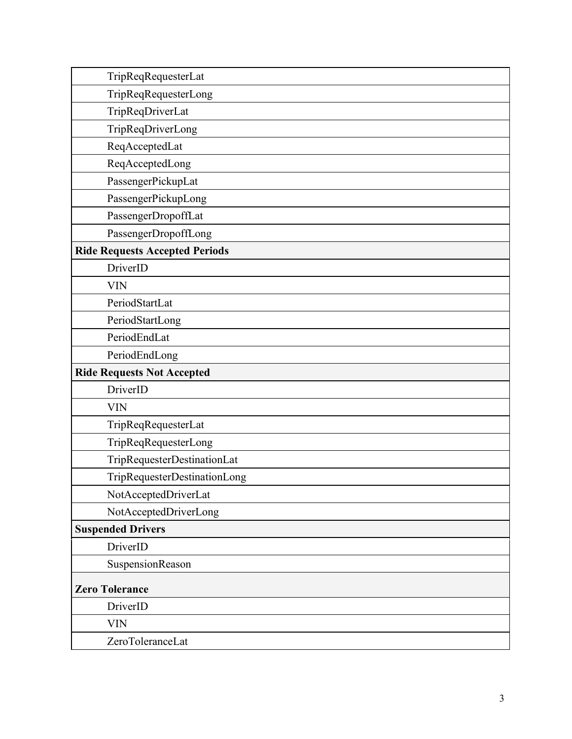| |
|---|
| TripReqRequesterLat |
| TripReqRequesterLong |
| TripReqDriverLat |
| TripReqDriverLong |
| ReqAcceptedLat |
| ReqAcceptedLong |
| PassengerPickupLat |
| PassengerPickupLong |
| PassengerDropoffLat |
| PassengerDropoffLong |
| **Ride Requests Accepted Periods** |
| DriverID |
| VIN |
| PeriodStartLat |
| PeriodStartLong |
| PeriodEndLat |
| PeriodEndLong |
| **Ride Requests Not Accepted** |
| DriverID |
| VIN |
| TripReqRequesterLat |
| TripReqRequesterLong |
| TripRequesterDestinationLat |
| TripRequesterDestinationLong |
| NotAcceptedDriverLat |
| NotAcceptedDriverLong |
| **Suspended Drivers** |
| DriverID |
| SuspensionReason |
| **Zero Tolerance** |
| DriverID |
| VIN |
| ZeroToleranceLat |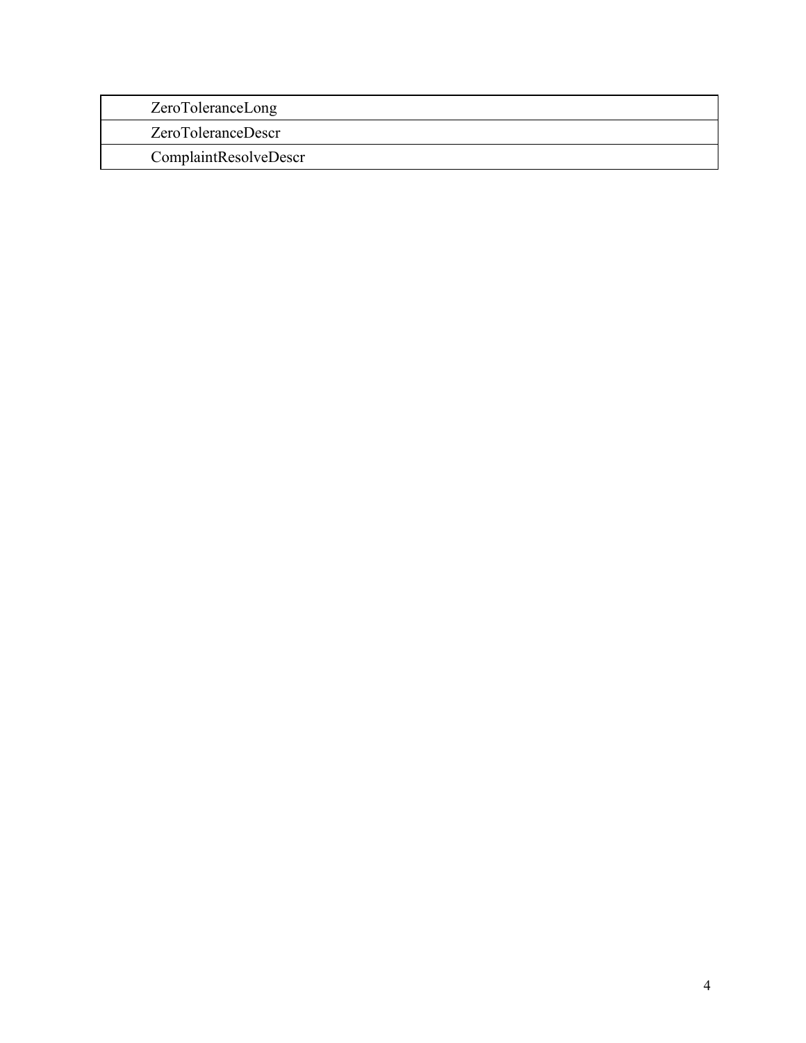| ZeroToleranceLong |
|---|
| ZeroToleranceDescr |
| ComplaintResolveDescr |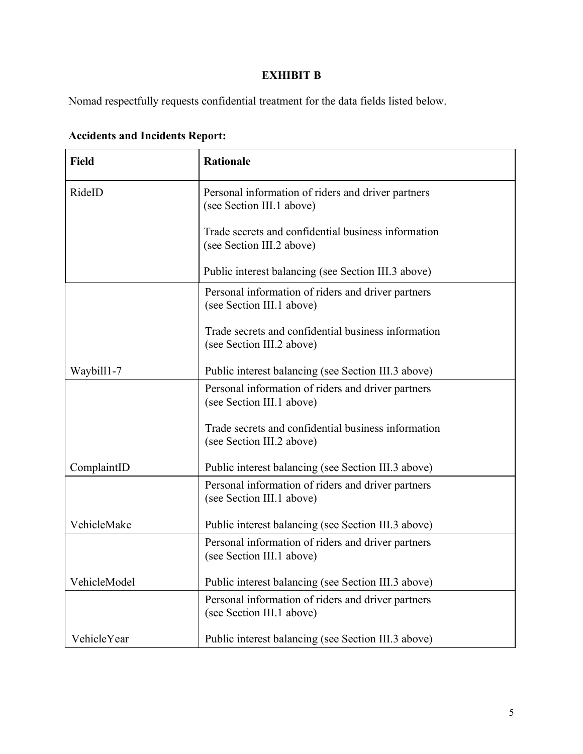**EXHIBIT B**

Nomad respectfully requests confidential treatment for the data fields listed below.

**Accidents and Incidents Report:**

| Field | Rationale |
|---|---|
| RideID | Personal information of riders and driver partners (see Section III.1 above)<br><br>Trade secrets and confidential business information (see Section III.2 above)<br><br>Public interest balancing (see Section III.3 above) |
| Waybill1-7 | Personal information of riders and driver partners (see Section III.1 above)<br><br>Trade secrets and confidential business information (see Section III.2 above)<br><br>Public interest balancing (see Section III.3 above) |
| ComplaintID | Personal information of riders and driver partners (see Section III.1 above)<br><br>Trade secrets and confidential business information (see Section III.2 above)<br><br>Public interest balancing (see Section III.3 above) |
| VehicleMake | Personal information of riders and driver partners (see Section III.1 above)<br><br>Public interest balancing (see Section III.3 above) |
| VehicleModel | Personal information of riders and driver partners (see Section III.1 above)<br><br>Public interest balancing (see Section III.3 above) |
| VehicleYear | Personal information of riders and driver partners (see Section III.1 above)<br><br>Public interest balancing (see Section III.3 above) |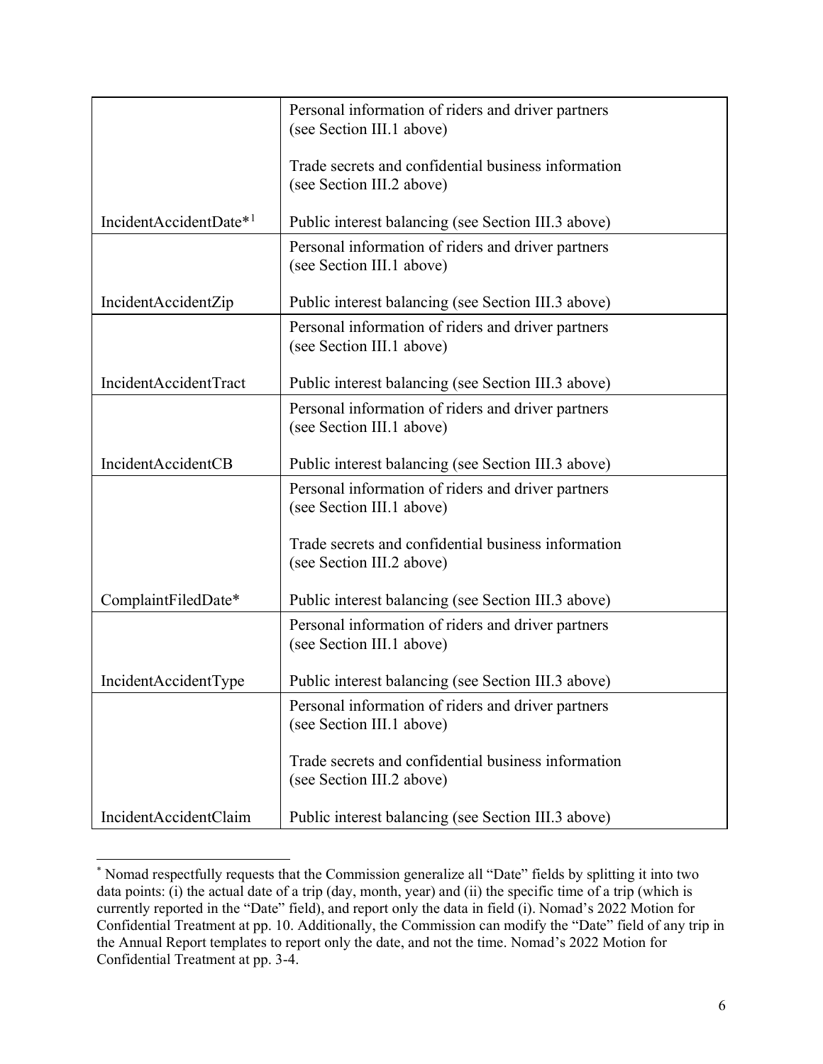| | |
|---|---|
| IncidentAccidentDate*[1] | Personal information of riders and driver partners (see Section III.1 above)<br><br>Trade secrets and confidential business information (see Section III.2 above)<br><br>Public interest balancing (see Section III.3 above) |
| IncidentAccidentZip | Personal information of riders and driver partners (see Section III.1 above)<br><br>Public interest balancing (see Section III.3 above) |
| IncidentAccidentTract | Personal information of riders and driver partners (see Section III.1 above)<br><br>Public interest balancing (see Section III.3 above) |
| IncidentAccidentCB | Personal information of riders and driver partners (see Section III.1 above)<br><br>Public interest balancing (see Section III.3 above) |
| ComplaintFiledDate* | Personal information of riders and driver partners (see Section III.1 above)<br><br>Trade secrets and confidential business information (see Section III.2 above)<br><br>Public interest balancing (see Section III.3 above) |
| IncidentAccidentType | Personal information of riders and driver partners (see Section III.1 above)<br><br>Public interest balancing (see Section III.3 above) |
| IncidentAccidentClaim | Personal information of riders and driver partners (see Section III.1 above)<br><br>Trade secrets and confidential business information (see Section III.2 above)<br><br>Public interest balancing (see Section III.3 above) |

[*] Nomad respectfully requests that the Commission generalize all "Date" fields by splitting it into two data points: (i) the actual date of a trip (day, month, year) and (ii) the specific time of a trip (which is currently reported in the "Date" field), and report only the data in field (i). Nomad's 2022 Motion for Confidential Treatment at pp. 10. Additionally, the Commission can modify the "Date" field of any trip in the Annual Report templates to report only the date, and not the time. Nomad's 2022 Motion for Confidential Treatment at pp. 3-4.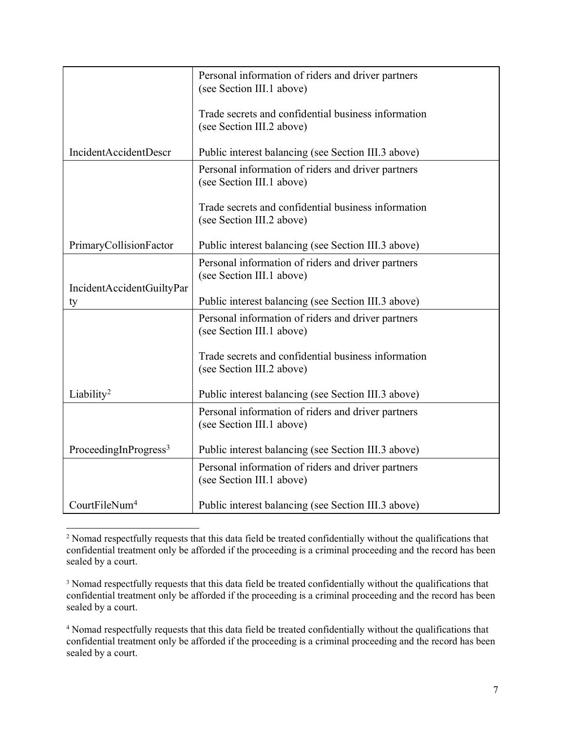| | |
|---|---|
| IncidentAccidentDescr | Personal information of riders and driver partners (see Section III.1 above)<br><br>Trade secrets and confidential business information (see Section III.2 above)<br><br>Public interest balancing (see Section III.3 above) |
| PrimaryCollisionFactor | Personal information of riders and driver partners (see Section III.1 above)<br><br>Trade secrets and confidential business information (see Section III.2 above)<br><br>Public interest balancing (see Section III.3 above) |
| IncidentAccidentGuiltyParty | Personal information of riders and driver partners (see Section III.1 above)<br><br>Public interest balancing (see Section III.3 above) |
| Liability[2] | Personal information of riders and driver partners (see Section III.1 above)<br><br>Trade secrets and confidential business information (see Section III.2 above)<br><br>Public interest balancing (see Section III.3 above) |
| ProceedingInProgress[3] | Personal information of riders and driver partners (see Section III.1 above)<br><br>Public interest balancing (see Section III.3 above) |
| CourtFileNum[4] | Personal information of riders and driver partners (see Section III.1 above)<br><br>Public interest balancing (see Section III.3 above) |

[2] Nomad respectfully requests that this data field be treated confidentially without the qualifications that confidential treatment only be afforded if the proceeding is a criminal proceeding and the record has been sealed by a court.

[3] Nomad respectfully requests that this data field be treated confidentially without the qualifications that confidential treatment only be afforded if the proceeding is a criminal proceeding and the record has been sealed by a court.

[4] Nomad respectfully requests that this data field be treated confidentially without the qualifications that confidential treatment only be afforded if the proceeding is a criminal proceeding and the record has been sealed by a court.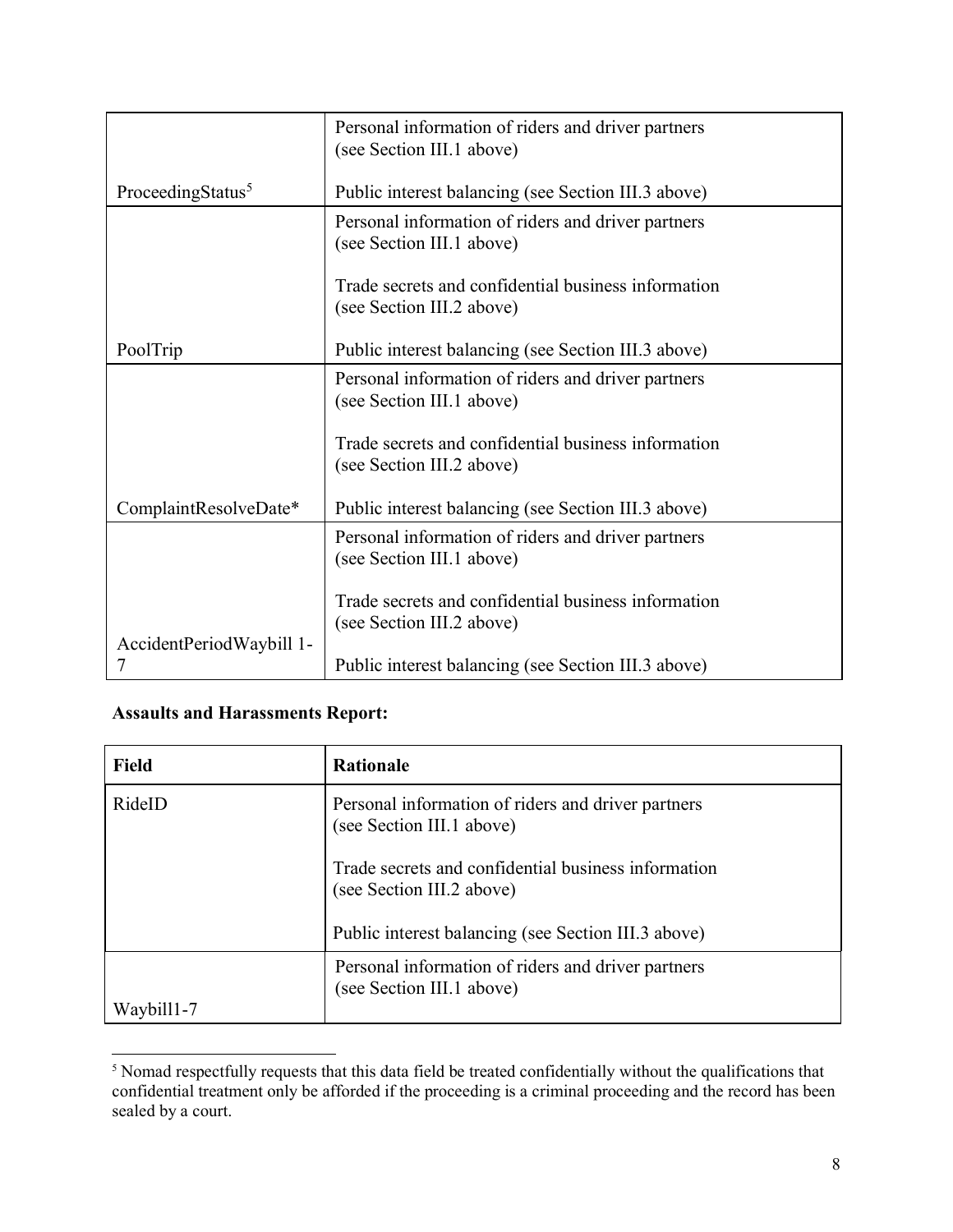| | |
|---|---|
| ProceedingStatus[5] | Personal information of riders and driver partners (see Section III.1 above)<br><br>Public interest balancing (see Section III.3 above) |
| PoolTrip | Personal information of riders and driver partners (see Section III.1 above)<br><br>Trade secrets and confidential business information (see Section III.2 above)<br><br>Public interest balancing (see Section III.3 above) |
| ComplaintResolveDate* | Personal information of riders and driver partners (see Section III.1 above)<br><br>Trade secrets and confidential business information (see Section III.2 above)<br><br>Public interest balancing (see Section III.3 above) |
| AccidentPeriodWaybill 1-7 | Personal information of riders and driver partners (see Section III.1 above)<br><br>Trade secrets and confidential business information (see Section III.2 above)<br><br>Public interest balancing (see Section III.3 above) |

**Assaults and Harassments Report:**

| Field | Rationale |
|---|---|
| RideID | Personal information of riders and driver partners (see Section III.1 above)<br><br>Trade secrets and confidential business information (see Section III.2 above)<br><br>Public interest balancing (see Section III.3 above) |
| Waybill1-7 | Personal information of riders and driver partners (see Section III.1 above) |

[5] Nomad respectfully requests that this data field be treated confidentially without the qualifications that confidential treatment only be afforded if the proceeding is a criminal proceeding and the record has been sealed by a court.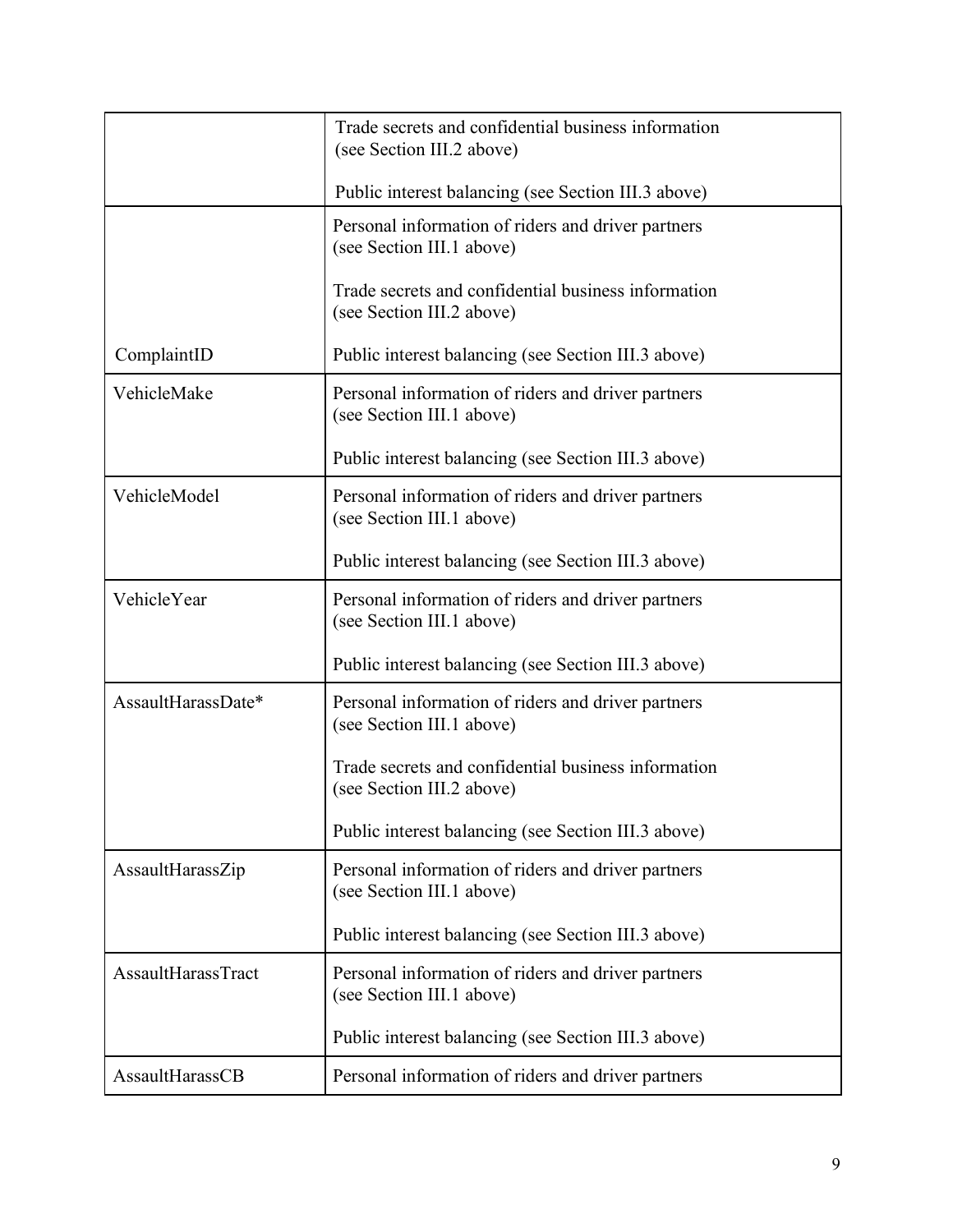| | |
|---|---|
| | Trade secrets and confidential business information (see Section III.2 above)<br><br>Public interest balancing (see Section III.3 above) |
| ComplaintID | Personal information of riders and driver partners (see Section III.1 above)<br><br>Trade secrets and confidential business information (see Section III.2 above)<br><br>Public interest balancing (see Section III.3 above) |
| VehicleMake | Personal information of riders and driver partners (see Section III.1 above)<br><br>Public interest balancing (see Section III.3 above) |
| VehicleModel | Personal information of riders and driver partners (see Section III.1 above)<br><br>Public interest balancing (see Section III.3 above) |
| VehicleYear | Personal information of riders and driver partners (see Section III.1 above)<br><br>Public interest balancing (see Section III.3 above) |
| AssaultHarassDate* | Personal information of riders and driver partners (see Section III.1 above)<br><br>Trade secrets and confidential business information (see Section III.2 above)<br><br>Public interest balancing (see Section III.3 above) |
| AssaultHarassZip | Personal information of riders and driver partners (see Section III.1 above)<br><br>Public interest balancing (see Section III.3 above) |
| AssaultHarassTract | Personal information of riders and driver partners (see Section III.1 above)<br><br>Public interest balancing (see Section III.3 above) |
| AssaultHarassCB | Personal information of riders and driver partners |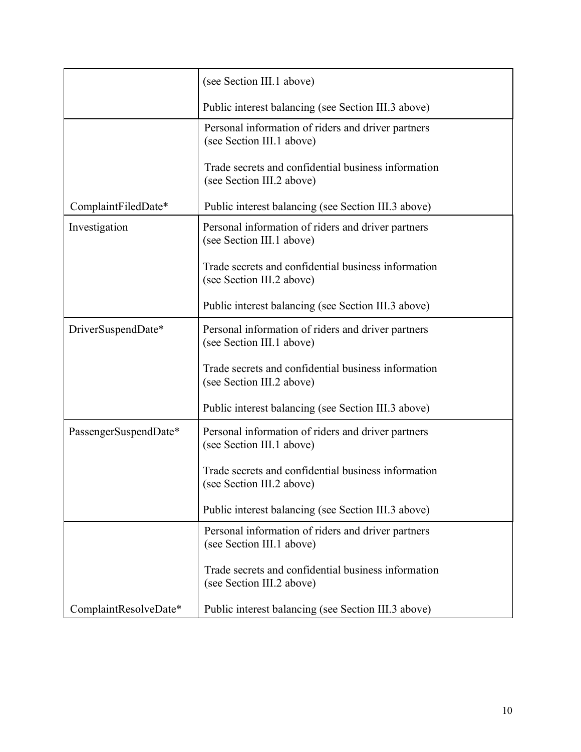| | |
|---|---|
| | (see Section III.1 above)<br><br>Public interest balancing (see Section III.3 above) |
| ComplaintFiledDate* | Personal information of riders and driver partners (see Section III.1 above)<br><br>Trade secrets and confidential business information (see Section III.2 above)<br><br>Public interest balancing (see Section III.3 above) |
| Investigation | Personal information of riders and driver partners (see Section III.1 above)<br><br>Trade secrets and confidential business information (see Section III.2 above)<br><br>Public interest balancing (see Section III.3 above) |
| DriverSuspendDate* | Personal information of riders and driver partners (see Section III.1 above)<br><br>Trade secrets and confidential business information (see Section III.2 above)<br><br>Public interest balancing (see Section III.3 above) |
| PassengerSuspendDate* | Personal information of riders and driver partners (see Section III.1 above)<br><br>Trade secrets and confidential business information (see Section III.2 above)<br><br>Public interest balancing (see Section III.3 above) |
| ComplaintResolveDate* | Personal information of riders and driver partners (see Section III.1 above)<br><br>Trade secrets and confidential business information (see Section III.2 above)<br><br>Public interest balancing (see Section III.3 above) |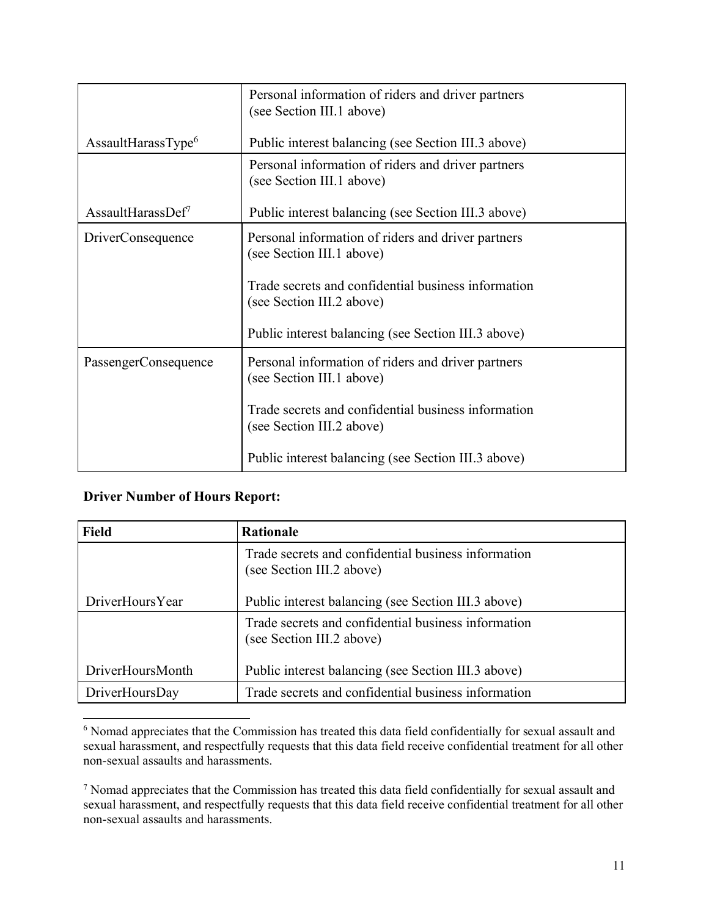| | |
|---|---|
| AssaultHarassType[6] | Personal information of riders and driver partners (see Section III.1 above)<br><br>Public interest balancing (see Section III.3 above) |
| AssaultHarassDef[7] | Personal information of riders and driver partners (see Section III.1 above)<br><br>Public interest balancing (see Section III.3 above) |
| DriverConsequence | Personal information of riders and driver partners (see Section III.1 above)<br><br>Trade secrets and confidential business information (see Section III.2 above)<br><br>Public interest balancing (see Section III.3 above) |
| PassengerConsequence | Personal information of riders and driver partners (see Section III.1 above)<br><br>Trade secrets and confidential business information (see Section III.2 above)<br><br>Public interest balancing (see Section III.3 above) |

**Driver Number of Hours Report:**

| Field | Rationale |
|---|---|
| DriverHoursYear | Trade secrets and confidential business information (see Section III.2 above)<br><br>Public interest balancing (see Section III.3 above) |
| DriverHoursMonth | Trade secrets and confidential business information (see Section III.2 above)<br><br>Public interest balancing (see Section III.3 above) |
| DriverHoursDay | Trade secrets and confidential business information |

[6] Nomad appreciates that the Commission has treated this data field confidentially for sexual assault and sexual harassment, and respectfully requests that this data field receive confidential treatment for all other non-sexual assaults and harassments.

[7] Nomad appreciates that the Commission has treated this data field confidentially for sexual assault and sexual harassment, and respectfully requests that this data field receive confidential treatment for all other non-sexual assaults and harassments.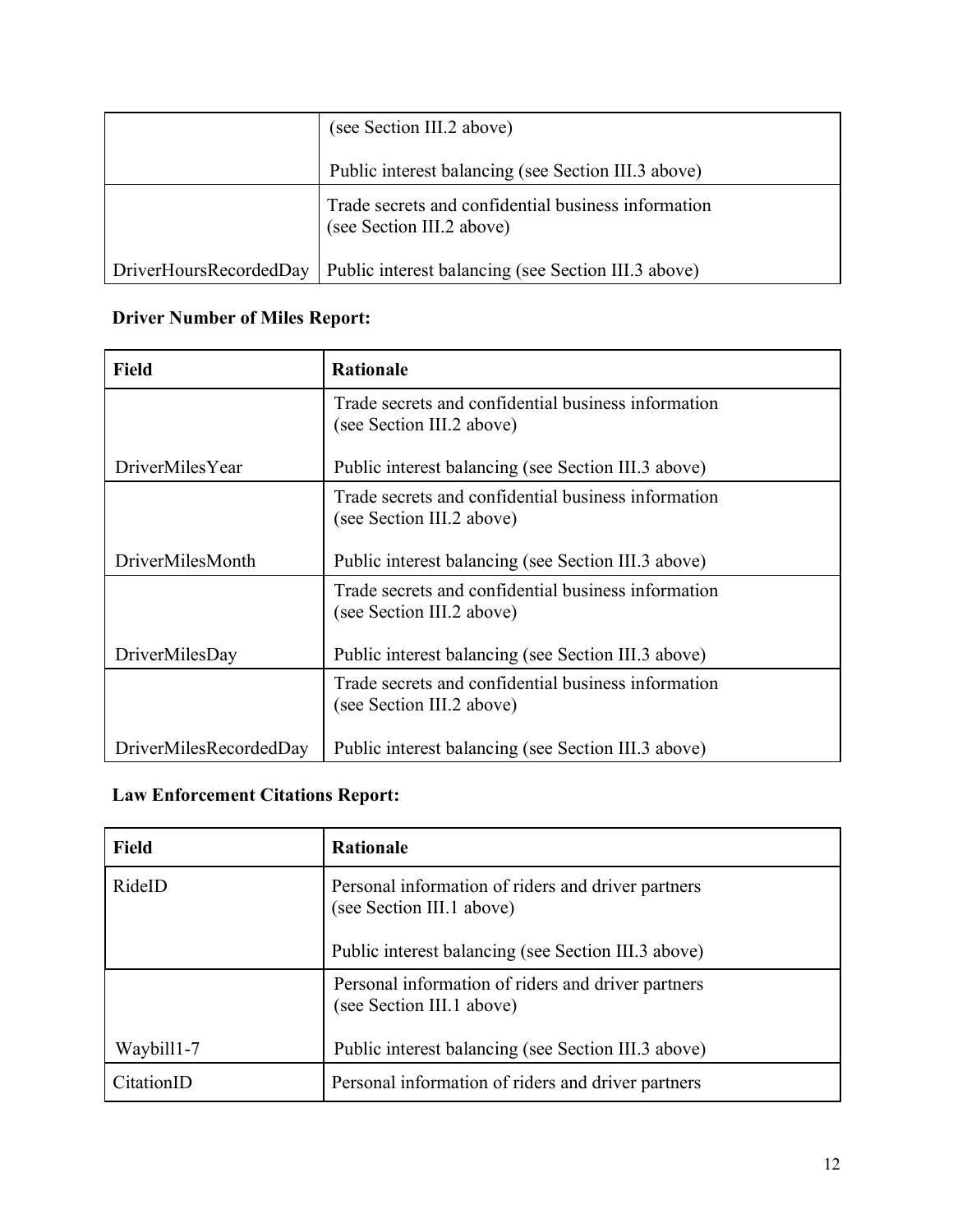| | |
|---|---|
| | (see Section III.2 above)<br><br>Public interest balancing (see Section III.3 above) |
| DriverHoursRecordedDay | Trade secrets and confidential business information (see Section III.2 above)<br><br>Public interest balancing (see Section III.3 above) |

**Driver Number of Miles Report:**

| Field | Rationale |
|---|---|
| DriverMilesYear | Trade secrets and confidential business information (see Section III.2 above)<br><br>Public interest balancing (see Section III.3 above) |
| DriverMilesMonth | Trade secrets and confidential business information (see Section III.2 above)<br><br>Public interest balancing (see Section III.3 above) |
| DriverMilesDay | Trade secrets and confidential business information (see Section III.2 above)<br><br>Public interest balancing (see Section III.3 above) |
| DriverMilesRecordedDay | Trade secrets and confidential business information (see Section III.2 above)<br><br>Public interest balancing (see Section III.3 above) |

**Law Enforcement Citations Report:**

| Field | Rationale |
|---|---|
| RideID | Personal information of riders and driver partners (see Section III.1 above)<br><br>Public interest balancing (see Section III.3 above) |
| Waybill1-7 | Personal information of riders and driver partners (see Section III.1 above)<br><br>Public interest balancing (see Section III.3 above) |
| CitationID | Personal information of riders and driver partners |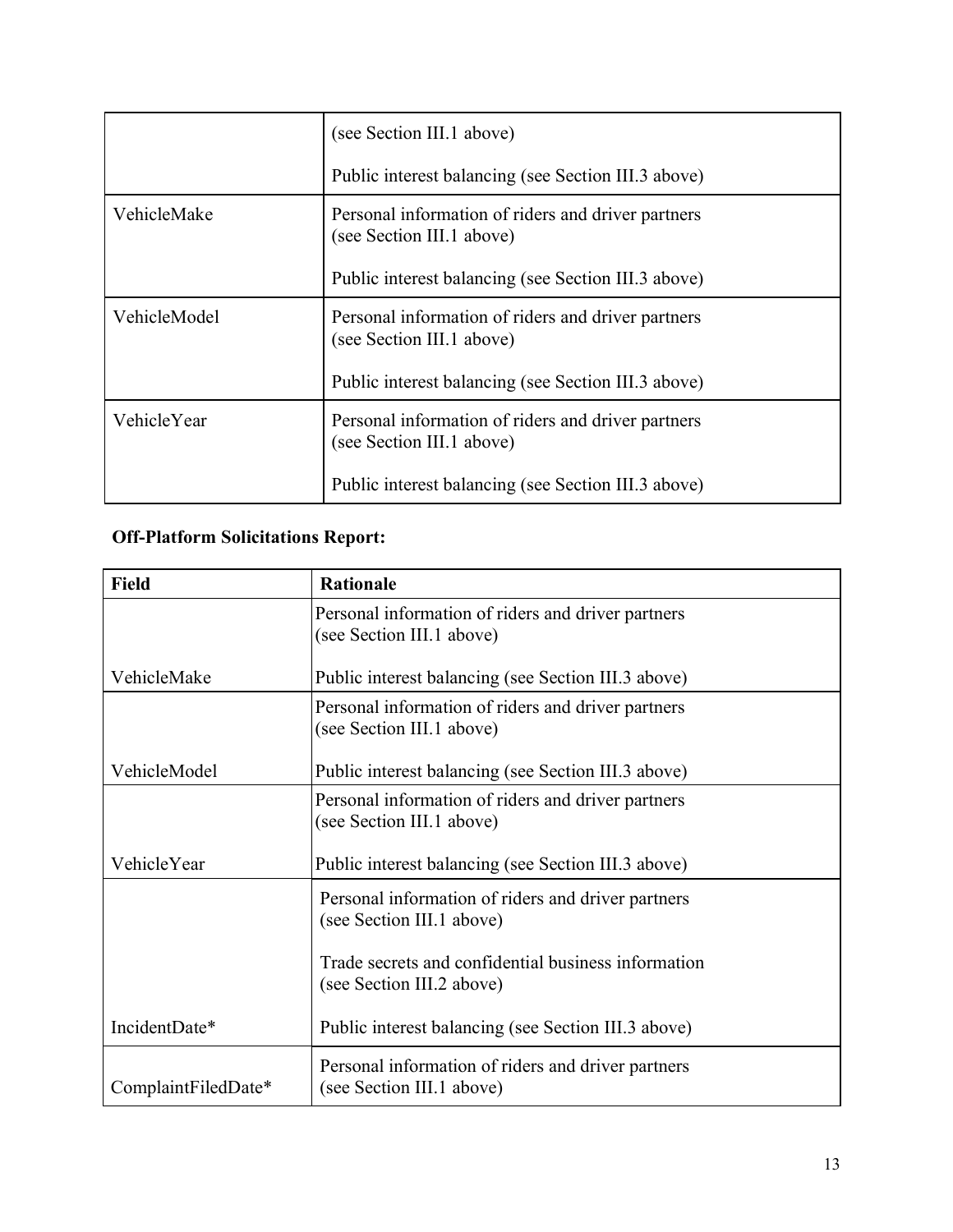| | |
|---|---|
| | (see Section III.1 above)<br><br>Public interest balancing (see Section III.3 above) |
| VehicleMake | Personal information of riders and driver partners (see Section III.1 above)<br><br>Public interest balancing (see Section III.3 above) |
| VehicleModel | Personal information of riders and driver partners (see Section III.1 above)<br><br>Public interest balancing (see Section III.3 above) |
| VehicleYear | Personal information of riders and driver partners (see Section III.1 above)<br><br>Public interest balancing (see Section III.3 above) |

**Off-Platform Solicitations Report:**

| Field | Rationale |
|---|---|
| VehicleMake | Personal information of riders and driver partners (see Section III.1 above)<br><br>Public interest balancing (see Section III.3 above) |
| VehicleModel | Personal information of riders and driver partners (see Section III.1 above)<br><br>Public interest balancing (see Section III.3 above) |
| VehicleYear | Personal information of riders and driver partners (see Section III.1 above)<br><br>Public interest balancing (see Section III.3 above) |
| IncidentDate* | Personal information of riders and driver partners (see Section III.1 above)<br><br>Trade secrets and confidential business information (see Section III.2 above)<br><br>Public interest balancing (see Section III.3 above) |
| ComplaintFiledDate* | Personal information of riders and driver partners (see Section III.1 above) |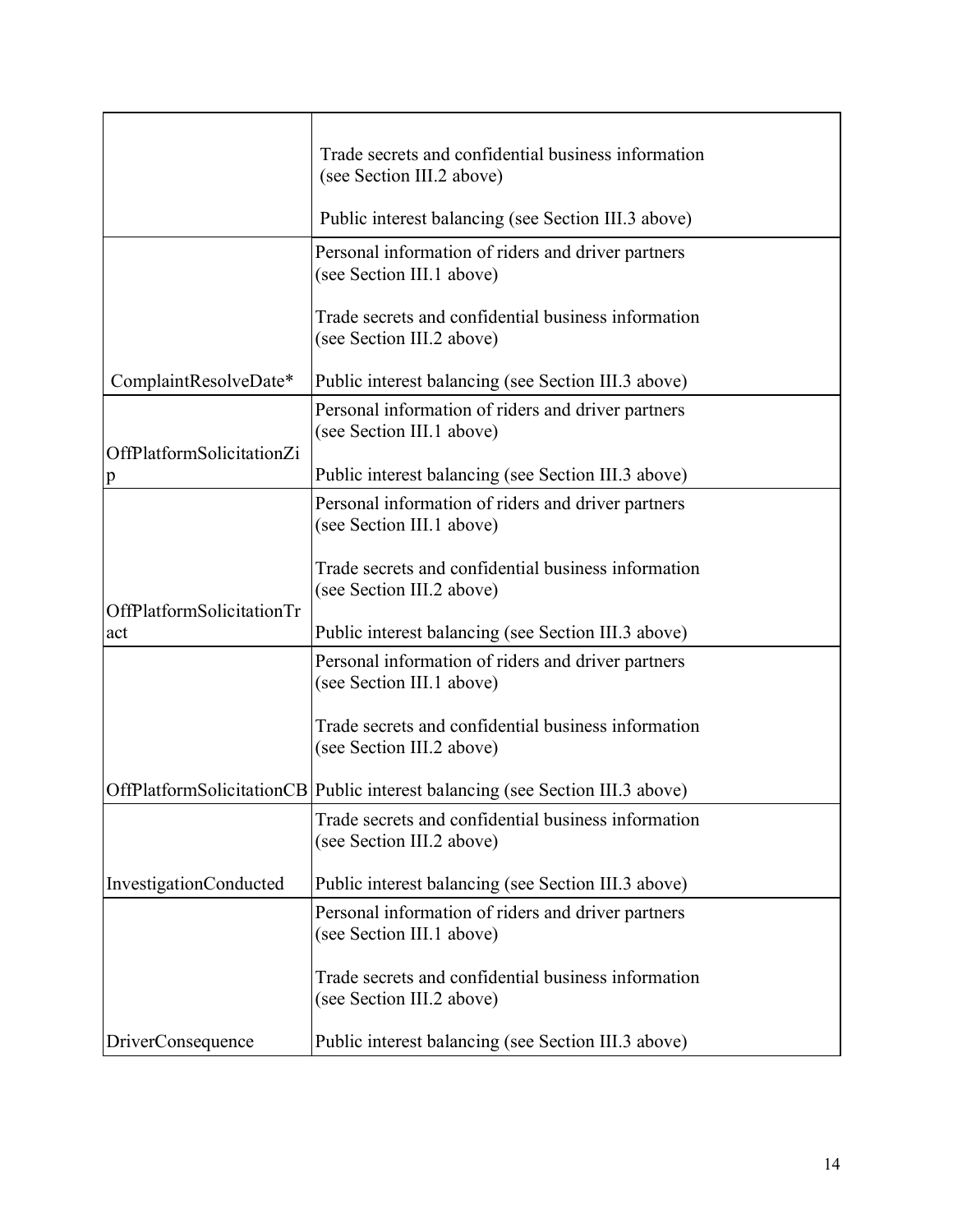| | |
|---|---|
| | Trade secrets and confidential business information (see Section III.2 above)<br><br>Public interest balancing (see Section III.3 above) |
| ComplaintResolveDate* | Personal information of riders and driver partners (see Section III.1 above)<br><br>Trade secrets and confidential business information (see Section III.2 above)<br><br>Public interest balancing (see Section III.3 above) |
| OffPlatformSolicitationZip | Personal information of riders and driver partners (see Section III.1 above)<br><br>Public interest balancing (see Section III.3 above) |
| OffPlatformSolicitationTract | Personal information of riders and driver partners (see Section III.1 above)<br><br>Trade secrets and confidential business information (see Section III.2 above)<br><br>Public interest balancing (see Section III.3 above) |
| OffPlatformSolicitationCB | Personal information of riders and driver partners (see Section III.1 above)<br><br>Trade secrets and confidential business information (see Section III.2 above)<br><br>Public interest balancing (see Section III.3 above) |
| InvestigationConducted | Trade secrets and confidential business information (see Section III.2 above)<br><br>Public interest balancing (see Section III.3 above) |
| DriverConsequence | Personal information of riders and driver partners (see Section III.1 above)<br><br>Trade secrets and confidential business information (see Section III.2 above)<br><br>Public interest balancing (see Section III.3 above) |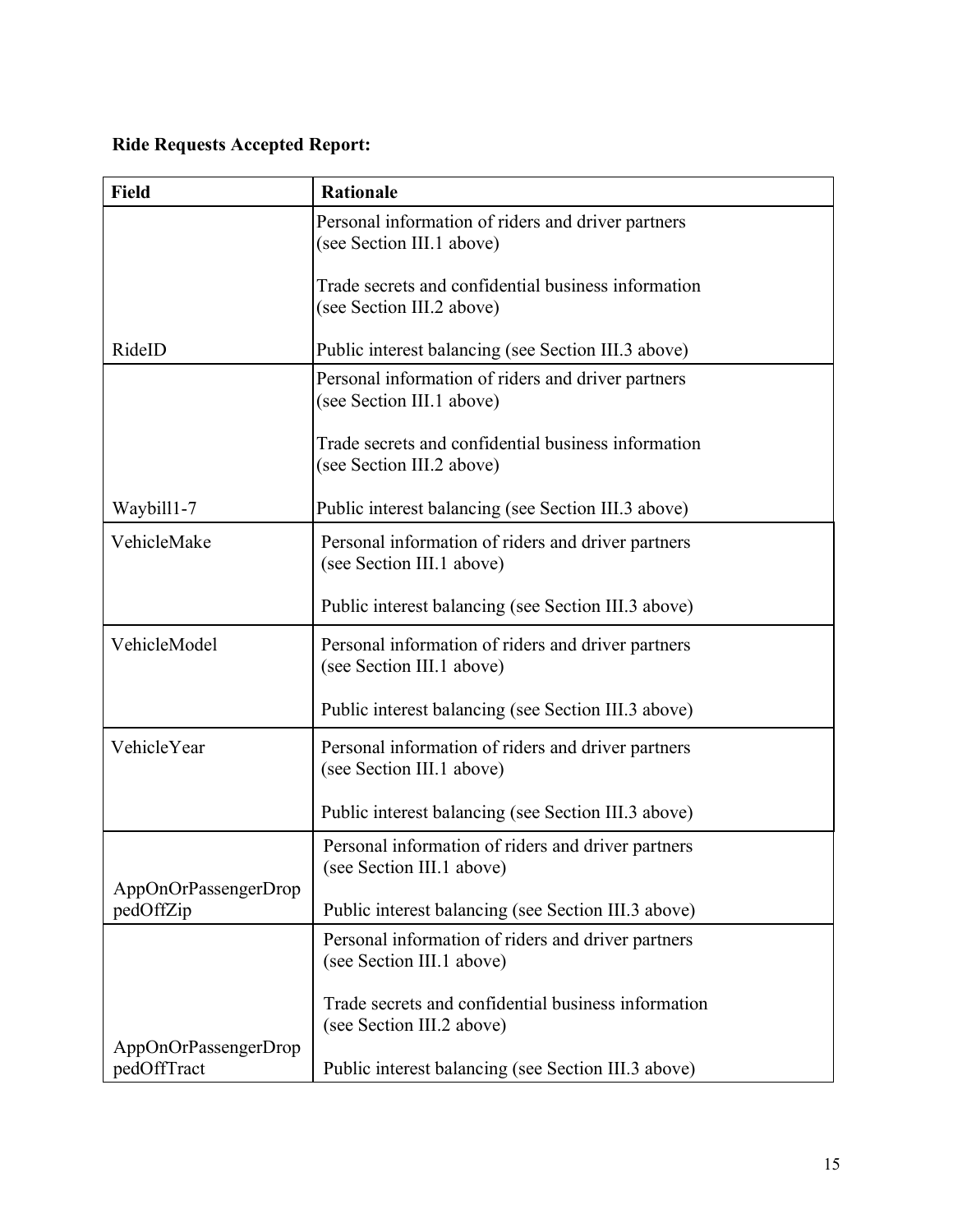**Ride Requests Accepted Report:**

| Field | Rationale |
|---|---|
| RideID | Personal information of riders and driver partners (see Section III.1 above)<br><br>Trade secrets and confidential business information (see Section III.2 above)<br><br>Public interest balancing (see Section III.3 above) |
| Waybill1-7 | Personal information of riders and driver partners (see Section III.1 above)<br><br>Trade secrets and confidential business information (see Section III.2 above)<br><br>Public interest balancing (see Section III.3 above) |
| VehicleMake | Personal information of riders and driver partners (see Section III.1 above)<br><br>Public interest balancing (see Section III.3 above) |
| VehicleModel | Personal information of riders and driver partners (see Section III.1 above)<br><br>Public interest balancing (see Section III.3 above) |
| VehicleYear | Personal information of riders and driver partners (see Section III.1 above)<br><br>Public interest balancing (see Section III.3 above) |
| AppOnOrPassengerDroppedOffZip | Personal information of riders and driver partners (see Section III.1 above)<br><br>Public interest balancing (see Section III.3 above) |
| AppOnOrPassengerDroppedOffTract | Personal information of riders and driver partners (see Section III.1 above)<br><br>Trade secrets and confidential business information (see Section III.2 above)<br><br>Public interest balancing (see Section III.3 above) |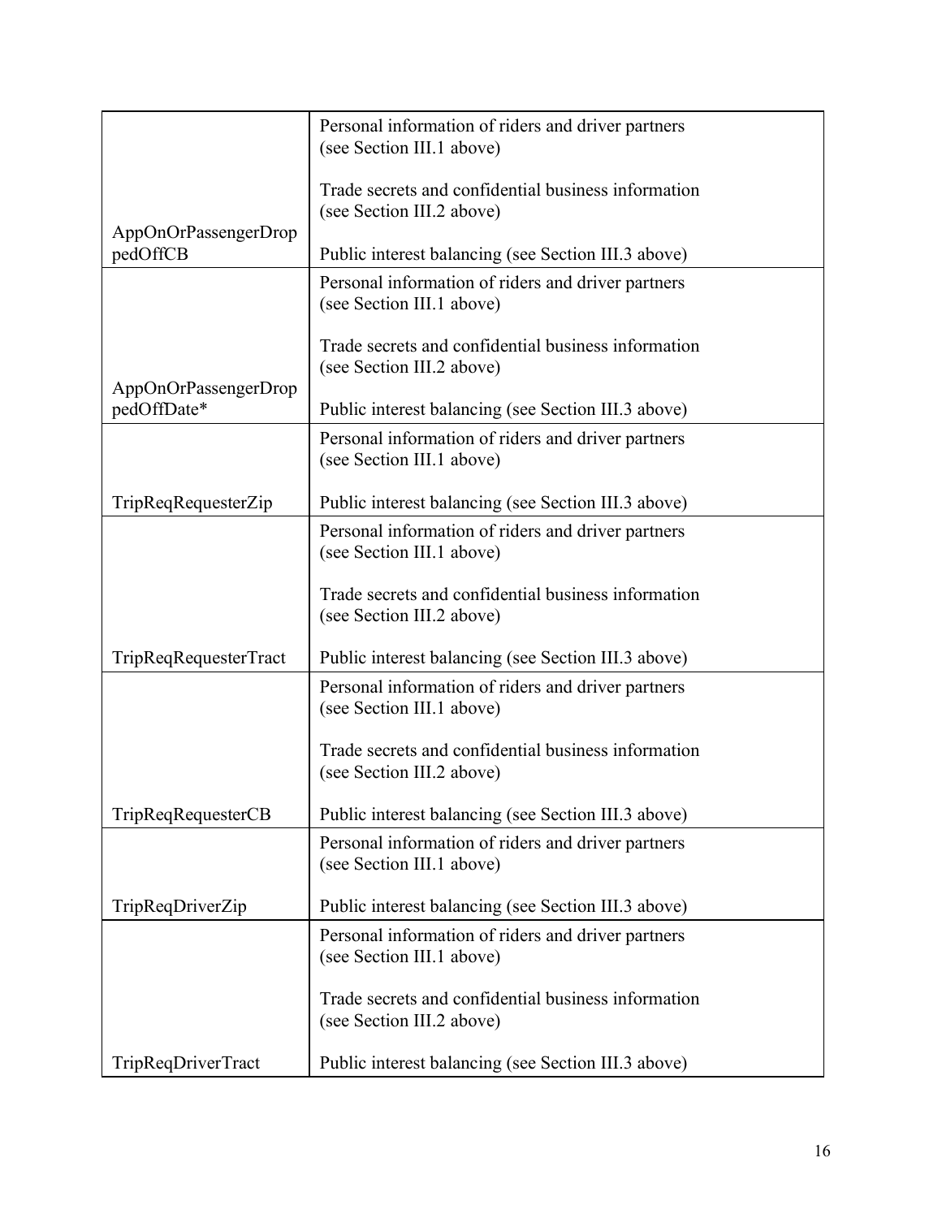| | |
|---|---|
| AppOnOrPassengerDroppedOffCB | Personal information of riders and driver partners (see Section III.1 above)<br><br>Trade secrets and confidential business information (see Section III.2 above)<br><br>Public interest balancing (see Section III.3 above) |
| AppOnOrPassengerDroppedOffDate* | Personal information of riders and driver partners (see Section III.1 above)<br><br>Trade secrets and confidential business information (see Section III.2 above)<br><br>Public interest balancing (see Section III.3 above) |
| TripReqRequesterZip | Personal information of riders and driver partners (see Section III.1 above)<br><br>Public interest balancing (see Section III.3 above) |
| TripReqRequesterTract | Personal information of riders and driver partners (see Section III.1 above)<br><br>Trade secrets and confidential business information (see Section III.2 above)<br><br>Public interest balancing (see Section III.3 above) |
| TripReqRequesterCB | Personal information of riders and driver partners (see Section III.1 above)<br><br>Trade secrets and confidential business information (see Section III.2 above)<br><br>Public interest balancing (see Section III.3 above) |
| TripReqDriverZip | Personal information of riders and driver partners (see Section III.1 above)<br><br>Public interest balancing (see Section III.3 above) |
| TripReqDriverTract | Personal information of riders and driver partners (see Section III.1 above)<br><br>Trade secrets and confidential business information (see Section III.2 above)<br><br>Public interest balancing (see Section III.3 above) |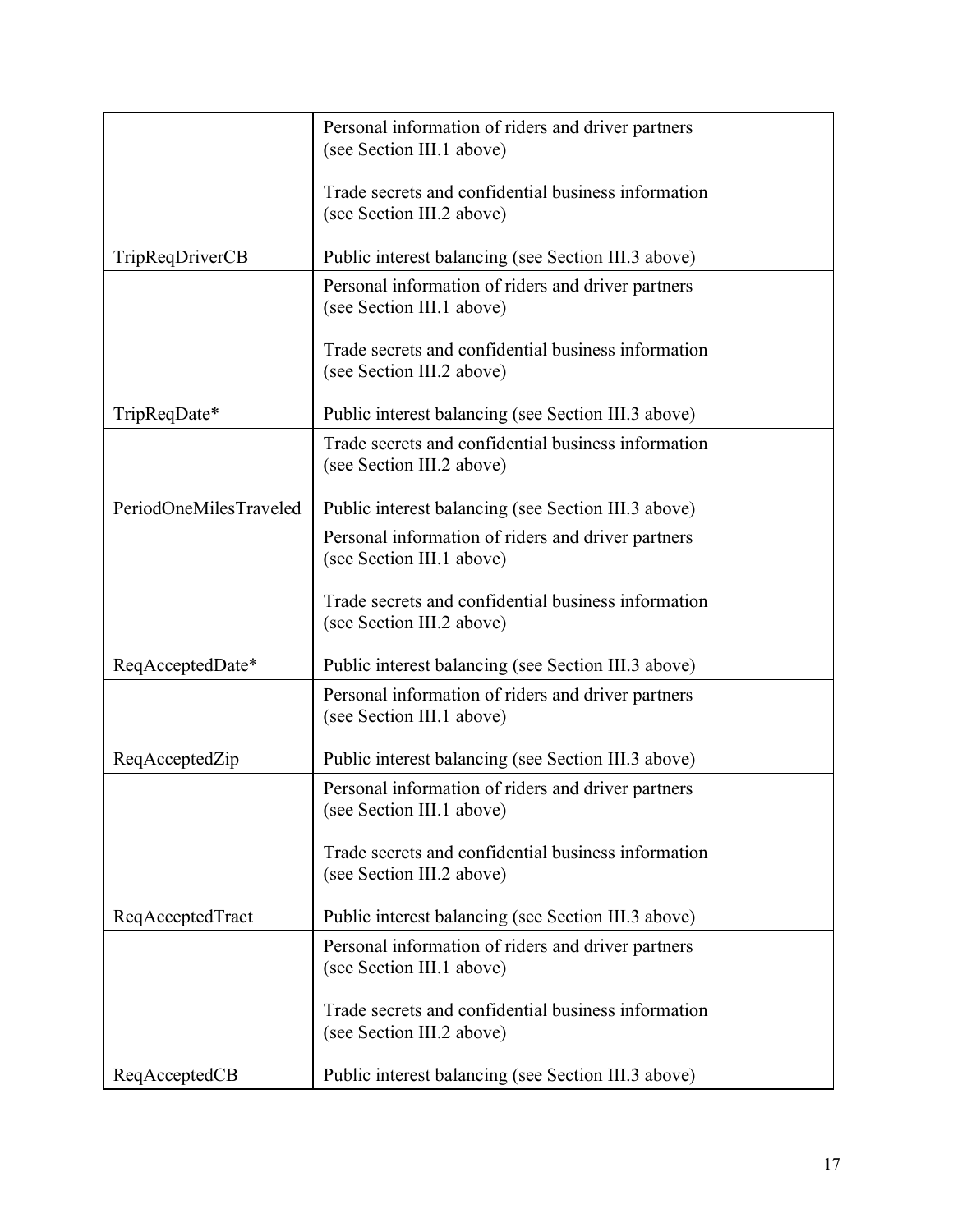| | |
|---|---|
| TripReqDriverCB | Personal information of riders and driver partners (see Section III.1 above)<br><br>Trade secrets and confidential business information (see Section III.2 above)<br><br>Public interest balancing (see Section III.3 above) |
| TripReqDate* | Personal information of riders and driver partners (see Section III.1 above)<br><br>Trade secrets and confidential business information (see Section III.2 above)<br><br>Public interest balancing (see Section III.3 above) |
| PeriodOneMilesTraveled | Trade secrets and confidential business information (see Section III.2 above)<br><br>Public interest balancing (see Section III.3 above) |
| ReqAcceptedDate* | Personal information of riders and driver partners (see Section III.1 above)<br><br>Trade secrets and confidential business information (see Section III.2 above)<br><br>Public interest balancing (see Section III.3 above) |
| ReqAcceptedZip | Personal information of riders and driver partners (see Section III.1 above)<br><br>Public interest balancing (see Section III.3 above) |
| ReqAcceptedTract | Personal information of riders and driver partners (see Section III.1 above)<br><br>Trade secrets and confidential business information (see Section III.2 above)<br><br>Public interest balancing (see Section III.3 above) |
| ReqAcceptedCB | Personal information of riders and driver partners (see Section III.1 above)<br><br>Trade secrets and confidential business information (see Section III.2 above)<br><br>Public interest balancing (see Section III.3 above) |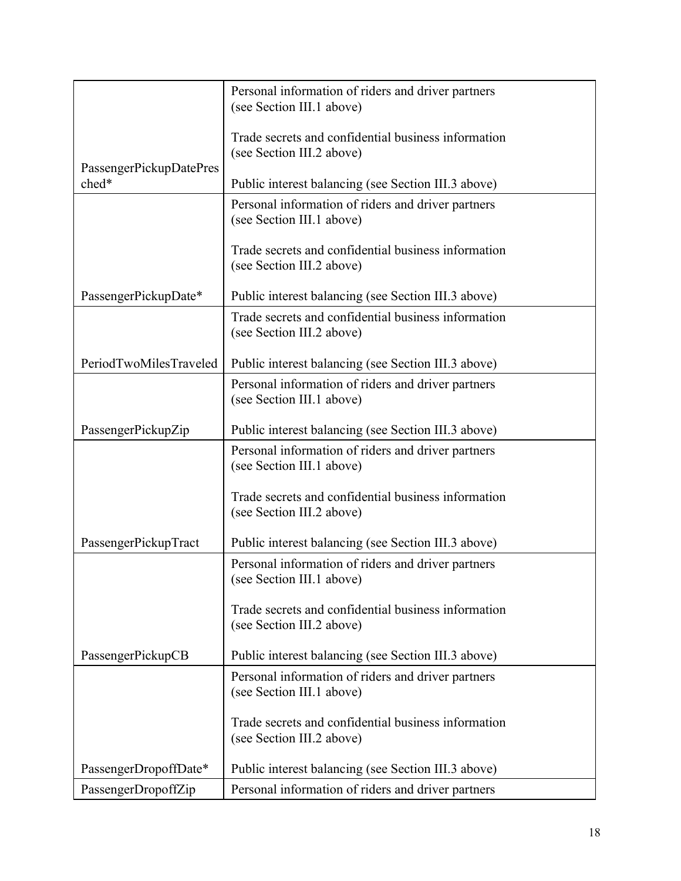| | |
|---|---|
| PassengerPickupDatePresched* | Personal information of riders and driver partners (see Section III.1 above)<br><br>Trade secrets and confidential business information (see Section III.2 above)<br><br>Public interest balancing (see Section III.3 above) |
| PassengerPickupDate* | Personal information of riders and driver partners (see Section III.1 above)<br><br>Trade secrets and confidential business information (see Section III.2 above)<br><br>Public interest balancing (see Section III.3 above) |
| PeriodTwoMilesTraveled | Trade secrets and confidential business information (see Section III.2 above)<br><br>Public interest balancing (see Section III.3 above) |
| PassengerPickupZip | Personal information of riders and driver partners (see Section III.1 above)<br><br>Public interest balancing (see Section III.3 above) |
| PassengerPickupTract | Personal information of riders and driver partners (see Section III.1 above)<br><br>Trade secrets and confidential business information (see Section III.2 above)<br><br>Public interest balancing (see Section III.3 above) |
| PassengerPickupCB | Personal information of riders and driver partners (see Section III.1 above)<br><br>Trade secrets and confidential business information (see Section III.2 above)<br><br>Public interest balancing (see Section III.3 above) |
| PassengerDropoffDate* | Personal information of riders and driver partners (see Section III.1 above)<br><br>Trade secrets and confidential business information (see Section III.2 above)<br><br>Public interest balancing (see Section III.3 above) |
| PassengerDropoffZip | Personal information of riders and driver partners |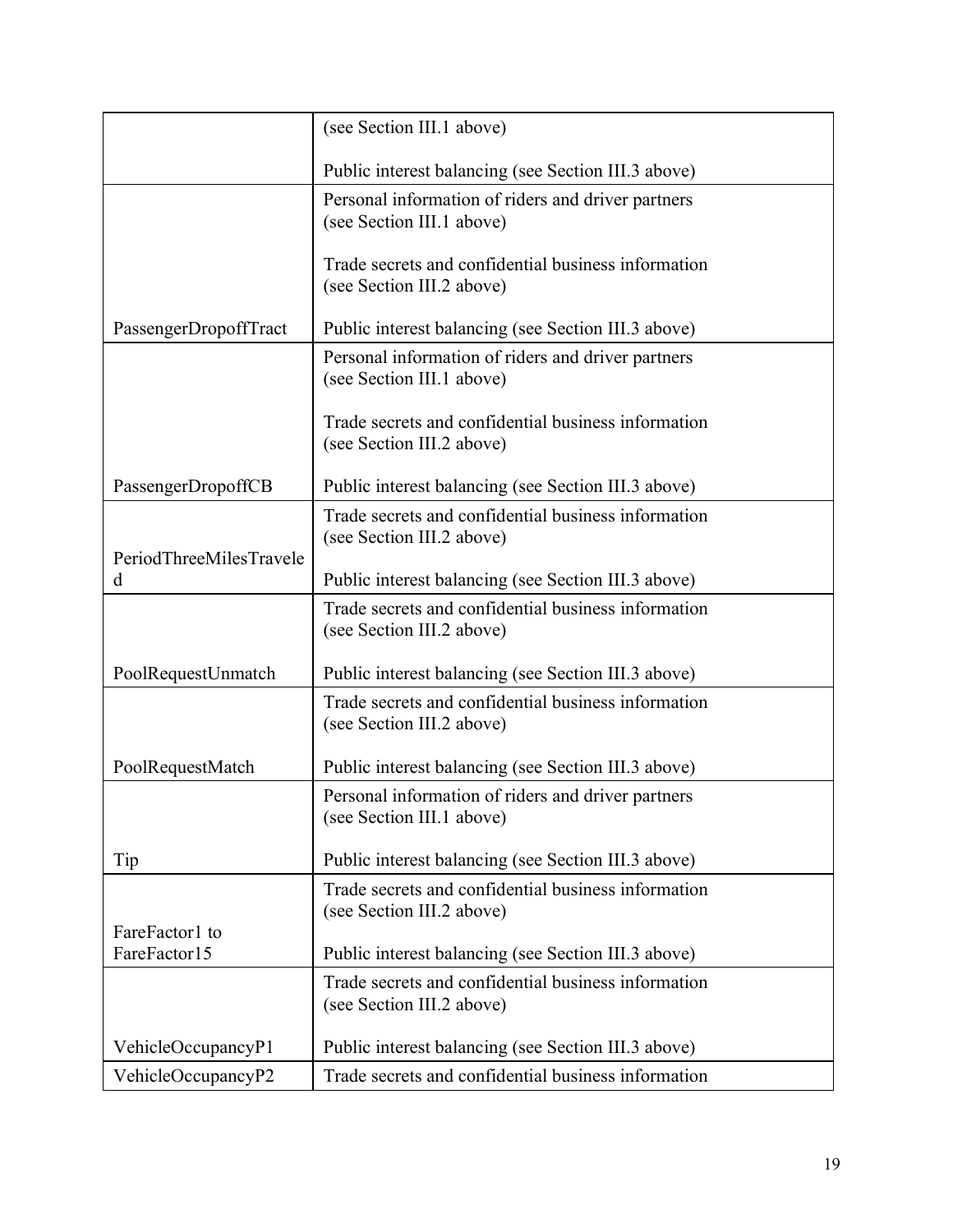| | |
|---|---|
| | (see Section III.1 above)<br><br>Public interest balancing (see Section III.3 above) |
| PassengerDropoffTract | Personal information of riders and driver partners (see Section III.1 above)<br><br>Trade secrets and confidential business information (see Section III.2 above)<br><br>Public interest balancing (see Section III.3 above) |
| PassengerDropoffCB | Personal information of riders and driver partners (see Section III.1 above)<br><br>Trade secrets and confidential business information (see Section III.2 above)<br><br>Public interest balancing (see Section III.3 above) |
| PeriodThreeMilesTraveled | Trade secrets and confidential business information (see Section III.2 above)<br><br>Public interest balancing (see Section III.3 above) |
| PoolRequestUnmatch | Trade secrets and confidential business information (see Section III.2 above)<br><br>Public interest balancing (see Section III.3 above) |
| PoolRequestMatch | Trade secrets and confidential business information (see Section III.2 above)<br><br>Public interest balancing (see Section III.3 above) |
| Tip | Personal information of riders and driver partners (see Section III.1 above)<br><br>Public interest balancing (see Section III.3 above) |
| FareFactor1 to FareFactor15 | Trade secrets and confidential business information (see Section III.2 above)<br><br>Public interest balancing (see Section III.3 above) |
| VehicleOccupancyP1 | Trade secrets and confidential business information (see Section III.2 above)<br><br>Public interest balancing (see Section III.3 above) |
| VehicleOccupancyP2 | Trade secrets and confidential business information |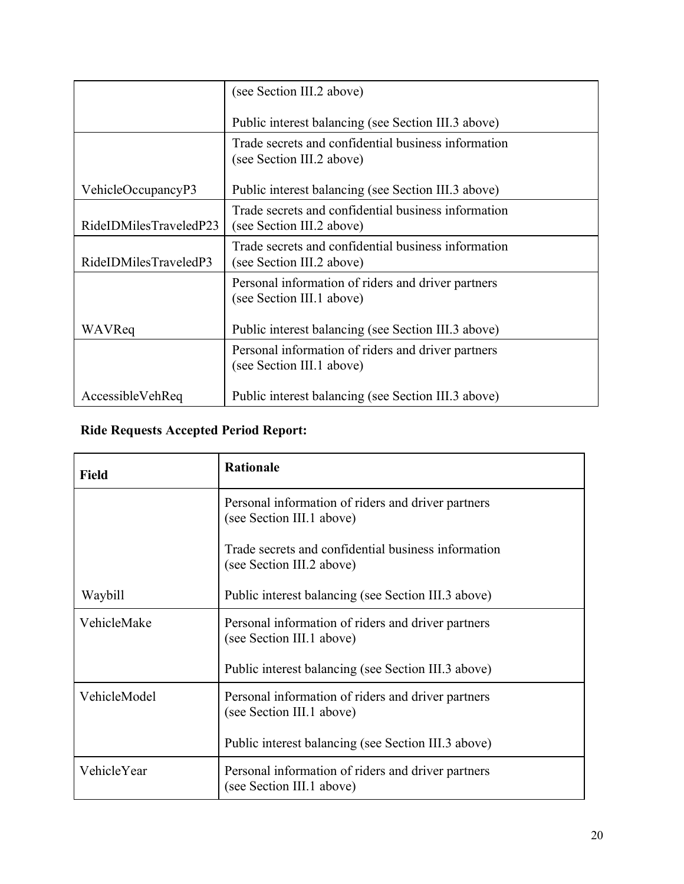| | |
|---|---|
| | (see Section III.2 above)<br><br>Public interest balancing (see Section III.3 above) |
| VehicleOccupancyP3 | Trade secrets and confidential business information (see Section III.2 above)<br><br>Public interest balancing (see Section III.3 above) |
| RideIDMilesTraveledP23 | Trade secrets and confidential business information (see Section III.2 above) |
| RideIDMilesTraveledP3 | Trade secrets and confidential business information (see Section III.2 above) |
| WAVReq | Personal information of riders and driver partners (see Section III.1 above)<br><br>Public interest balancing (see Section III.3 above) |
| AccessibleVehReq | Personal information of riders and driver partners (see Section III.1 above)<br><br>Public interest balancing (see Section III.3 above) |

**Ride Requests Accepted Period Report:**

| Field | Rationale |
|---|---|
| Waybill | Personal information of riders and driver partners (see Section III.1 above)<br><br>Trade secrets and confidential business information (see Section III.2 above)<br><br>Public interest balancing (see Section III.3 above) |
| VehicleMake | Personal information of riders and driver partners (see Section III.1 above)<br><br>Public interest balancing (see Section III.3 above) |
| VehicleModel | Personal information of riders and driver partners (see Section III.1 above)<br><br>Public interest balancing (see Section III.3 above) |
| VehicleYear | Personal information of riders and driver partners (see Section III.1 above) |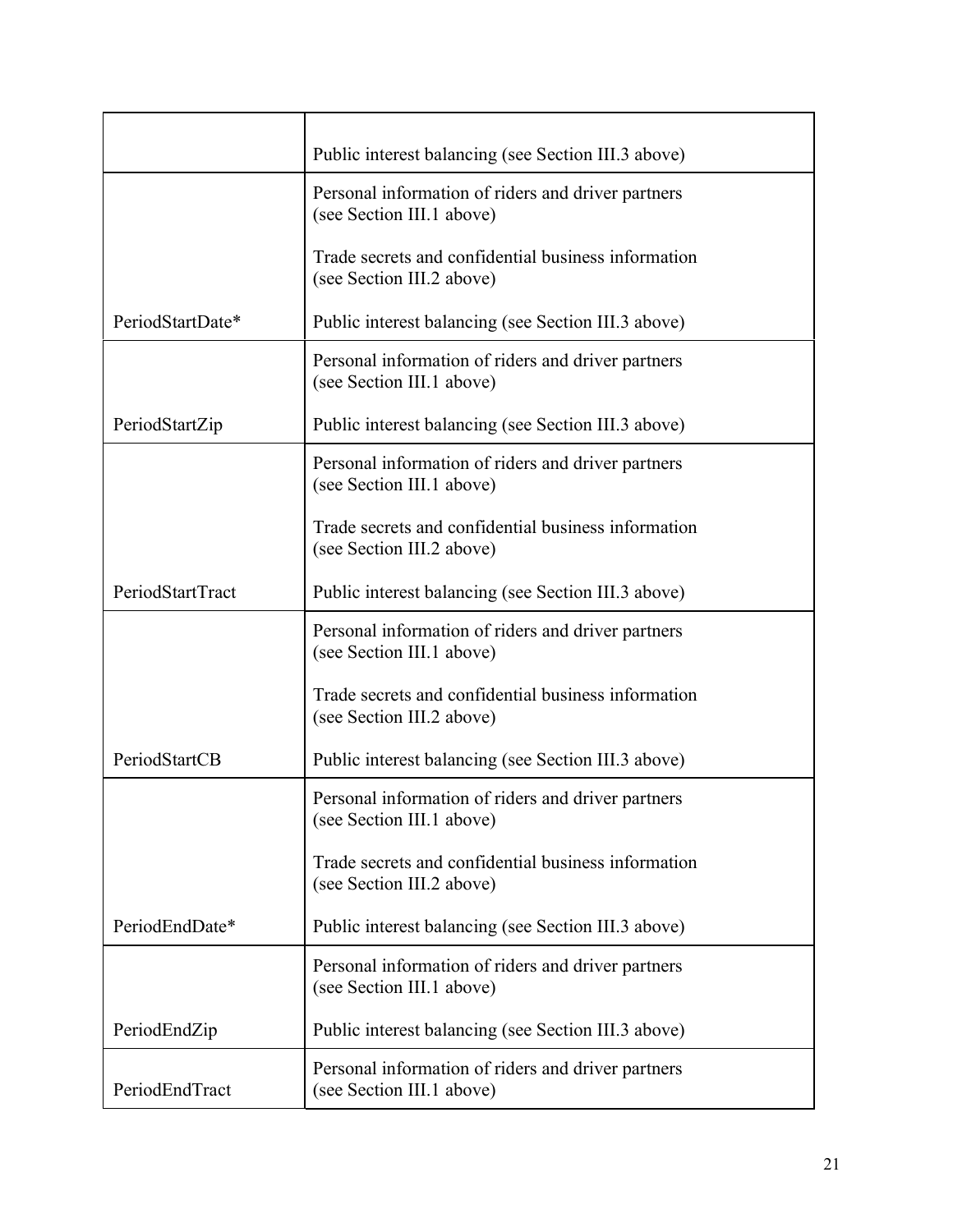| | |
|---|---|
| | Public interest balancing (see Section III.3 above) |
| PeriodStartDate* | Personal information of riders and driver partners (see Section III.1 above)<br><br>Trade secrets and confidential business information (see Section III.2 above)<br><br>Public interest balancing (see Section III.3 above) |
| PeriodStartZip | Personal information of riders and driver partners (see Section III.1 above)<br><br>Public interest balancing (see Section III.3 above) |
| PeriodStartTract | Personal information of riders and driver partners (see Section III.1 above)<br><br>Trade secrets and confidential business information (see Section III.2 above)<br><br>Public interest balancing (see Section III.3 above) |
| PeriodStartCB | Personal information of riders and driver partners (see Section III.1 above)<br><br>Trade secrets and confidential business information (see Section III.2 above)<br><br>Public interest balancing (see Section III.3 above) |
| PeriodEndDate* | Personal information of riders and driver partners (see Section III.1 above)<br><br>Trade secrets and confidential business information (see Section III.2 above)<br><br>Public interest balancing (see Section III.3 above) |
| PeriodEndZip | Personal information of riders and driver partners (see Section III.1 above)<br><br>Public interest balancing (see Section III.3 above) |
| PeriodEndTract | Personal information of riders and driver partners (see Section III.1 above) |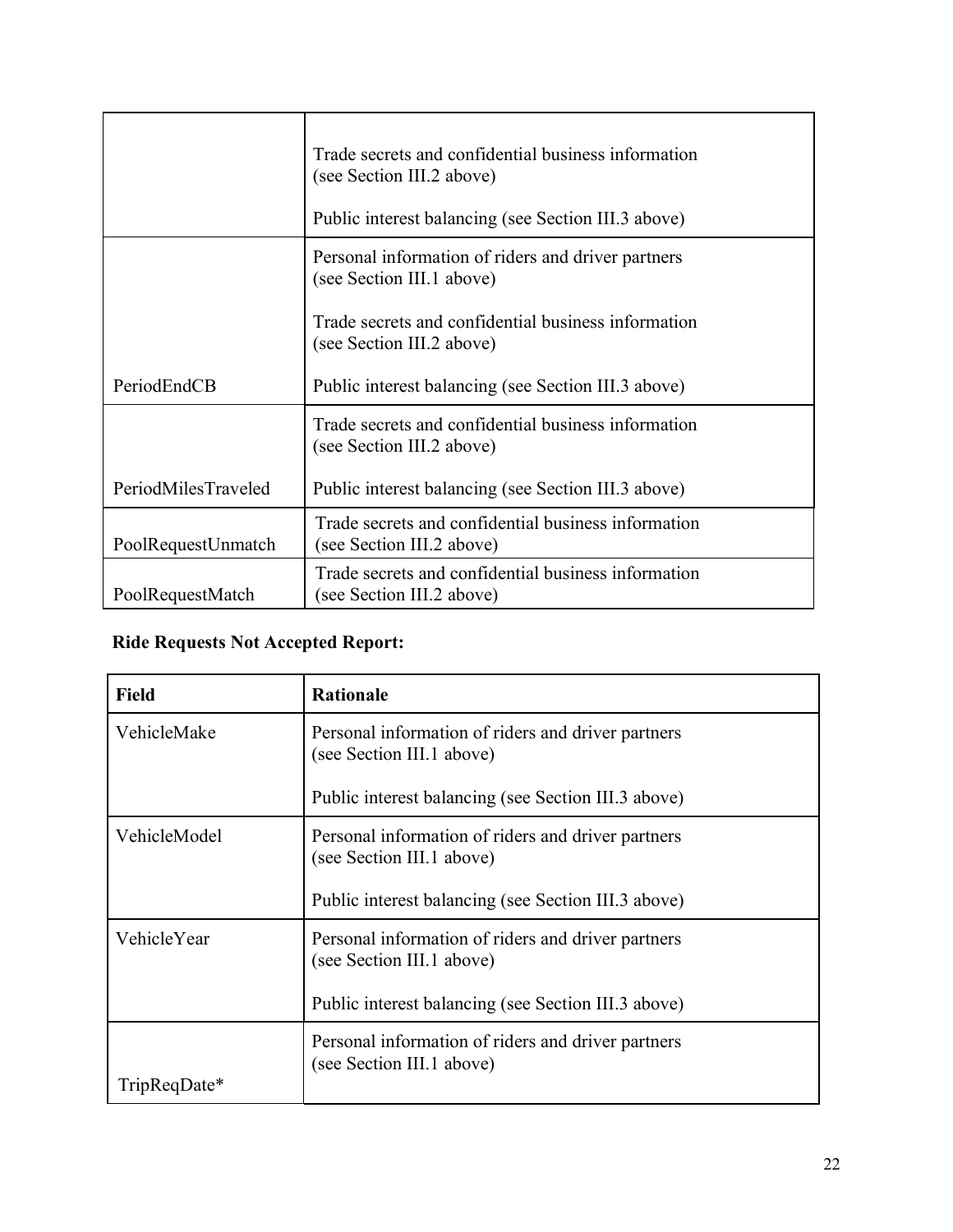| | |
|---|---|
| | Trade secrets and confidential business information (see Section III.2 above)<br><br>Public interest balancing (see Section III.3 above) |
| PeriodEndCB | Personal information of riders and driver partners (see Section III.1 above)<br><br>Trade secrets and confidential business information (see Section III.2 above)<br><br>Public interest balancing (see Section III.3 above) |
| PeriodMilesTraveled | Trade secrets and confidential business information (see Section III.2 above)<br><br>Public interest balancing (see Section III.3 above) |
| PoolRequestUnmatch | Trade secrets and confidential business information (see Section III.2 above) |
| PoolRequestMatch | Trade secrets and confidential business information (see Section III.2 above) |

**Ride Requests Not Accepted Report:**

| Field | Rationale |
|---|---|
| VehicleMake | Personal information of riders and driver partners (see Section III.1 above)<br><br>Public interest balancing (see Section III.3 above) |
| VehicleModel | Personal information of riders and driver partners (see Section III.1 above)<br><br>Public interest balancing (see Section III.3 above) |
| VehicleYear | Personal information of riders and driver partners (see Section III.1 above)<br><br>Public interest balancing (see Section III.3 above) |
| TripReqDate* | Personal information of riders and driver partners (see Section III.1 above) |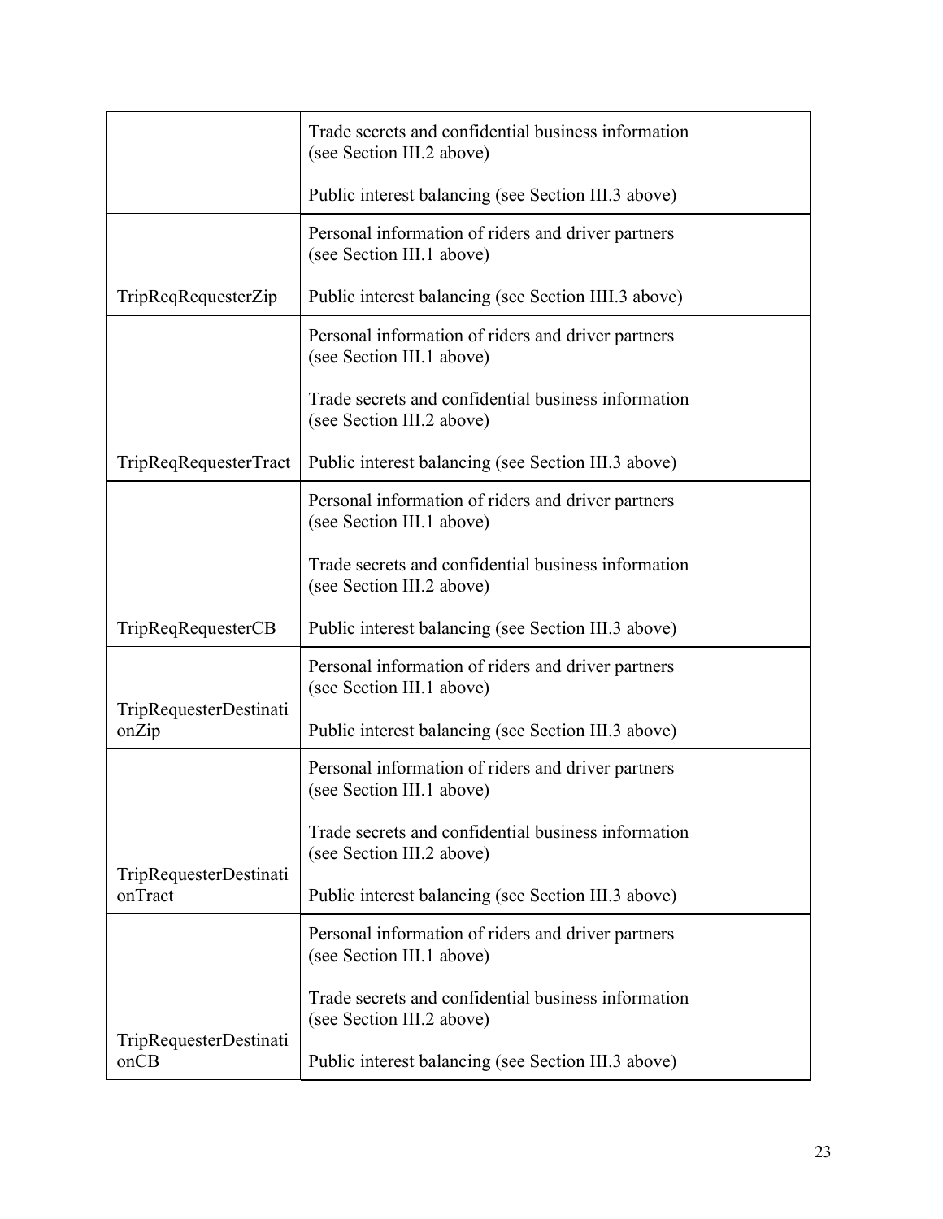| | |
|---|---|
| | Trade secrets and confidential business information (see Section III.2 above)<br><br>Public interest balancing (see Section III.3 above) |
| TripReqRequesterZip | Personal information of riders and driver partners (see Section III.1 above)<br><br>Public interest balancing (see Section IIII.3 above) |
| TripReqRequesterTract | Personal information of riders and driver partners (see Section III.1 above)<br><br>Trade secrets and confidential business information (see Section III.2 above)<br><br>Public interest balancing (see Section III.3 above) |
| TripReqRequesterCB | Personal information of riders and driver partners (see Section III.1 above)<br><br>Trade secrets and confidential business information (see Section III.2 above)<br><br>Public interest balancing (see Section III.3 above) |
| TripRequesterDestinationZip | Personal information of riders and driver partners (see Section III.1 above)<br><br>Public interest balancing (see Section III.3 above) |
| TripRequesterDestinationTract | Personal information of riders and driver partners (see Section III.1 above)<br><br>Trade secrets and confidential business information (see Section III.2 above)<br><br>Public interest balancing (see Section III.3 above) |
| TripRequesterDestinationCB | Personal information of riders and driver partners (see Section III.1 above)<br><br>Trade secrets and confidential business information (see Section III.2 above)<br><br>Public interest balancing (see Section III.3 above) |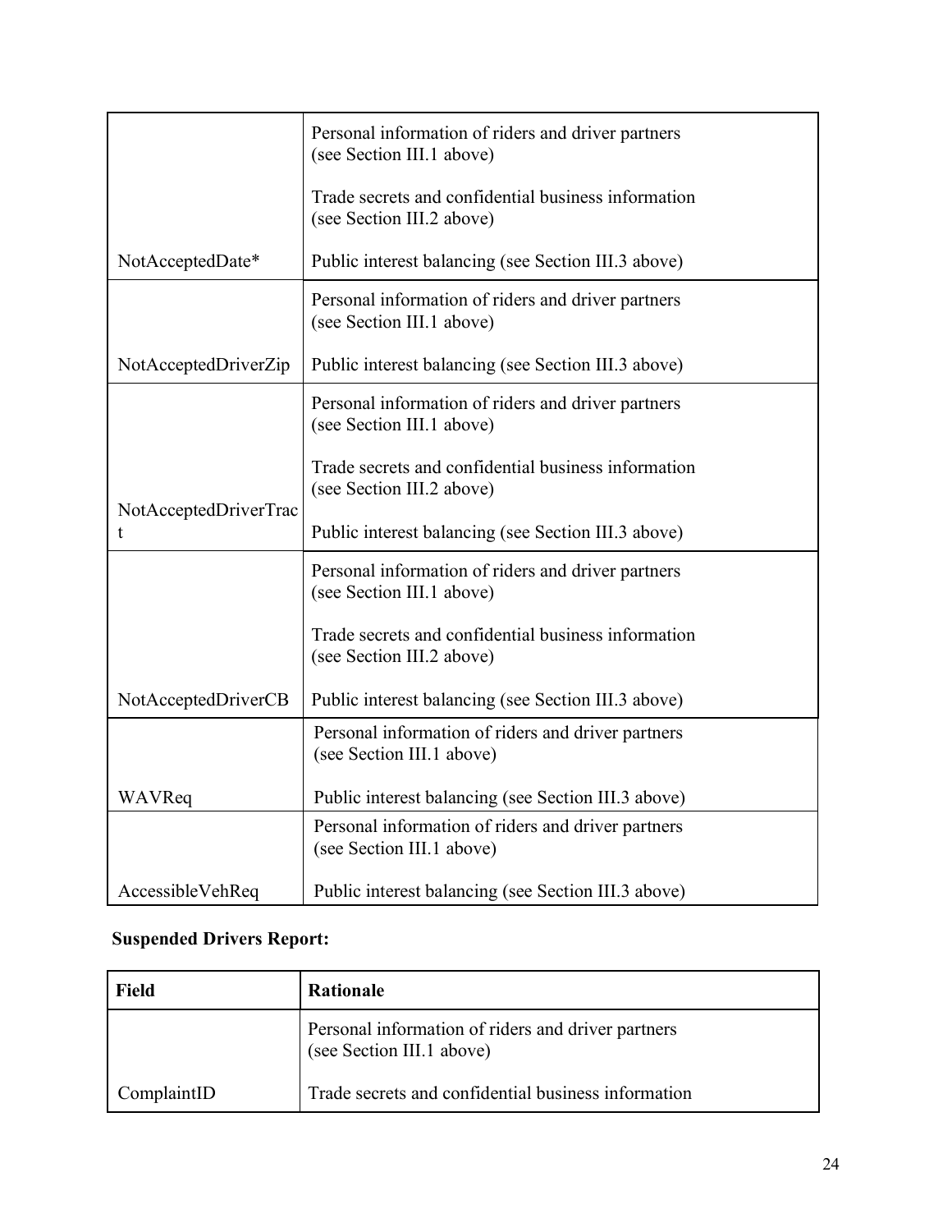| | |
|---|---|
| NotAcceptedDate* | Personal information of riders and driver partners (see Section III.1 above)<br><br>Trade secrets and confidential business information (see Section III.2 above)<br><br>Public interest balancing (see Section III.3 above) |
| NotAcceptedDriverZip | Personal information of riders and driver partners (see Section III.1 above)<br><br>Public interest balancing (see Section III.3 above) |
| NotAcceptedDriverTract | Personal information of riders and driver partners (see Section III.1 above)<br><br>Trade secrets and confidential business information (see Section III.2 above)<br><br>Public interest balancing (see Section III.3 above) |
| NotAcceptedDriverCB | Personal information of riders and driver partners (see Section III.1 above)<br><br>Trade secrets and confidential business information (see Section III.2 above)<br><br>Public interest balancing (see Section III.3 above) |
| WAVReq | Personal information of riders and driver partners (see Section III.1 above)<br><br>Public interest balancing (see Section III.3 above) |
| AccessibleVehReq | Personal information of riders and driver partners (see Section III.1 above)<br><br>Public interest balancing (see Section III.3 above) |

**Suspended Drivers Report:**

| Field | Rationale |
|---|---|
| ComplaintID | Personal information of riders and driver partners (see Section III.1 above)<br><br>Trade secrets and confidential business information |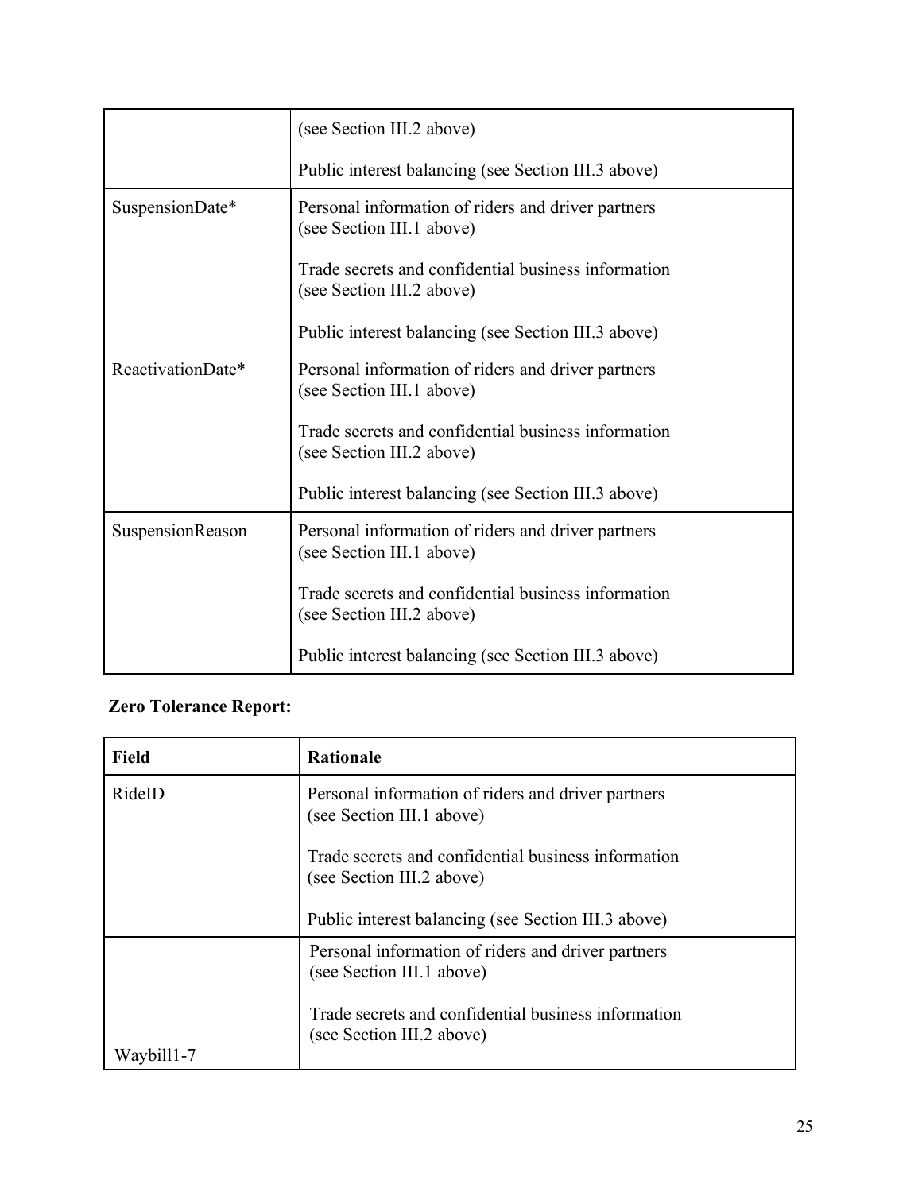| | |
|---|---|
| | (see Section III.2 above)<br><br>Public interest balancing (see Section III.3 above) |
| SuspensionDate* | Personal information of riders and driver partners (see Section III.1 above)<br><br>Trade secrets and confidential business information (see Section III.2 above)<br><br>Public interest balancing (see Section III.3 above) |
| ReactivationDate* | Personal information of riders and driver partners (see Section III.1 above)<br><br>Trade secrets and confidential business information (see Section III.2 above)<br><br>Public interest balancing (see Section III.3 above) |
| SuspensionReason | Personal information of riders and driver partners (see Section III.1 above)<br><br>Trade secrets and confidential business information (see Section III.2 above)<br><br>Public interest balancing (see Section III.3 above) |

**Zero Tolerance Report:**

| Field | Rationale |
|---|---|
| RideID | Personal information of riders and driver partners (see Section III.1 above)<br><br>Trade secrets and confidential business information (see Section III.2 above)<br><br>Public interest balancing (see Section III.3 above) |
| Waybill1-7 | Personal information of riders and driver partners (see Section III.1 above)<br><br>Trade secrets and confidential business information (see Section III.2 above) |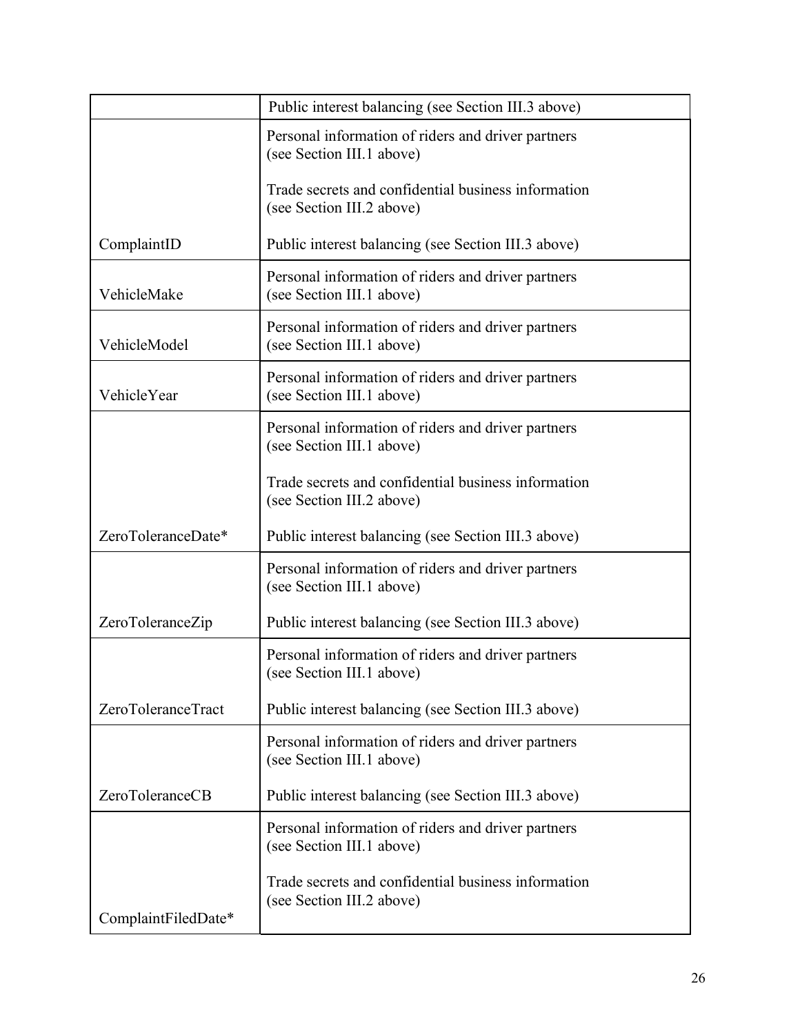| | |
|---|---|
| | Public interest balancing (see Section III.3 above) |
| ComplaintID | Personal information of riders and driver partners (see Section III.1 above)<br><br>Trade secrets and confidential business information (see Section III.2 above)<br><br>Public interest balancing (see Section III.3 above) |
| VehicleMake | Personal information of riders and driver partners (see Section III.1 above) |
| VehicleModel | Personal information of riders and driver partners (see Section III.1 above) |
| VehicleYear | Personal information of riders and driver partners (see Section III.1 above) |
| ZeroToleranceDate* | Personal information of riders and driver partners (see Section III.1 above)<br><br>Trade secrets and confidential business information (see Section III.2 above)<br><br>Public interest balancing (see Section III.3 above) |
| ZeroToleranceZip | Personal information of riders and driver partners (see Section III.1 above)<br><br>Public interest balancing (see Section III.3 above) |
| ZeroToleranceTract | Personal information of riders and driver partners (see Section III.1 above)<br><br>Public interest balancing (see Section III.3 above) |
| ZeroToleranceCB | Personal information of riders and driver partners (see Section III.1 above)<br><br>Public interest balancing (see Section III.3 above) |
| ComplaintFiledDate* | Personal information of riders and driver partners (see Section III.1 above)<br><br>Trade secrets and confidential business information (see Section III.2 above) |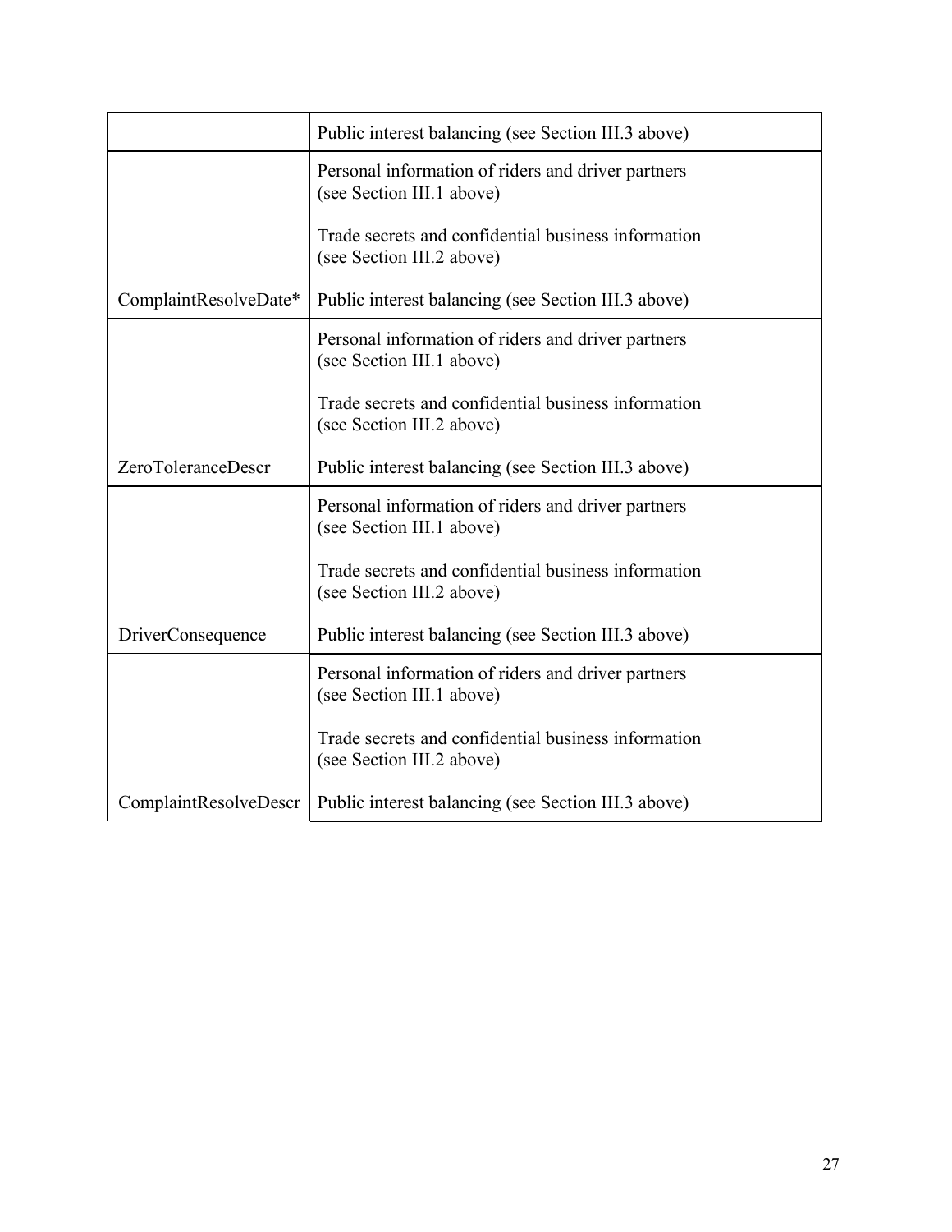| | |
|---|---|
| | Public interest balancing (see Section III.3 above) |
| ComplaintResolveDate* | Personal information of riders and driver partners (see Section III.1 above)<br><br>Trade secrets and confidential business information (see Section III.2 above)<br><br>Public interest balancing (see Section III.3 above) |
| ZeroToleranceDescr | Personal information of riders and driver partners (see Section III.1 above)<br><br>Trade secrets and confidential business information (see Section III.2 above)<br><br>Public interest balancing (see Section III.3 above) |
| DriverConsequence | Personal information of riders and driver partners (see Section III.1 above)<br><br>Trade secrets and confidential business information (see Section III.2 above)<br><br>Public interest balancing (see Section III.3 above) |
| ComplaintResolveDescr | Personal information of riders and driver partners (see Section III.1 above)<br><br>Trade secrets and confidential business information (see Section III.2 above)<br><br>Public interest balancing (see Section III.3 above) |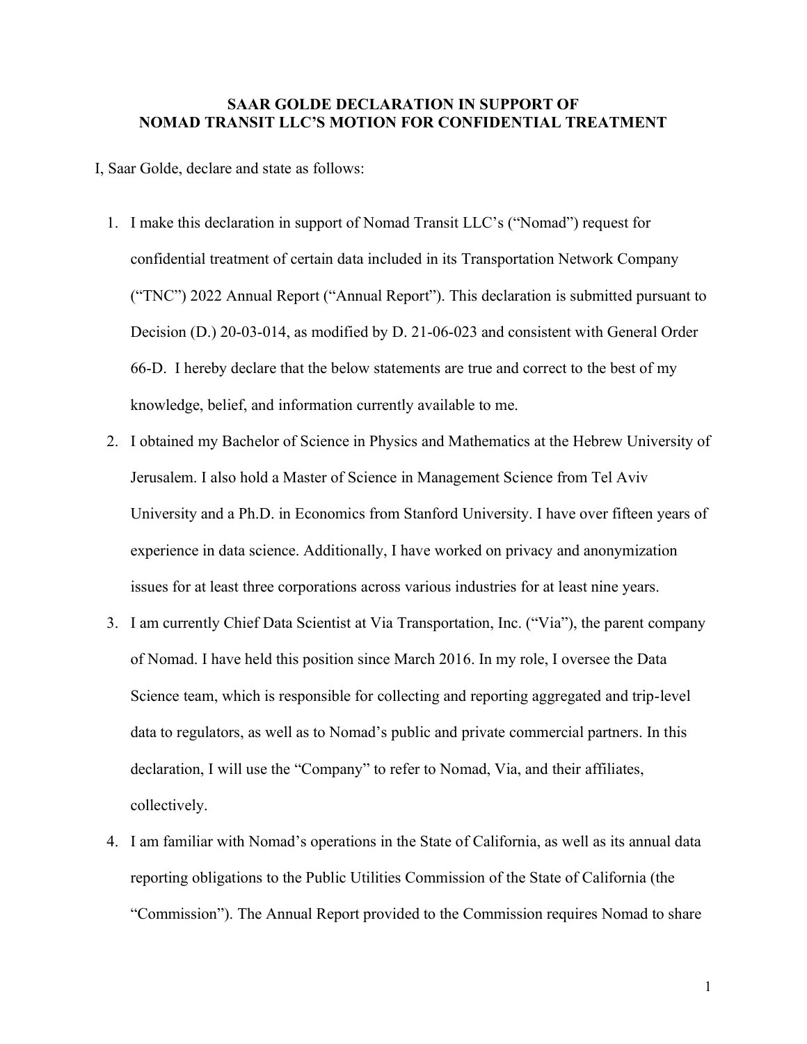**SAAR GOLDE DECLARATION IN SUPPORT OF**
**NOMAD TRANSIT LLC'S MOTION FOR CONFIDENTIAL TREATMENT**

I, Saar Golde, declare and state as follows:

1. I make this declaration in support of Nomad Transit LLC's ("Nomad") request for confidential treatment of certain data included in its Transportation Network Company ("TNC") 2022 Annual Report ("Annual Report"). This declaration is submitted pursuant to Decision (D.) 20-03-014, as modified by D. 21-06-023 and consistent with General Order 66-D. I hereby declare that the below statements are true and correct to the best of my knowledge, belief, and information currently available to me.
2. I obtained my Bachelor of Science in Physics and Mathematics at the Hebrew University of Jerusalem. I also hold a Master of Science in Management Science from Tel Aviv University and a Ph.D. in Economics from Stanford University. I have over fifteen years of experience in data science. Additionally, I have worked on privacy and anonymization issues for at least three corporations across various industries for at least nine years.
3. I am currently Chief Data Scientist at Via Transportation, Inc. ("Via"), the parent company of Nomad. I have held this position since March 2016. In my role, I oversee the Data Science team, which is responsible for collecting and reporting aggregated and trip-level data to regulators, as well as to Nomad's public and private commercial partners. In this declaration, I will use the "Company" to refer to Nomad, Via, and their affiliates, collectively.
4. I am familiar with Nomad's operations in the State of California, as well as its annual data reporting obligations to the Public Utilities Commission of the State of California (the "Commission"). The Annual Report provided to the Commission requires Nomad to share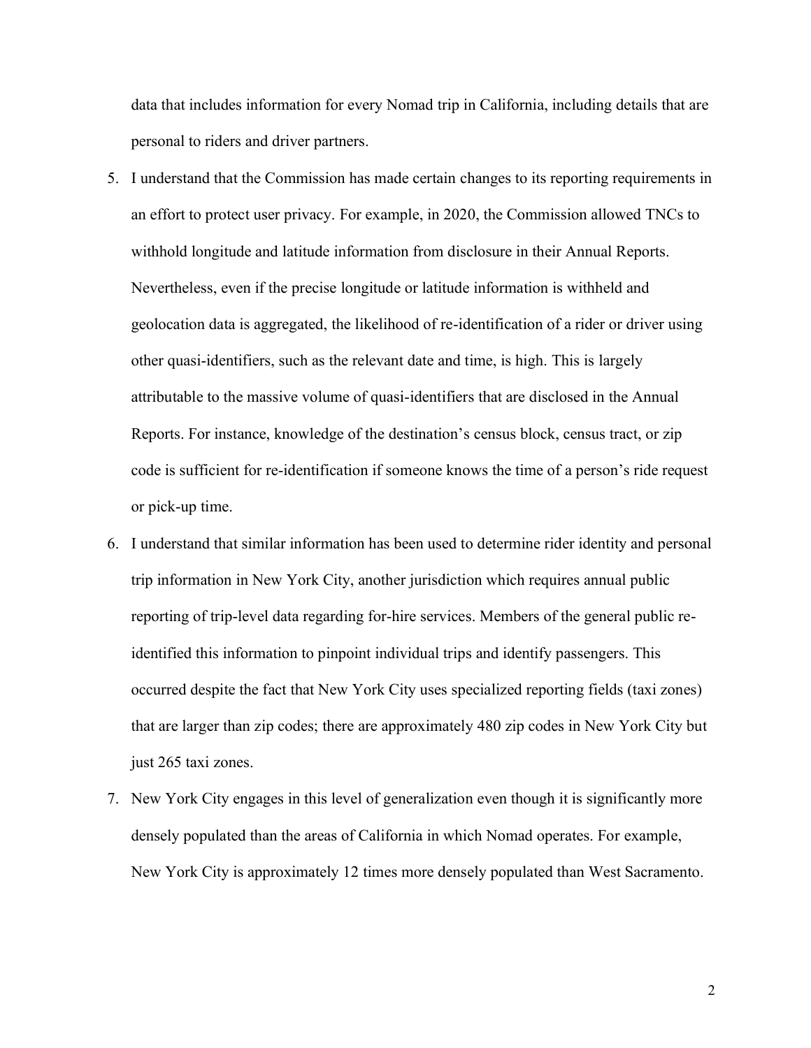data that includes information for every Nomad trip in California, including details that are personal to riders and driver partners.

5. I understand that the Commission has made certain changes to its reporting requirements in an effort to protect user privacy. For example, in 2020, the Commission allowed TNCs to withhold longitude and latitude information from disclosure in their Annual Reports. Nevertheless, even if the precise longitude or latitude information is withheld and geolocation data is aggregated, the likelihood of re-identification of a rider or driver using other quasi-identifiers, such as the relevant date and time, is high. This is largely attributable to the massive volume of quasi-identifiers that are disclosed in the Annual Reports. For instance, knowledge of the destination's census block, census tract, or zip code is sufficient for re-identification if someone knows the time of a person's ride request or pick-up time.
6. I understand that similar information has been used to determine rider identity and personal trip information in New York City, another jurisdiction which requires annual public reporting of trip-level data regarding for-hire services. Members of the general public re-identified this information to pinpoint individual trips and identify passengers. This occurred despite the fact that New York City uses specialized reporting fields (taxi zones) that are larger than zip codes; there are approximately 480 zip codes in New York City but just 265 taxi zones.
7. New York City engages in this level of generalization even though it is significantly more densely populated than the areas of California in which Nomad operates. For example, New York City is approximately 12 times more densely populated than West Sacramento.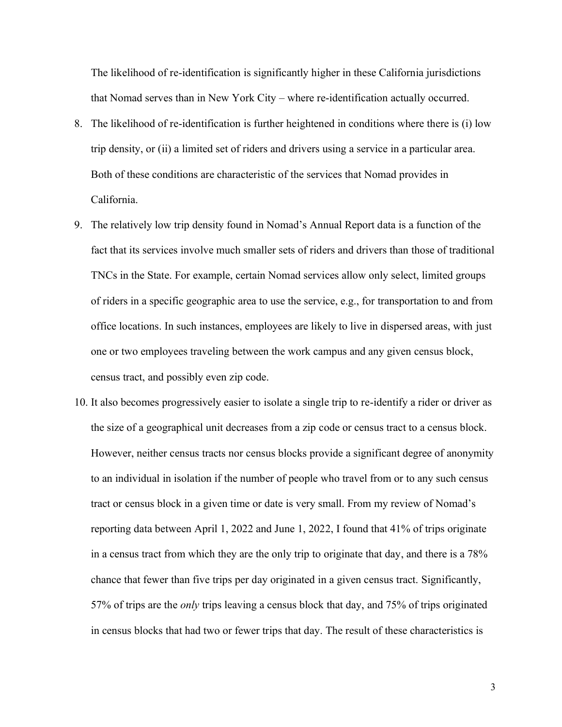The likelihood of re-identification is significantly higher in these California jurisdictions that Nomad serves than in New York City – where re-identification actually occurred.

8. The likelihood of re-identification is further heightened in conditions where there is (i) low trip density, or (ii) a limited set of riders and drivers using a service in a particular area. Both of these conditions are characteristic of the services that Nomad provides in California.

9. The relatively low trip density found in Nomad's Annual Report data is a function of the fact that its services involve much smaller sets of riders and drivers than those of traditional TNCs in the State. For example, certain Nomad services allow only select, limited groups of riders in a specific geographic area to use the service, e.g., for transportation to and from office locations. In such instances, employees are likely to live in dispersed areas, with just one or two employees traveling between the work campus and any given census block, census tract, and possibly even zip code.

10. It also becomes progressively easier to isolate a single trip to re-identify a rider or driver as the size of a geographical unit decreases from a zip code or census tract to a census block. However, neither census tracts nor census blocks provide a significant degree of anonymity to an individual in isolation if the number of people who travel from or to any such census tract or census block in a given time or date is very small. From my review of Nomad's reporting data between April 1, 2022 and June 1, 2022, I found that 41% of trips originate in a census tract from which they are the only trip to originate that day, and there is a 78% chance that fewer than five trips per day originated in a given census tract. Significantly, 57% of trips are the *only* trips leaving a census block that day, and 75% of trips originated in census blocks that had two or fewer trips that day. The result of these characteristics is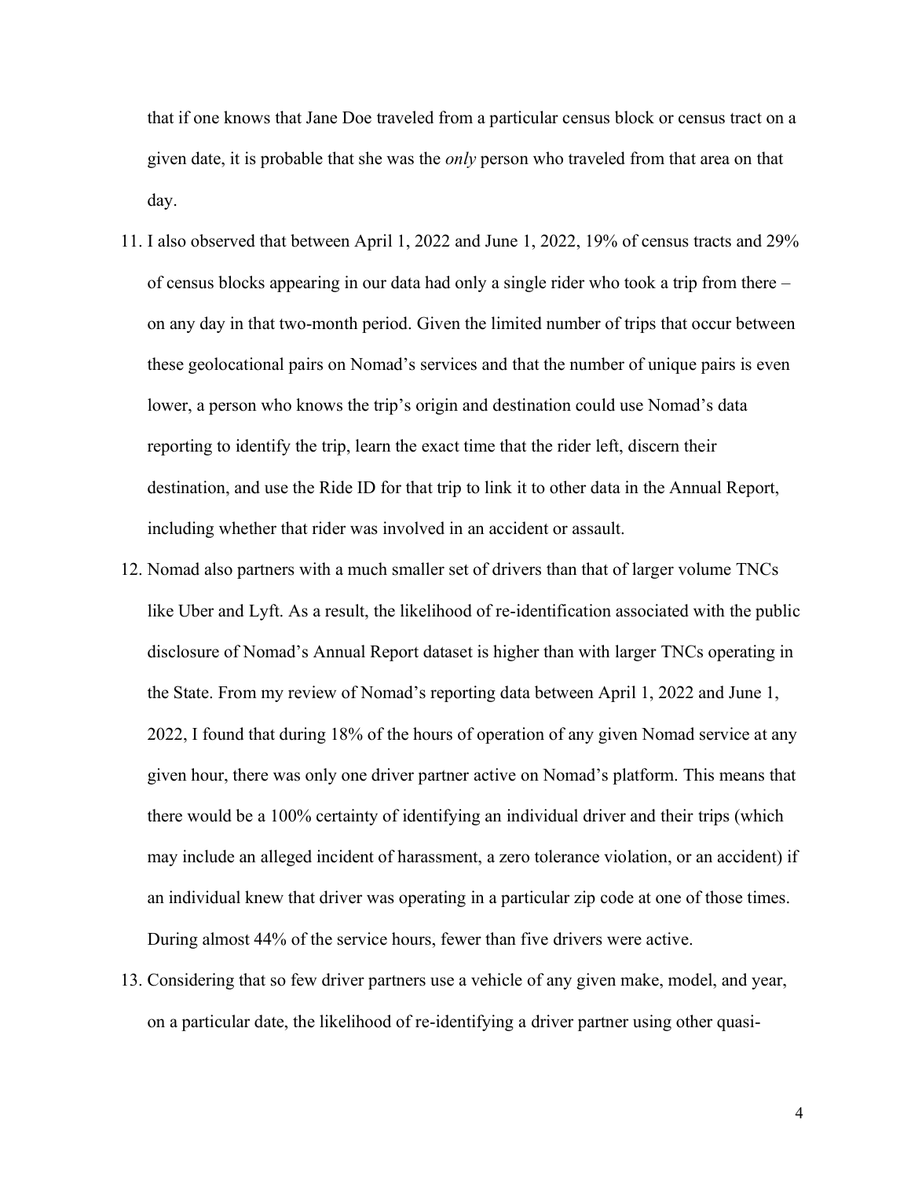that if one knows that Jane Doe traveled from a particular census block or census tract on a given date, it is probable that she was the *only* person who traveled from that area on that day.

11. I also observed that between April 1, 2022 and June 1, 2022, 19% of census tracts and 29% of census blocks appearing in our data had only a single rider who took a trip from there – on any day in that two-month period. Given the limited number of trips that occur between these geolocational pairs on Nomad's services and that the number of unique pairs is even lower, a person who knows the trip's origin and destination could use Nomad's data reporting to identify the trip, learn the exact time that the rider left, discern their destination, and use the Ride ID for that trip to link it to other data in the Annual Report, including whether that rider was involved in an accident or assault.

12. Nomad also partners with a much smaller set of drivers than that of larger volume TNCs like Uber and Lyft. As a result, the likelihood of re-identification associated with the public disclosure of Nomad's Annual Report dataset is higher than with larger TNCs operating in the State. From my review of Nomad's reporting data between April 1, 2022 and June 1, 2022, I found that during 18% of the hours of operation of any given Nomad service at any given hour, there was only one driver partner active on Nomad's platform. This means that there would be a 100% certainty of identifying an individual driver and their trips (which may include an alleged incident of harassment, a zero tolerance violation, or an accident) if an individual knew that driver was operating in a particular zip code at one of those times. During almost 44% of the service hours, fewer than five drivers were active.

13. Considering that so few driver partners use a vehicle of any given make, model, and year, on a particular date, the likelihood of re-identifying a driver partner using other quasi-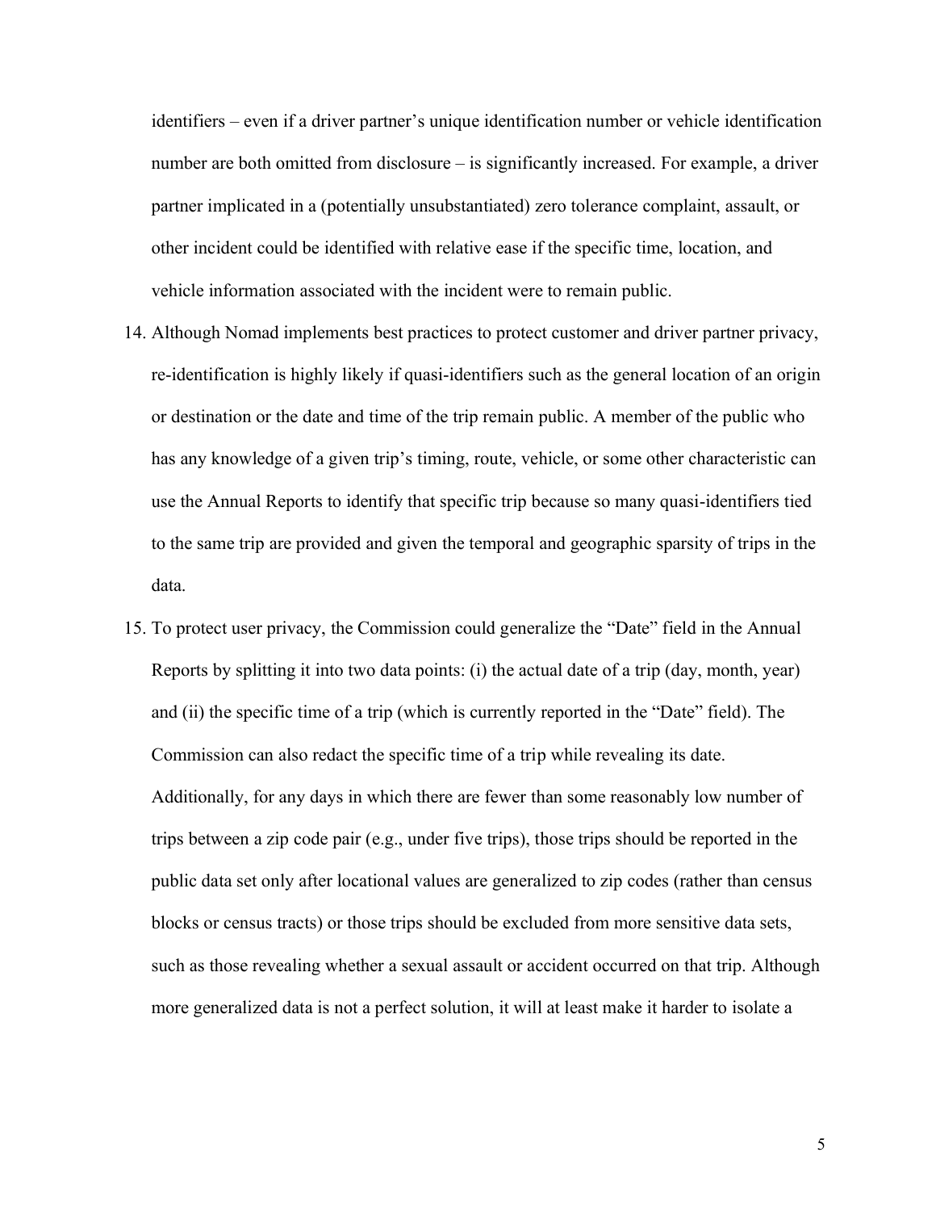identifiers – even if a driver partner's unique identification number or vehicle identification number are both omitted from disclosure – is significantly increased. For example, a driver partner implicated in a (potentially unsubstantiated) zero tolerance complaint, assault, or other incident could be identified with relative ease if the specific time, location, and vehicle information associated with the incident were to remain public.

14. Although Nomad implements best practices to protect customer and driver partner privacy, re-identification is highly likely if quasi-identifiers such as the general location of an origin or destination or the date and time of the trip remain public. A member of the public who has any knowledge of a given trip's timing, route, vehicle, or some other characteristic can use the Annual Reports to identify that specific trip because so many quasi-identifiers tied to the same trip are provided and given the temporal and geographic sparsity of trips in the data.

15. To protect user privacy, the Commission could generalize the "Date" field in the Annual Reports by splitting it into two data points: (i) the actual date of a trip (day, month, year) and (ii) the specific time of a trip (which is currently reported in the "Date" field). The Commission can also redact the specific time of a trip while revealing its date. Additionally, for any days in which there are fewer than some reasonably low number of trips between a zip code pair (e.g., under five trips), those trips should be reported in the public data set only after locational values are generalized to zip codes (rather than census blocks or census tracts) or those trips should be excluded from more sensitive data sets, such as those revealing whether a sexual assault or accident occurred on that trip. Although more generalized data is not a perfect solution, it will at least make it harder to isolate a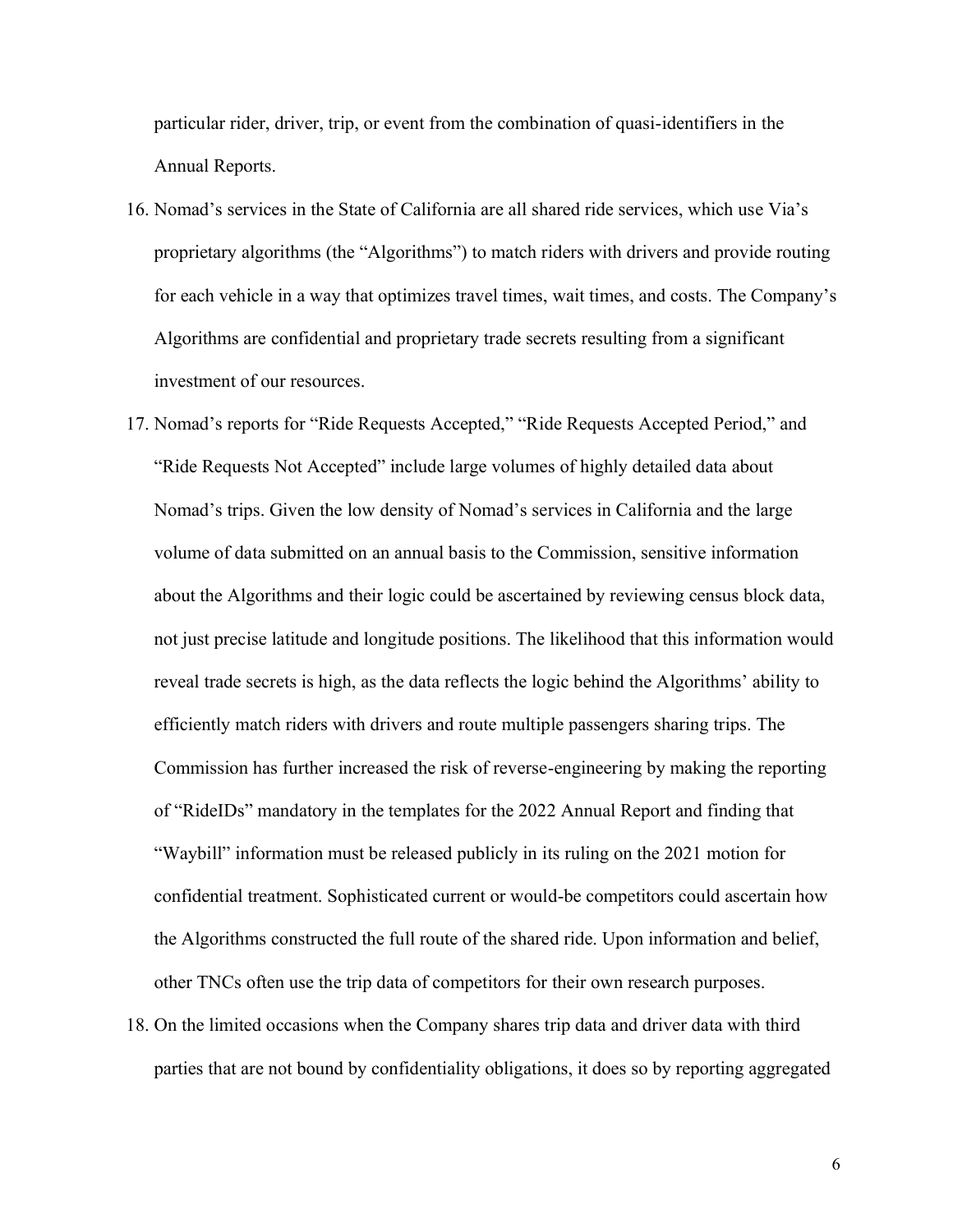particular rider, driver, trip, or event from the combination of quasi-identifiers in the Annual Reports.

16. Nomad's services in the State of California are all shared ride services, which use Via's proprietary algorithms (the "Algorithms") to match riders with drivers and provide routing for each vehicle in a way that optimizes travel times, wait times, and costs. The Company's Algorithms are confidential and proprietary trade secrets resulting from a significant investment of our resources.

17. Nomad's reports for "Ride Requests Accepted," "Ride Requests Accepted Period," and "Ride Requests Not Accepted" include large volumes of highly detailed data about Nomad's trips. Given the low density of Nomad's services in California and the large volume of data submitted on an annual basis to the Commission, sensitive information about the Algorithms and their logic could be ascertained by reviewing census block data, not just precise latitude and longitude positions. The likelihood that this information would reveal trade secrets is high, as the data reflects the logic behind the Algorithms' ability to efficiently match riders with drivers and route multiple passengers sharing trips. The Commission has further increased the risk of reverse-engineering by making the reporting of "RideIDs" mandatory in the templates for the 2022 Annual Report and finding that "Waybill" information must be released publicly in its ruling on the 2021 motion for confidential treatment. Sophisticated current or would-be competitors could ascertain how the Algorithms constructed the full route of the shared ride. Upon information and belief, other TNCs often use the trip data of competitors for their own research purposes.

18. On the limited occasions when the Company shares trip data and driver data with third parties that are not bound by confidentiality obligations, it does so by reporting aggregated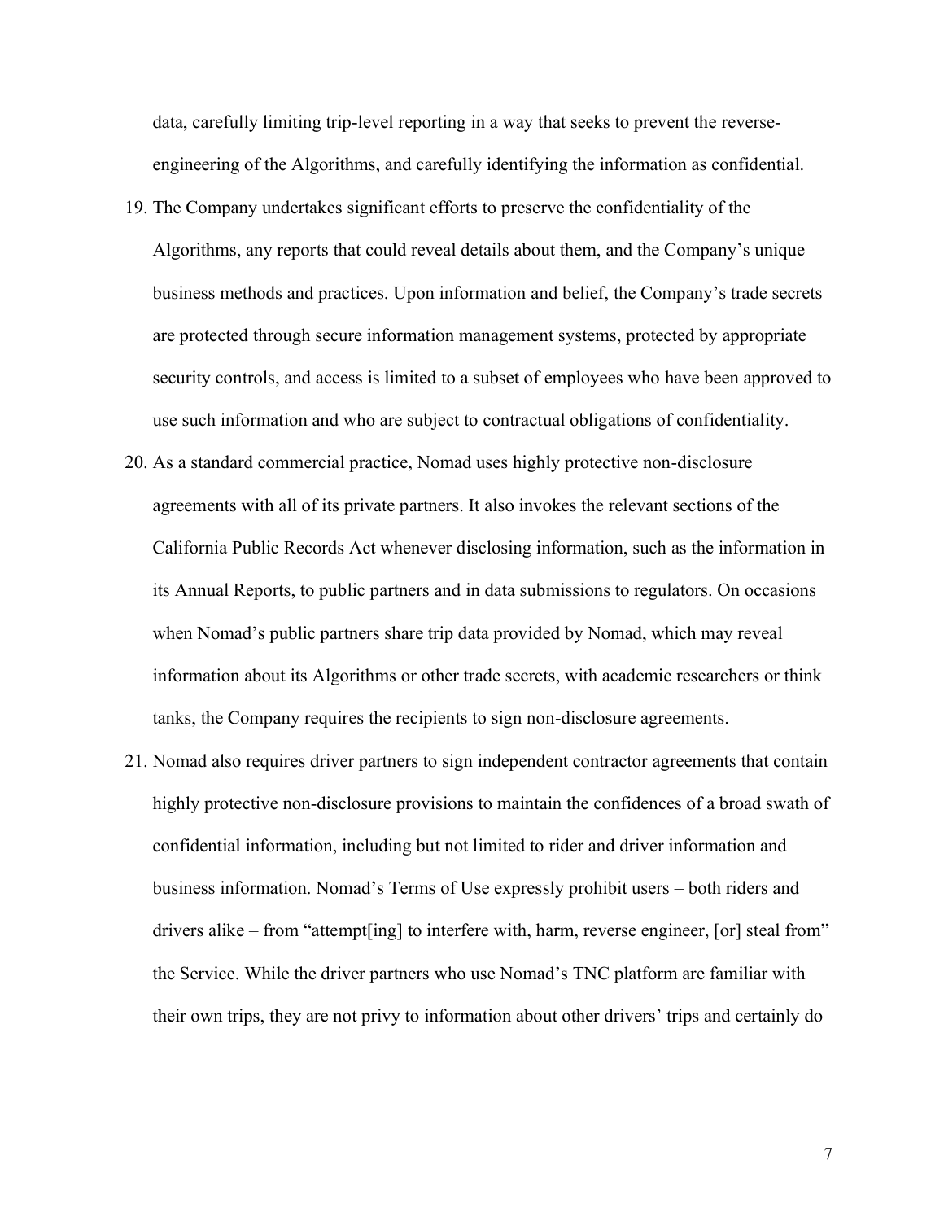data, carefully limiting trip-level reporting in a way that seeks to prevent the reverse-engineering of the Algorithms, and carefully identifying the information as confidential.

19. The Company undertakes significant efforts to preserve the confidentiality of the Algorithms, any reports that could reveal details about them, and the Company's unique business methods and practices. Upon information and belief, the Company's trade secrets are protected through secure information management systems, protected by appropriate security controls, and access is limited to a subset of employees who have been approved to use such information and who are subject to contractual obligations of confidentiality.

20. As a standard commercial practice, Nomad uses highly protective non-disclosure agreements with all of its private partners. It also invokes the relevant sections of the California Public Records Act whenever disclosing information, such as the information in its Annual Reports, to public partners and in data submissions to regulators. On occasions when Nomad's public partners share trip data provided by Nomad, which may reveal information about its Algorithms or other trade secrets, with academic researchers or think tanks, the Company requires the recipients to sign non-disclosure agreements.

21. Nomad also requires driver partners to sign independent contractor agreements that contain highly protective non-disclosure provisions to maintain the confidences of a broad swath of confidential information, including but not limited to rider and driver information and business information. Nomad's Terms of Use expressly prohibit users – both riders and drivers alike – from "attempt[ing] to interfere with, harm, reverse engineer, [or] steal from" the Service. While the driver partners who use Nomad's TNC platform are familiar with their own trips, they are not privy to information about other drivers' trips and certainly do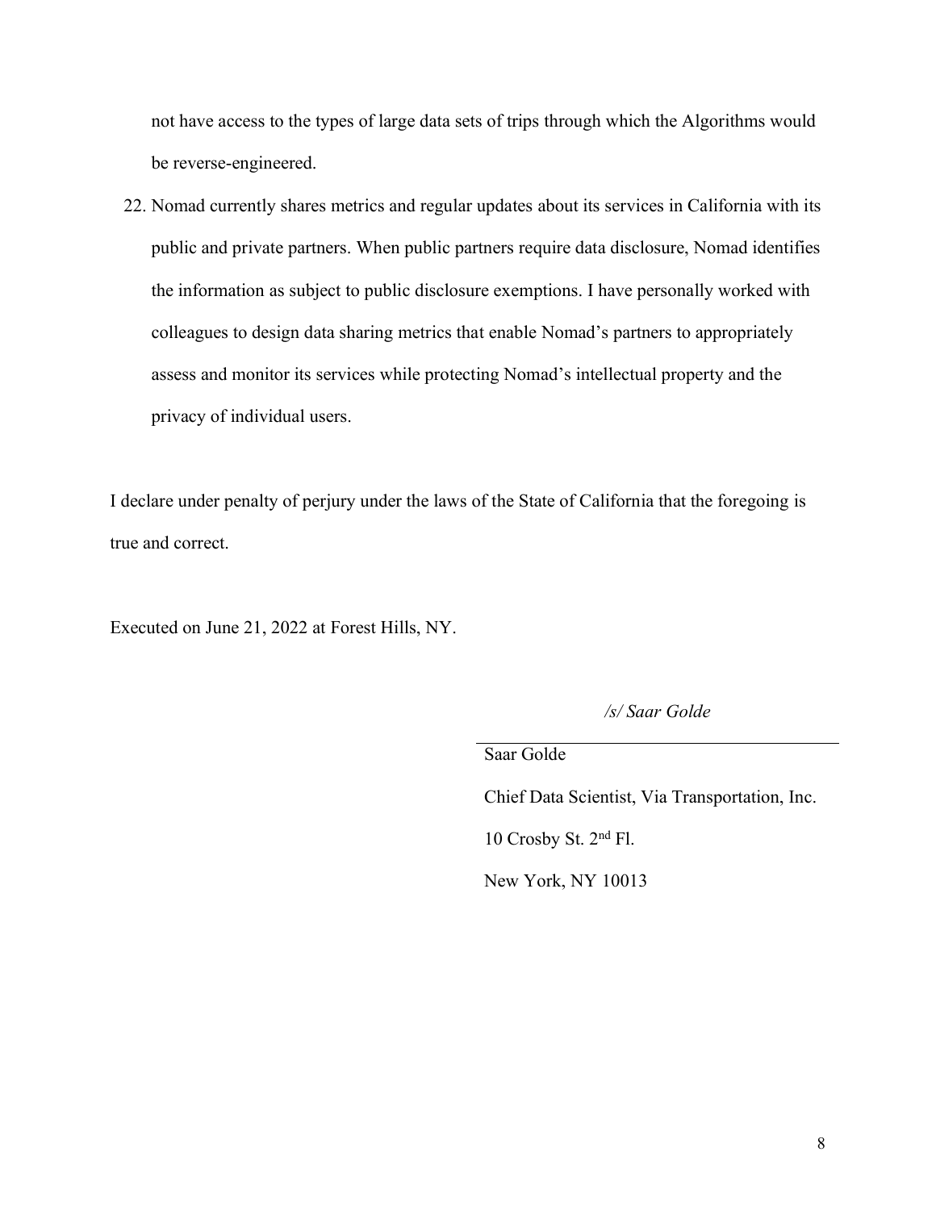not have access to the types of large data sets of trips through which the Algorithms would be reverse-engineered.

22. Nomad currently shares metrics and regular updates about its services in California with its public and private partners. When public partners require data disclosure, Nomad identifies the information as subject to public disclosure exemptions. I have personally worked with colleagues to design data sharing metrics that enable Nomad's partners to appropriately assess and monitor its services while protecting Nomad's intellectual property and the privacy of individual users.

I declare under penalty of perjury under the laws of the State of California that the foregoing is true and correct.

Executed on June 21, 2022 at Forest Hills, NY.

*/s/ Saar Golde*

Saar Golde

Chief Data Scientist, Via Transportation, Inc.

10 Crosby St. 2nd Fl.

New York, NY 10013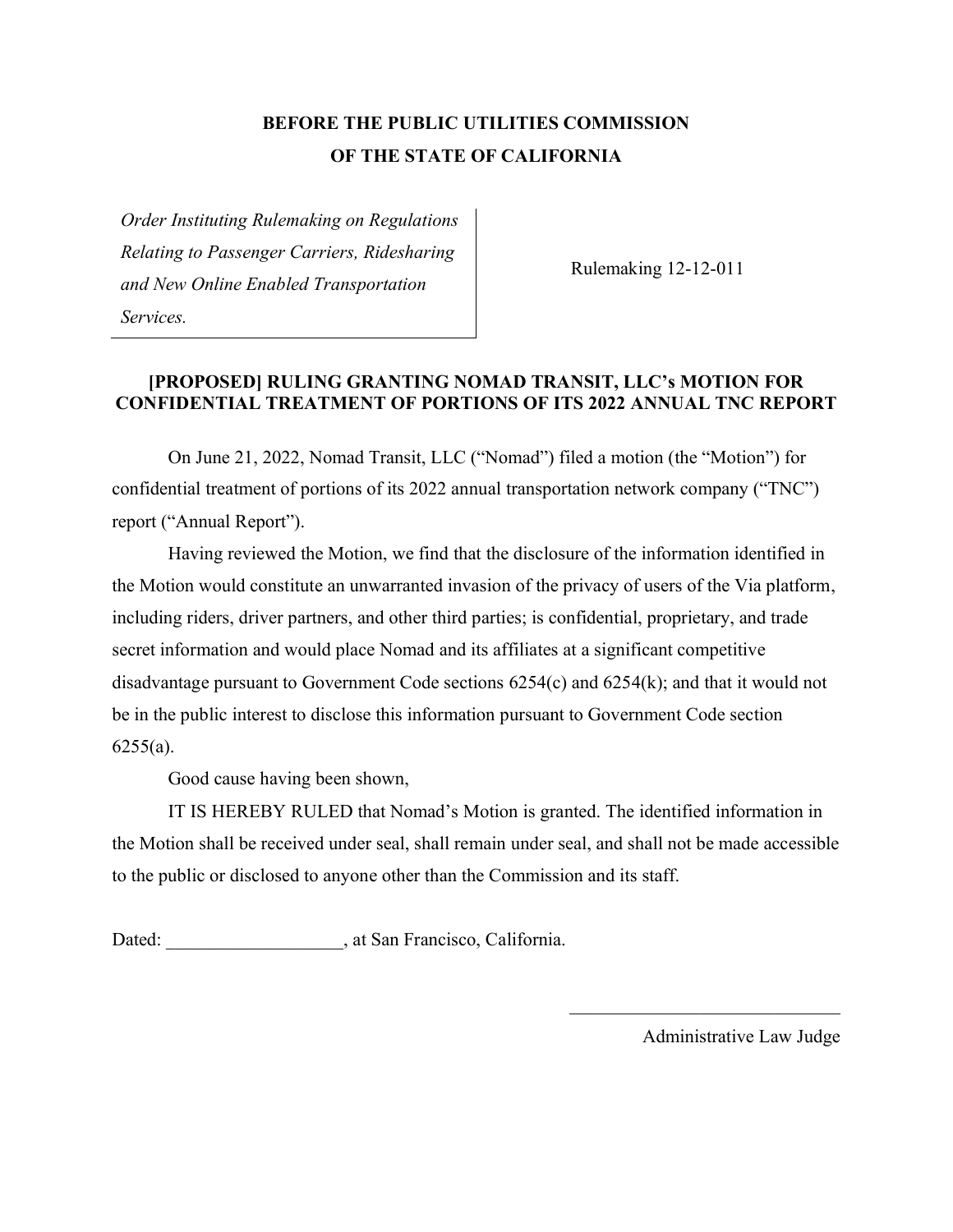**BEFORE THE PUBLIC UTILITIES COMMISSION**
**OF THE STATE OF CALIFORNIA**

| | |
|---|---|
| *Order Instituting Rulemaking on Regulations Relating to Passenger Carriers, Ridesharing and New Online Enabled Transportation Services.* | Rulemaking 12-12-011 |

**[PROPOSED] RULING GRANTING NOMAD TRANSIT, LLC's MOTION FOR CONFIDENTIAL TREATMENT OF PORTIONS OF ITS 2022 ANNUAL TNC REPORT**

On June 21, 2022, Nomad Transit, LLC ("Nomad") filed a motion (the "Motion") for confidential treatment of portions of its 2022 annual transportation network company ("TNC") report ("Annual Report").

Having reviewed the Motion, we find that the disclosure of the information identified in the Motion would constitute an unwarranted invasion of the privacy of users of the Via platform, including riders, driver partners, and other third parties; is confidential, proprietary, and trade secret information and would place Nomad and its affiliates at a significant competitive disadvantage pursuant to Government Code sections 6254(c) and 6254(k); and that it would not be in the public interest to disclose this information pursuant to Government Code section 6255(a).

Good cause having been shown,

IT IS HEREBY RULED that Nomad's Motion is granted. The identified information in the Motion shall be received under seal, shall remain under seal, and shall not be made accessible to the public or disclosed to anyone other than the Commission and its staff.

Dated: ___________________, at San Francisco, California.

______________________________
Administrative Law Judge